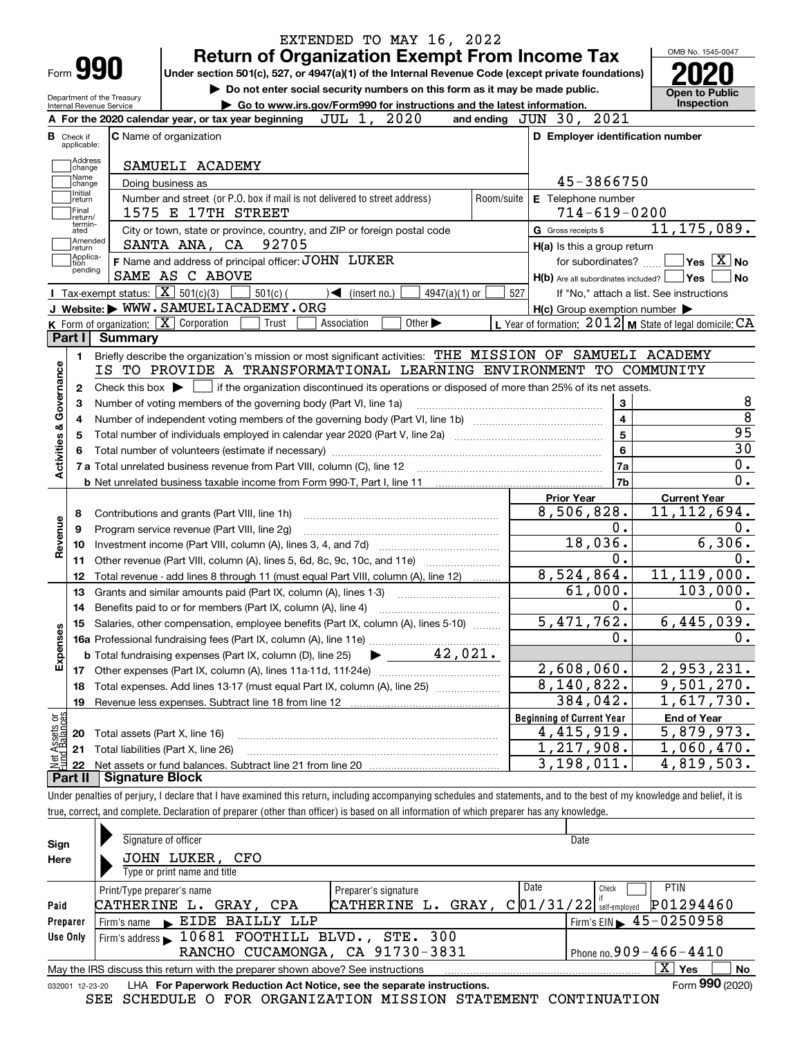EXTENDED TO MAY 16, 2022

# Form 990 — Return of Organization Exempt From Income Tax

**Under section 501(c), 527, or 4947(a)(1) of the Internal Revenue Code (except private foundations)**

▶ Do not enter social security numbers on this form as it may be made public.

▶ Go to www.irs.gov/Form990 for instructions and the latest information.

Department of the Treasury
Internal Revenue Service

OMB No. 1545-0047

**2020**

**Open to Public Inspection**

**A** For the 2020 calendar year, or tax year beginning JUL 1, 2020 and ending JUN 30, 2021

**B** Check if applicable: Address change, Name change, Initial return, Final return/terminated, Amended return, Application pending

**C** Name of organization: SAMUELI ACADEMY

Doing business as

Number and street (or P.O. box if mail is not delivered to street address): 1575 E 17TH STREET — Room/suite

City or town, state or province, country, and ZIP or foreign postal code: SANTA ANA, CA 92705

**D** Employer identification number: 45-3866750

**E** Telephone number: 714-619-0200

**G** Gross receipts $ 11,175,089.

**F** Name and address of principal officer: JOHN LUKER
SAME AS C ABOVE

**H(a)** Is this a group return for subordinates? ☐ Yes ☒ No

**H(b)** Are all subordinates included? ☐ Yes ☐ No
If "No," attach a list. See instructions

**H(c)** Group exemption number ▶

**I** Tax-exempt status: ☒ 501(c)(3) ☐ 501(c) ( ) ◀ (insert no.) ☐ 4947(a)(1) or ☐ 527

**J** Website: ▶ WWW.SAMUELIACADEMY.ORG

**K** Form of organization: ☒ Corporation ☐ Trust ☐ Association ☐ Other ▶

**L** Year of formation: 2012 **M** State of legal domicile: CA

## Part I Summary

### Activities & Governance

1. Briefly describe the organization's mission or most significant activities: THE MISSION OF SAMUELI ACADEMY IS TO PROVIDE A TRANSFORMATIONAL LEARNING ENVIRONMENT TO COMMUNITY

2. Check this box ▶ ☐ if the organization discontinued its operations or disposed of more than 25% of its net assets.

| | | Line | |
|---|---|---|---|
| 3 | Number of voting members of the governing body (Part VI, line 1a) | 3 | 8 |
| 4 | Number of independent voting members of the governing body (Part VI, line 1b) | 4 | 8 |
| 5 | Total number of individuals employed in calendar year 2020 (Part V, line 2a) | 5 | 95 |
| 6 | Total number of volunteers (estimate if necessary) | 6 | 30 |
| 7a | Total unrelated business revenue from Part VIII, column (C), line 12 | 7a | 0. |
| b | Net unrelated business taxable income from Form 990-T, Part I, line 11 | 7b | 0. |

### Revenue / Expenses

| | | Prior Year | Current Year |
|---|---|---|---|
| 8 | Contributions and grants (Part VIII, line 1h) | 8,506,828. | 11,112,694. |
| 9 | Program service revenue (Part VIII, line 2g) | 0. | 0. |
| 10 | Investment income (Part VIII, column (A), lines 3, 4, and 7d) | 18,036. | 6,306. |
| 11 | Other revenue (Part VIII, column (A), lines 5, 6d, 8c, 9c, 10c, and 11e) | 0. | 0. |
| 12 | Total revenue - add lines 8 through 11 (must equal Part VIII, column (A), line 12) | 8,524,864. | 11,119,000. |
| 13 | Grants and similar amounts paid (Part IX, column (A), lines 1-3) | 61,000. | 103,000. |
| 14 | Benefits paid to or for members (Part IX, column (A), line 4) | 0. | 0. |
| 15 | Salaries, other compensation, employee benefits (Part IX, column (A), lines 5-10) | 5,471,762. | 6,445,039. |
| 16a | Professional fundraising fees (Part IX, column (A), line 11e) | 0. | 0. |
| b | Total fundraising expenses (Part IX, column (D), line 25) ▶ 42,021. | | |
| 17 | Other expenses (Part IX, column (A), lines 11a-11d, 11f-24e) | 2,608,060. | 2,953,231. |
| 18 | Total expenses. Add lines 13-17 (must equal Part IX, column (A), line 25) | 8,140,822. | 9,501,270. |
| 19 | Revenue less expenses. Subtract line 18 from line 12 | 384,042. | 1,617,730. |

### Net Assets or Fund Balances

| | | Beginning of Current Year | End of Year |
|---|---|---|---|
| 20 | Total assets (Part X, line 16) | 4,415,919. | 5,879,973. |
| 21 | Total liabilities (Part X, line 26) | 1,217,908. | 1,060,470. |
| 22 | Net assets or fund balances. Subtract line 21 from line 20 | 3,198,011. | 4,819,503. |

## Part II Signature Block

Under penalties of perjury, I declare that I have examined this return, including accompanying schedules and statements, and to the best of my knowledge and belief, it is true, correct, and complete. Declaration of preparer (other than officer) is based on all information of which preparer has any knowledge.

**Sign Here**

Signature of officer — Date

JOHN LUKER, CFO
Type or print name and title

**Paid Preparer Use Only**

| Print/Type preparer's name | Preparer's signature | Date | Check ☐ if self-employed | PTIN |
|---|---|---|---|---|
| CATHERINE L. GRAY, CPA | CATHERINE L. GRAY, C | 01/31/22 | | P01294460 |

Firm's name ▶ EIDE BAILLY LLP — Firm's EIN ▶ 45-0250958

Firm's address ▶ 10681 FOOTHILL BLVD., STE. 300, RANCHO CUCAMONGA, CA 91730-3831 — Phone no. 909-466-4410

May the IRS discuss this return with the preparer shown above? See instructions ☒ Yes ☐ No

032001 12-23-20 LHA **For Paperwork Reduction Act Notice, see the separate instructions.** Form **990** (2020)

SEE SCHEDULE O FOR ORGANIZATION MISSION STATEMENT CONTINUATION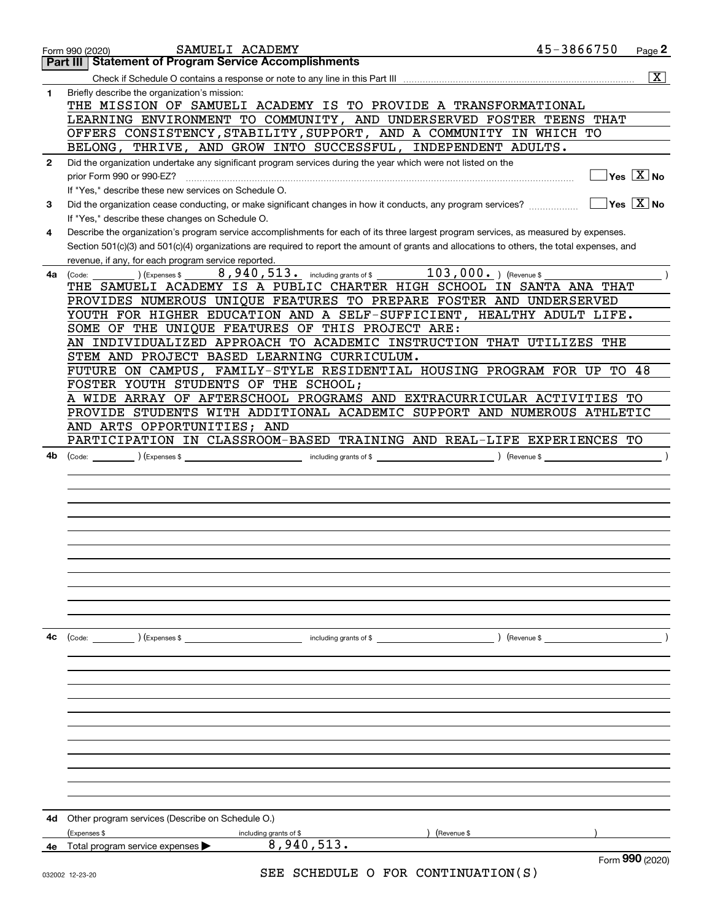Form 990 (2020) SAMUELI ACADEMY 45-3866750 Page **2**

**Part III | Statement of Program Service Accomplishments**

Check if Schedule O contains a response or note to any line in this Part III .......... [X]

**1** Briefly describe the organization's mission:

THE MISSION OF SAMUELI ACADEMY IS TO PROVIDE A TRANSFORMATIONAL LEARNING ENVIRONMENT TO COMMUNITY, AND UNDERSERVED FOSTER TEENS THAT OFFERS CONSISTENCY,STABILITY,SUPPORT, AND A COMMUNITY IN WHICH TO BELONG, THRIVE, AND GROW INTO SUCCESSFUL, INDEPENDENT ADULTS.

**2** Did the organization undertake any significant program services during the year which were not listed on the prior Form 990 or 990-EZ? .......... [ ] Yes [X] No

If "Yes," describe these new services on Schedule O.

**3** Did the organization cease conducting, or make significant changes in how it conducts, any program services? .......... [ ] Yes [X] No

If "Yes," describe these changes on Schedule O.

**4** Describe the organization's program service accomplishments for each of its three largest program services, as measured by expenses. Section 501(c)(3) and 501(c)(4) organizations are required to report the amount of grants and allocations to others, the total expenses, and revenue, if any, for each program service reported.

**4a** (Code: ) (Expenses $ 8,940,513. including grants of $ 103,000. ) (Revenue $ )

THE SAMUELI ACADEMY IS A PUBLIC CHARTER HIGH SCHOOL IN SANTA ANA THAT PROVIDES NUMEROUS UNIQUE FEATURES TO PREPARE FOSTER AND UNDERSERVED YOUTH FOR HIGHER EDUCATION AND A SELF-SUFFICIENT, HEALTHY ADULT LIFE. SOME OF THE UNIQUE FEATURES OF THIS PROJECT ARE:

AN INDIVIDUALIZED APPROACH TO ACADEMIC INSTRUCTION THAT UTILIZES THE STEM AND PROJECT BASED LEARNING CURRICULUM.

FUTURE ON CAMPUS, FAMILY-STYLE RESIDENTIAL HOUSING PROGRAM FOR UP TO 48 FOSTER YOUTH STUDENTS OF THE SCHOOL;

A WIDE ARRAY OF AFTERSCHOOL PROGRAMS AND EXTRACURRICULAR ACTIVITIES TO PROVIDE STUDENTS WITH ADDITIONAL ACADEMIC SUPPORT AND NUMEROUS ATHLETIC AND ARTS OPPORTUNITIES; AND

PARTICIPATION IN CLASSROOM-BASED TRAINING AND REAL-LIFE EXPERIENCES TO

**4b** (Code: ) (Expenses $ including grants of $ ) (Revenue $ )

**4c** (Code: ) (Expenses $ including grants of $ ) (Revenue $ )

**4d** Other program services (Describe on Schedule O.)

(Expenses $ including grants of $ ) (Revenue $ )

**4e** Total program service expenses ▶ 8,940,513.

Form **990** (2020)

SEE SCHEDULE O FOR CONTINUATION(S)

032002 12-23-20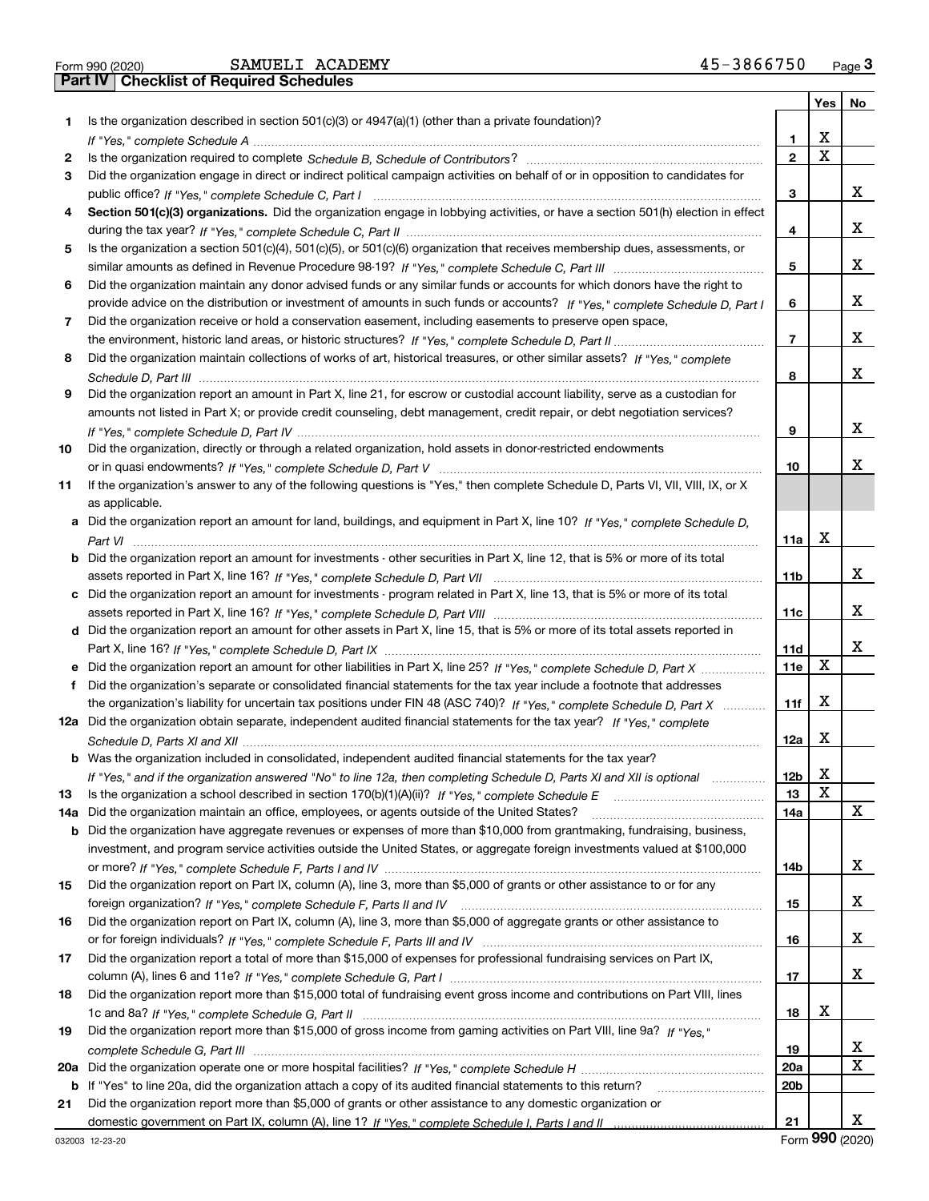Form 990 (2020) SAMUELI ACADEMY 45-3866750 Page 3

## Part IV | Checklist of Required Schedules

| | | | Yes | No |
|---|---|---|---|---|
| 1 | Is the organization described in section 501(c)(3) or 4947(a)(1) (other than a private foundation)? *If "Yes," complete Schedule A* | 1 | X | |
| 2 | Is the organization required to complete *Schedule B, Schedule of Contributors*? | 2 | X | |
| 3 | Did the organization engage in direct or indirect political campaign activities on behalf of or in opposition to candidates for public office? *If "Yes," complete Schedule C, Part I* | 3 | | X |
| 4 | **Section 501(c)(3) organizations.** Did the organization engage in lobbying activities, or have a section 501(h) election in effect during the tax year? *If "Yes," complete Schedule C, Part II* | 4 | | X |
| 5 | Is the organization a section 501(c)(4), 501(c)(5), or 501(c)(6) organization that receives membership dues, assessments, or similar amounts as defined in Revenue Procedure 98-19? *If "Yes," complete Schedule C, Part III* | 5 | | X |
| 6 | Did the organization maintain any donor advised funds or any similar funds or accounts for which donors have the right to provide advice on the distribution or investment of amounts in such funds or accounts? *If "Yes," complete Schedule D, Part I* | 6 | | X |
| 7 | Did the organization receive or hold a conservation easement, including easements to preserve open space, the environment, historic land areas, or historic structures? *If "Yes," complete Schedule D, Part II* | 7 | | X |
| 8 | Did the organization maintain collections of works of art, historical treasures, or other similar assets? *If "Yes," complete Schedule D, Part III* | 8 | | X |
| 9 | Did the organization report an amount in Part X, line 21, for escrow or custodial account liability, serve as a custodian for amounts not listed in Part X; or provide credit counseling, debt management, credit repair, or debt negotiation services? *If "Yes," complete Schedule D, Part IV* | 9 | | X |
| 10 | Did the organization, directly or through a related organization, hold assets in donor-restricted endowments or in quasi endowments? *If "Yes," complete Schedule D, Part V* | 10 | | X |
| 11 | If the organization's answer to any of the following questions is "Yes," then complete Schedule D, Parts VI, VII, VIII, IX, or X as applicable. | | | |
| a | Did the organization report an amount for land, buildings, and equipment in Part X, line 10? *If "Yes," complete Schedule D, Part VI* | 11a | X | |
| b | Did the organization report an amount for investments - other securities in Part X, line 12, that is 5% or more of its total assets reported in Part X, line 16? *If "Yes," complete Schedule D, Part VII* | 11b | | X |
| c | Did the organization report an amount for investments - program related in Part X, line 13, that is 5% or more of its total assets reported in Part X, line 16? *If "Yes," complete Schedule D, Part VIII* | 11c | | X |
| d | Did the organization report an amount for other assets in Part X, line 15, that is 5% or more of its total assets reported in Part X, line 16? *If "Yes," complete Schedule D, Part IX* | 11d | | X |
| e | Did the organization report an amount for other liabilities in Part X, line 25? *If "Yes," complete Schedule D, Part X* | 11e | X | |
| f | Did the organization's separate or consolidated financial statements for the tax year include a footnote that addresses the organization's liability for uncertain tax positions under FIN 48 (ASC 740)? *If "Yes," complete Schedule D, Part X* | 11f | X | |
| 12a | Did the organization obtain separate, independent audited financial statements for the tax year? *If "Yes," complete Schedule D, Parts XI and XII* | 12a | X | |
| b | Was the organization included in consolidated, independent audited financial statements for the tax year? *If "Yes," and if the organization answered "No" to line 12a, then completing Schedule D, Parts XI and XII is optional* | 12b | X | |
| 13 | Is the organization a school described in section 170(b)(1)(A)(ii)? *If "Yes," complete Schedule E* | 13 | X | |
| 14a | Did the organization maintain an office, employees, or agents outside of the United States? | 14a | | X |
| b | Did the organization have aggregate revenues or expenses of more than $10,000 from grantmaking, fundraising, business, investment, and program service activities outside the United States, or aggregate foreign investments valued at $100,000 or more? *If "Yes," complete Schedule F, Parts I and IV* | 14b | | X |
| 15 | Did the organization report on Part IX, column (A), line 3, more than $5,000 of grants or other assistance to or for any foreign organization? *If "Yes," complete Schedule F, Parts II and IV* | 15 | | X |
| 16 | Did the organization report on Part IX, column (A), line 3, more than $5,000 of aggregate grants or other assistance to or for foreign individuals? *If "Yes," complete Schedule F, Parts III and IV* | 16 | | X |
| 17 | Did the organization report a total of more than $15,000 of expenses for professional fundraising services on Part IX, column (A), lines 6 and 11e? *If "Yes," complete Schedule G, Part I* | 17 | | X |
| 18 | Did the organization report more than $15,000 total of fundraising event gross income and contributions on Part VIII, lines 1c and 8a? *If "Yes," complete Schedule G, Part II* | 18 | X | |
| 19 | Did the organization report more than $15,000 of gross income from gaming activities on Part VIII, line 9a? *If "Yes," complete Schedule G, Part III* | 19 | | X |
| 20a | Did the organization operate one or more hospital facilities? *If "Yes," complete Schedule H* | 20a | | X |
| b | If "Yes" to line 20a, did the organization attach a copy of its audited financial statements to this return? | 20b | | |
| 21 | Did the organization report more than $5,000 of grants or other assistance to any domestic organization or domestic government on Part IX, column (A), line 1? *If "Yes," complete Schedule I, Parts I and II* | 21 | | X |

032003 12-23-20 Form 990 (2020)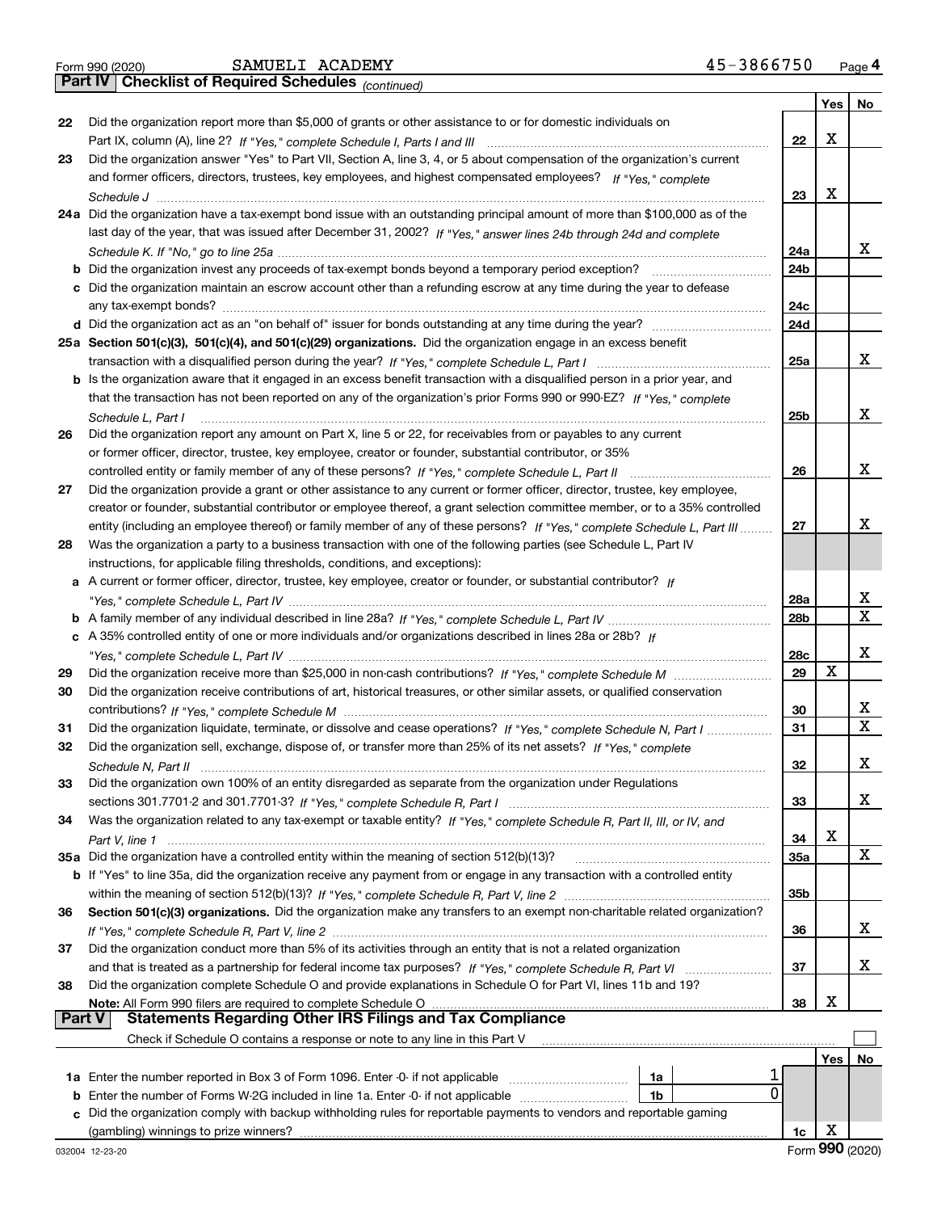Form 990 (2020) SAMUELI ACADEMY 45-3866750 Page 4

## Part IV | Checklist of Required Schedules *(continued)*

| | | | Yes | No |
|---|---|---|---|---|
| 22 | Did the organization report more than $5,000 of grants or other assistance to or for domestic individuals on Part IX, column (A), line 2? *If "Yes," complete Schedule I, Parts I and III* | 22 | X | |
| 23 | Did the organization answer "Yes" to Part VII, Section A, line 3, 4, or 5 about compensation of the organization's current and former officers, directors, trustees, key employees, and highest compensated employees? *If "Yes," complete Schedule J* | 23 | X | |
| 24a | Did the organization have a tax-exempt bond issue with an outstanding principal amount of more than $100,000 as of the last day of the year, that was issued after December 31, 2002? *If "Yes," answer lines 24b through 24d and complete Schedule K. If "No," go to line 25a* | 24a | | X |
| b | Did the organization invest any proceeds of tax-exempt bonds beyond a temporary period exception? | 24b | | |
| c | Did the organization maintain an escrow account other than a refunding escrow at any time during the year to defease any tax-exempt bonds? | 24c | | |
| d | Did the organization act as an "on behalf of" issuer for bonds outstanding at any time during the year? | 24d | | |
| 25a | **Section 501(c)(3), 501(c)(4), and 501(c)(29) organizations.** Did the organization engage in an excess benefit transaction with a disqualified person during the year? *If "Yes," complete Schedule L, Part I* | 25a | | X |
| b | Is the organization aware that it engaged in an excess benefit transaction with a disqualified person in a prior year, and that the transaction has not been reported on any of the organization's prior Forms 990 or 990-EZ? *If "Yes," complete Schedule L, Part I* | 25b | | X |
| 26 | Did the organization report any amount on Part X, line 5 or 22, for receivables from or payables to any current or former officer, director, trustee, key employee, creator or founder, substantial contributor, or 35% controlled entity or family member of any of these persons? *If "Yes," complete Schedule L, Part II* | 26 | | X |
| 27 | Did the organization provide a grant or other assistance to any current or former officer, director, trustee, key employee, creator or founder, substantial contributor or employee thereof, a grant selection committee member, or to a 35% controlled entity (including an employee thereof) or family member of any of these persons? *If "Yes," complete Schedule L, Part III* | 27 | | X |
| 28 | Was the organization a party to a business transaction with one of the following parties (see Schedule L, Part IV instructions, for applicable filing thresholds, conditions, and exceptions): | | | |
| a | A current or former officer, director, trustee, key employee, creator or founder, or substantial contributor? *If "Yes," complete Schedule L, Part IV* | 28a | | X |
| b | A family member of any individual described in line 28a? *If "Yes," complete Schedule L, Part IV* | 28b | | X |
| c | A 35% controlled entity of one or more individuals and/or organizations described in lines 28a or 28b? *If "Yes," complete Schedule L, Part IV* | 28c | | X |
| 29 | Did the organization receive more than $25,000 in non-cash contributions? *If "Yes," complete Schedule M* | 29 | X | |
| 30 | Did the organization receive contributions of art, historical treasures, or other similar assets, or qualified conservation contributions? *If "Yes," complete Schedule M* | 30 | | X |
| 31 | Did the organization liquidate, terminate, or dissolve and cease operations? *If "Yes," complete Schedule N, Part I* | 31 | | X |
| 32 | Did the organization sell, exchange, dispose of, or transfer more than 25% of its net assets? *If "Yes," complete Schedule N, Part II* | 32 | | X |
| 33 | Did the organization own 100% of an entity disregarded as separate from the organization under Regulations sections 301.7701-2 and 301.7701-3? *If "Yes," complete Schedule R, Part I* | 33 | | X |
| 34 | Was the organization related to any tax-exempt or taxable entity? *If "Yes," complete Schedule R, Part II, III, or IV, and Part V, line 1* | 34 | X | |
| 35a | Did the organization have a controlled entity within the meaning of section 512(b)(13)? | 35a | | X |
| b | If "Yes" to line 35a, did the organization receive any payment from or engage in any transaction with a controlled entity within the meaning of section 512(b)(13)? *If "Yes," complete Schedule R, Part V, line 2* | 35b | | |
| 36 | **Section 501(c)(3) organizations.** Did the organization make any transfers to an exempt non-charitable related organization? *If "Yes," complete Schedule R, Part V, line 2* | 36 | | X |
| 37 | Did the organization conduct more than 5% of its activities through an entity that is not a related organization and that is treated as a partnership for federal income tax purposes? *If "Yes," complete Schedule R, Part VI* | 37 | | X |
| 38 | Did the organization complete Schedule O and provide explanations in Schedule O for Part VI, lines 11b and 19? **Note:** All Form 990 filers are required to complete Schedule O | 38 | X | |

## Part V | Statements Regarding Other IRS Filings and Tax Compliance

Check if Schedule O contains a response or note to any line in this Part V ☐

| | | | | | Yes | No |
|---|---|---|---|---|---|---|
| 1a | Enter the number reported in Box 3 of Form 1096. Enter -0- if not applicable | 1a | 1 | | | |
| b | Enter the number of Forms W-2G included in line 1a. Enter -0- if not applicable | 1b | 0 | | | |
| c | Did the organization comply with backup withholding rules for reportable payments to vendors and reportable gaming (gambling) winnings to prize winners? | | | 1c | X | |

032004 12-23-20 Form **990** (2020)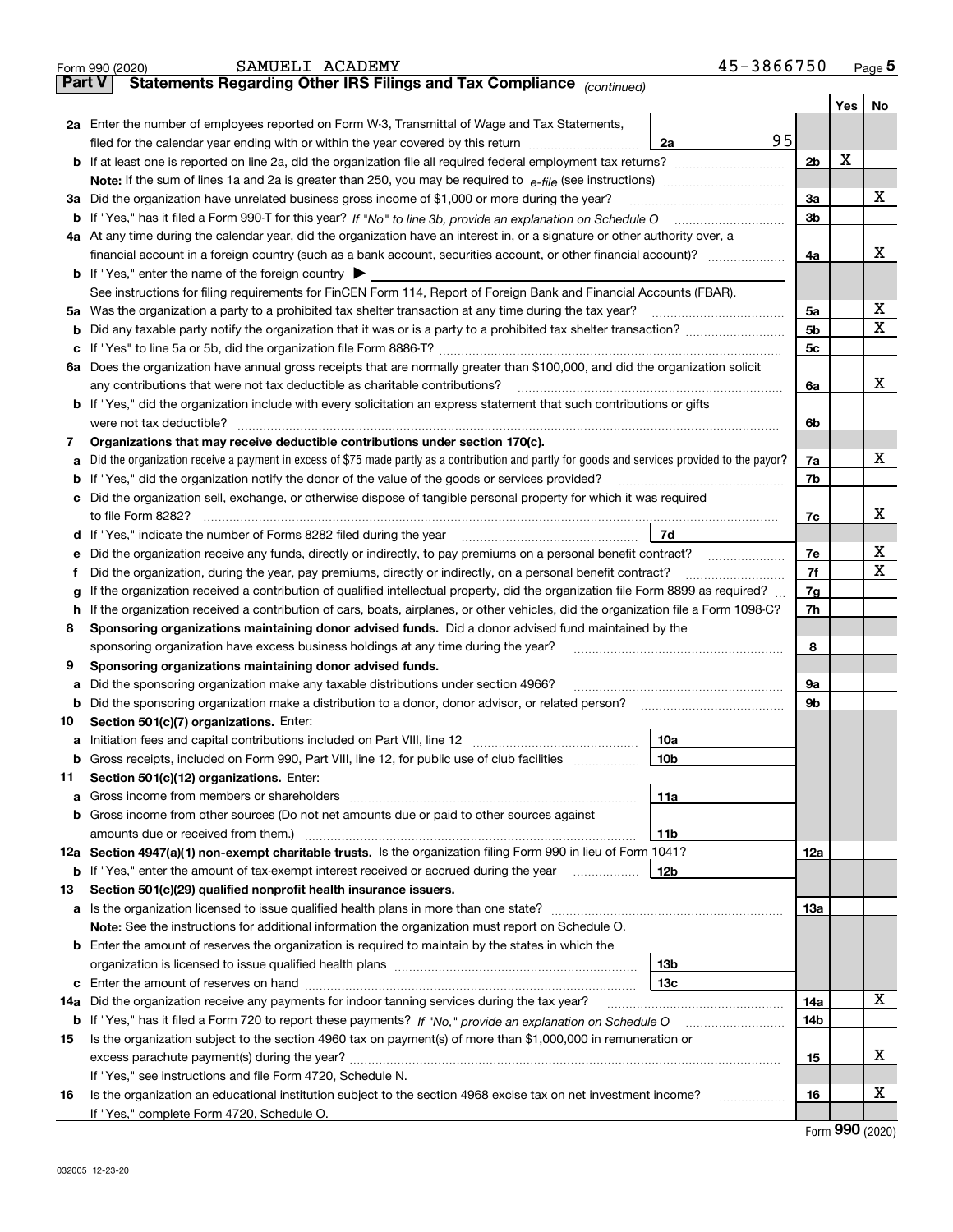Form 990 (2020) SAMUELI ACADEMY 45-3866750 Page **5**

## Part V Statements Regarding Other IRS Filings and Tax Compliance *(continued)*

| | | | | Yes | No |
|---|---|---|---|---|---|
| **2a** | Enter the number of employees reported on Form W-3, Transmittal of Wage and Tax Statements, filed for the calendar year ending with or within the year covered by this return | 2a 95 | | | |
| **b** | If at least one is reported on line 2a, did the organization file all required federal employment tax returns? | | 2b | X | |
| | **Note:** If the sum of lines 1a and 2a is greater than 250, you may be required to *e-file* (see instructions) | | | | |
| **3a** | Did the organization have unrelated business gross income of $1,000 or more during the year? | | 3a | | X |
| **b** | If "Yes," has it filed a Form 990-T for this year? *If "No" to line 3b, provide an explanation on Schedule O* | | 3b | | |
| **4a** | At any time during the calendar year, did the organization have an interest in, or a signature or other authority over, a financial account in a foreign country (such as a bank account, securities account, or other financial account)? | | 4a | | X |
| **b** | If "Yes," enter the name of the foreign country ▶ | | | | |
| | See instructions for filing requirements for FinCEN Form 114, Report of Foreign Bank and Financial Accounts (FBAR). | | | | |
| **5a** | Was the organization a party to a prohibited tax shelter transaction at any time during the tax year? | | 5a | | X |
| **b** | Did any taxable party notify the organization that it was or is a party to a prohibited tax shelter transaction? | | 5b | | X |
| **c** | If "Yes" to line 5a or 5b, did the organization file Form 8886-T? | | 5c | | |
| **6a** | Does the organization have annual gross receipts that are normally greater than $100,000, and did the organization solicit any contributions that were not tax deductible as charitable contributions? | | 6a | | X |
| **b** | If "Yes," did the organization include with every solicitation an express statement that such contributions or gifts were not tax deductible? | | 6b | | |
| **7** | **Organizations that may receive deductible contributions under section 170(c).** | | | | |
| **a** | Did the organization receive a payment in excess of $75 made partly as a contribution and partly for goods and services provided to the payor? | | 7a | | X |
| **b** | If "Yes," did the organization notify the donor of the value of the goods or services provided? | | 7b | | |
| **c** | Did the organization sell, exchange, or otherwise dispose of tangible personal property for which it was required to file Form 8282? | | 7c | | X |
| **d** | If "Yes," indicate the number of Forms 8282 filed during the year | 7d | | | |
| **e** | Did the organization receive any funds, directly or indirectly, to pay premiums on a personal benefit contract? | | 7e | | X |
| **f** | Did the organization, during the year, pay premiums, directly or indirectly, on a personal benefit contract? | | 7f | | X |
| **g** | If the organization received a contribution of qualified intellectual property, did the organization file Form 8899 as required? | | 7g | | |
| **h** | If the organization received a contribution of cars, boats, airplanes, or other vehicles, did the organization file a Form 1098-C? | | 7h | | |
| **8** | **Sponsoring organizations maintaining donor advised funds.** Did a donor advised fund maintained by the sponsoring organization have excess business holdings at any time during the year? | | 8 | | |
| **9** | **Sponsoring organizations maintaining donor advised funds.** | | | | |
| **a** | Did the sponsoring organization make any taxable distributions under section 4966? | | 9a | | |
| **b** | Did the sponsoring organization make a distribution to a donor, donor advisor, or related person? | | 9b | | |
| **10** | **Section 501(c)(7) organizations.** Enter: | | | | |
| **a** | Initiation fees and capital contributions included on Part VIII, line 12 | 10a | | | |
| **b** | Gross receipts, included on Form 990, Part VIII, line 12, for public use of club facilities | 10b | | | |
| **11** | **Section 501(c)(12) organizations.** Enter: | | | | |
| **a** | Gross income from members or shareholders | 11a | | | |
| **b** | Gross income from other sources (Do not net amounts due or paid to other sources against amounts due or received from them.) | 11b | | | |
| **12a** | **Section 4947(a)(1) non-exempt charitable trusts.** Is the organization filing Form 990 in lieu of Form 1041? | | 12a | | |
| **b** | If "Yes," enter the amount of tax-exempt interest received or accrued during the year | 12b | | | |
| **13** | **Section 501(c)(29) qualified nonprofit health insurance issuers.** | | | | |
| **a** | Is the organization licensed to issue qualified health plans in more than one state? | | 13a | | |
| | **Note:** See the instructions for additional information the organization must report on Schedule O. | | | | |
| **b** | Enter the amount of reserves the organization is required to maintain by the states in which the organization is licensed to issue qualified health plans | 13b | | | |
| **c** | Enter the amount of reserves on hand | 13c | | | |
| **14a** | Did the organization receive any payments for indoor tanning services during the tax year? | | 14a | | X |
| **b** | If "Yes," has it filed a Form 720 to report these payments? *If "No," provide an explanation on Schedule O* | | 14b | | |
| **15** | Is the organization subject to the section 4960 tax on payment(s) of more than $1,000,000 in remuneration or excess parachute payment(s) during the year? | | 15 | | X |
| | If "Yes," see instructions and file Form 4720, Schedule N. | | | | |
| **16** | Is the organization an educational institution subject to the section 4968 excise tax on net investment income? | | 16 | | X |
| | If "Yes," complete Form 4720, Schedule O. | | | | |

Form **990** (2020)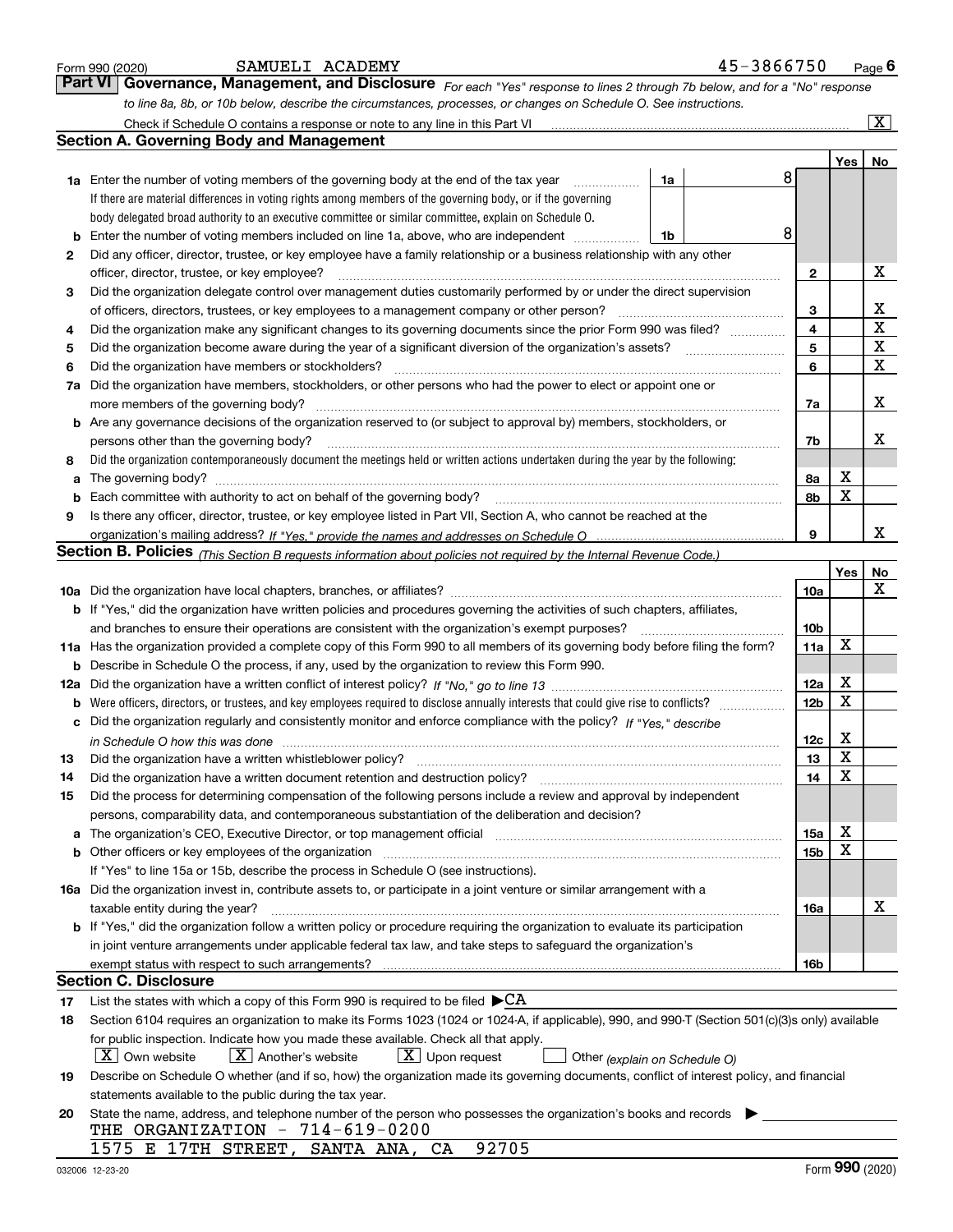Form 990 (2020) SAMUELI ACADEMY 45-3866750 Page 6

## Part VI Governance, Management, and Disclosure

*For each "Yes" response to lines 2 through 7b below, and for a "No" response to line 8a, 8b, or 10b below, describe the circumstances, processes, or changes on Schedule O. See instructions.*

Check if Schedule O contains a response or note to any line in this Part VI [X]

### Section A. Governing Body and Management

| | | | | Yes | No |
|---|---|---|---|---|---|
| **1a** | Enter the number of voting members of the governing body at the end of the tax year. If there are material differences in voting rights among members of the governing body, or if the governing body delegated broad authority to an executive committee or similar committee, explain on Schedule O. | 1a | 8 | | |
| **b** | Enter the number of voting members included on line 1a, above, who are independent | 1b | 8 | | |
| **2** | Did any officer, director, trustee, or key employee have a family relationship or a business relationship with any other officer, director, trustee, or key employee? | | 2 | | X |
| **3** | Did the organization delegate control over management duties customarily performed by or under the direct supervision of officers, directors, trustees, or key employees to a management company or other person? | | 3 | | X |
| **4** | Did the organization make any significant changes to its governing documents since the prior Form 990 was filed? | | 4 | | X |
| **5** | Did the organization become aware during the year of a significant diversion of the organization's assets? | | 5 | | X |
| **6** | Did the organization have members or stockholders? | | 6 | | X |
| **7a** | Did the organization have members, stockholders, or other persons who had the power to elect or appoint one or more members of the governing body? | | 7a | | X |
| **b** | Are any governance decisions of the organization reserved to (or subject to approval by) members, stockholders, or persons other than the governing body? | | 7b | | X |
| **8** | Did the organization contemporaneously document the meetings held or written actions undertaken during the year by the following: | | | | |
| **a** | The governing body? | | 8a | X | |
| **b** | Each committee with authority to act on behalf of the governing body? | | 8b | X | |
| **9** | Is there any officer, director, trustee, or key employee listed in Part VII, Section A, who cannot be reached at the organization's mailing address? *If "Yes," provide the names and addresses on Schedule O* | | 9 | | X |

### Section B. Policies *(This Section B requests information about policies not required by the Internal Revenue Code.)*

| | | | Yes | No |
|---|---|---|---|---|
| **10a** | Did the organization have local chapters, branches, or affiliates? | 10a | | X |
| **b** | If "Yes," did the organization have written policies and procedures governing the activities of such chapters, affiliates, and branches to ensure their operations are consistent with the organization's exempt purposes? | 10b | | |
| **11a** | Has the organization provided a complete copy of this Form 990 to all members of its governing body before filing the form? | 11a | X | |
| **b** | Describe in Schedule O the process, if any, used by the organization to review this Form 990. | | | |
| **12a** | Did the organization have a written conflict of interest policy? *If "No," go to line 13* | 12a | X | |
| **b** | Were officers, directors, or trustees, and key employees required to disclose annually interests that could give rise to conflicts? | 12b | X | |
| **c** | Did the organization regularly and consistently monitor and enforce compliance with the policy? *If "Yes," describe in Schedule O how this was done* | 12c | X | |
| **13** | Did the organization have a written whistleblower policy? | 13 | X | |
| **14** | Did the organization have a written document retention and destruction policy? | 14 | X | |
| **15** | Did the process for determining compensation of the following persons include a review and approval by independent persons, comparability data, and contemporaneous substantiation of the deliberation and decision? | | | |
| **a** | The organization's CEO, Executive Director, or top management official | 15a | X | |
| **b** | Other officers or key employees of the organization | 15b | X | |
| | If "Yes" to line 15a or 15b, describe the process in Schedule O (see instructions). | | | |
| **16a** | Did the organization invest in, contribute assets to, or participate in a joint venture or similar arrangement with a taxable entity during the year? | 16a | | X |
| **b** | If "Yes," did the organization follow a written policy or procedure requiring the organization to evaluate its participation in joint venture arrangements under applicable federal tax law, and take steps to safeguard the organization's exempt status with respect to such arrangements? | 16b | | |

### Section C. Disclosure

**17** List the states with which a copy of this Form 990 is required to be filed ▶CA

**18** Section 6104 requires an organization to make its Forms 1023 (1024 or 1024-A, if applicable), 990, and 990-T (Section 501(c)(3)s only) available for public inspection. Indicate how you made these available. Check all that apply.

[X] Own website  [X] Another's website  [X] Upon request  [ ] Other *(explain on Schedule O)*

**19** Describe on Schedule O whether (and if so, how) the organization made its governing documents, conflict of interest policy, and financial statements available to the public during the tax year.

**20** State the name, address, and telephone number of the person who possesses the organization's books and records ▶

THE ORGANIZATION - 714-619-0200
1575 E 17TH STREET, SANTA ANA, CA 92705

032006 12-23-20 Form **990** (2020)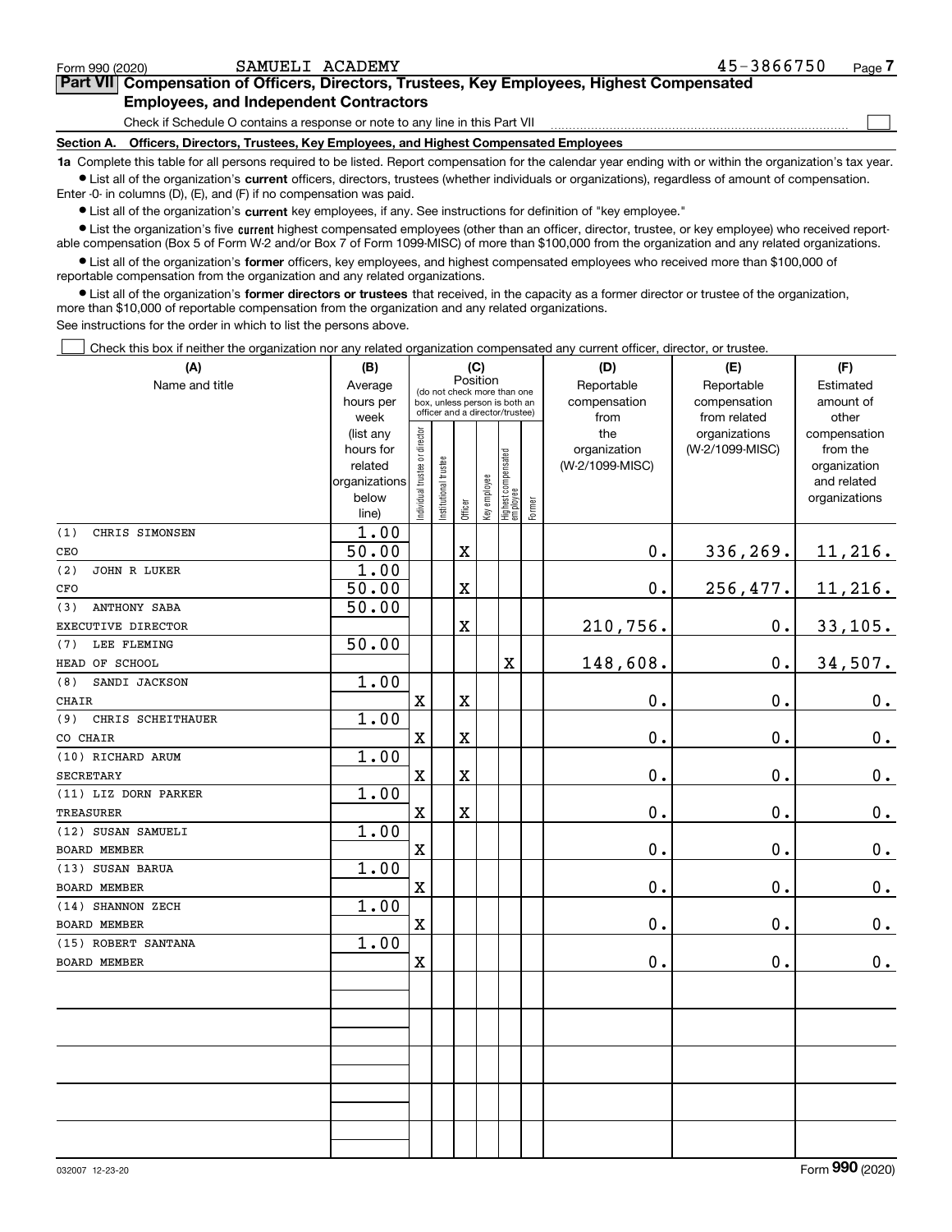Form 990 (2020) SAMUELI ACADEMY 45-3866750 Page 7

## Part VII Compensation of Officers, Directors, Trustees, Key Employees, Highest Compensated Employees, and Independent Contractors

Check if Schedule O contains a response or note to any line in this Part VII ☐

**Section A. Officers, Directors, Trustees, Key Employees, and Highest Compensated Employees**

**1a** Complete this table for all persons required to be listed. Report compensation for the calendar year ending with or within the organization's tax year.

- List all of the organization's **current** officers, directors, trustees (whether individuals or organizations), regardless of amount of compensation. Enter -0- in columns (D), (E), and (F) if no compensation was paid.
- List all of the organization's **current** key employees, if any. See instructions for definition of "key employee."
- List the organization's five **current** highest compensated employees (other than an officer, director, trustee, or key employee) who received reportable compensation (Box 5 of Form W-2 and/or Box 7 of Form 1099-MISC) of more than $100,000 from the organization and any related organizations.
- List all of the organization's **former** officers, key employees, and highest compensated employees who received more than $100,000 of reportable compensation from the organization and any related organizations.
- List all of the organization's **former directors or trustees** that received, in the capacity as a former director or trustee of the organization, more than $10,000 of reportable compensation from the organization and any related organizations.

See instructions for the order in which to list the persons above.

☐ Check this box if neither the organization nor any related organization compensated any current officer, director, or trustee.

| (A) Name and title | (B) Average hours per week (list any hours for related organizations below line) | (C) Position: Individual trustee or director | Institutional trustee | Officer | Key employee | Highest compensated employee | Former | (D) Reportable compensation from the organization (W-2/1099-MISC) | (E) Reportable compensation from related organizations (W-2/1099-MISC) | (F) Estimated amount of other compensation from the organization and related organizations |
|---|---|---|---|---|---|---|---|---|---|---|
| (1) CHRIS SIMONSEN<br>CEO | 1.00<br>50.00 | | | X | | | | 0. | 336,269. | 11,216. |
| (2) JOHN R LUKER<br>CFO | 1.00<br>50.00 | | | X | | | | 0. | 256,477. | 11,216. |
| (3) ANTHONY SABA<br>EXECUTIVE DIRECTOR | 50.00 | | | X | | | | 210,756. | 0. | 33,105. |
| (7) LEE FLEMING<br>HEAD OF SCHOOL | 50.00 | | | | | X | | 148,608. | 0. | 34,507. |
| (8) SANDI JACKSON<br>CHAIR | 1.00 | X | | X | | | | 0. | 0. | 0. |
| (9) CHRIS SCHEITHAUER<br>CO CHAIR | 1.00 | X | | X | | | | 0. | 0. | 0. |
| (10) RICHARD ARUM<br>SECRETARY | 1.00 | X | | X | | | | 0. | 0. | 0. |
| (11) LIZ DORN PARKER<br>TREASURER | 1.00 | X | | X | | | | 0. | 0. | 0. |
| (12) SUSAN SAMUELI<br>BOARD MEMBER | 1.00 | X | | | | | | 0. | 0. | 0. |
| (13) SUSAN BARUA<br>BOARD MEMBER | 1.00 | X | | | | | | 0. | 0. | 0. |
| (14) SHANNON ZECH<br>BOARD MEMBER | 1.00 | X | | | | | | 0. | 0. | 0. |
| (15) ROBERT SANTANA<br>BOARD MEMBER | 1.00 | X | | | | | | 0. | 0. | 0. |

032007 12-23-20 Form 990 (2020)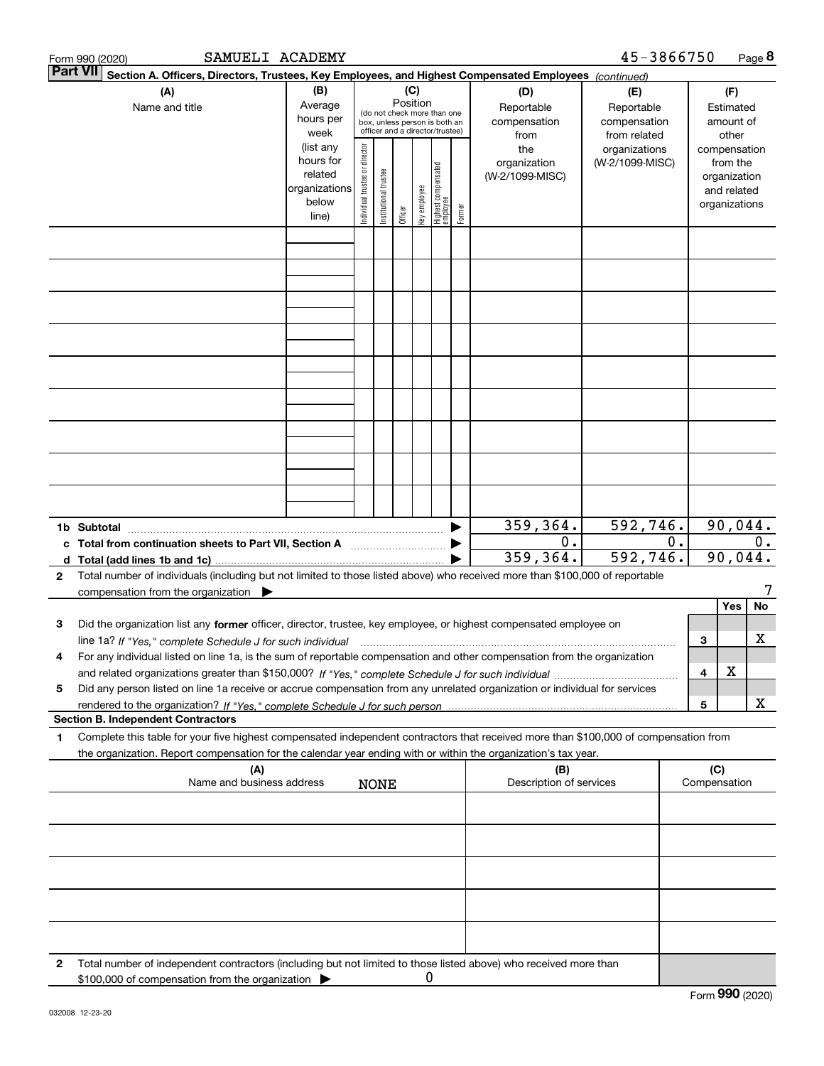Form 990 (2020) SAMUELI ACADEMY 45-3866750

## Part VII Section A. Officers, Directors, Trustees, Key Employees, and Highest Compensated Employees *(continued)*

| (A) Name and title | (B) Average hours per week (list any hours for related organizations below line) | (C) Position: Individual trustee or director | Institutional trustee | Officer | Key employee | Highest compensated employee | Former | (D) Reportable compensation from the organization (W-2/1099-MISC) | (E) Reportable compensation from related organizations (W-2/1099-MISC) | (F) Estimated amount of other compensation from the organization and related organizations |
|---|---|---|---|---|---|---|---|---|---|---|
| | | | | | | | | | | |
| | | | | | | | | | | |
| | | | | | | | | | | |
| | | | | | | | | | | |
| | | | | | | | | | | |
| | | | | | | | | | | |
| | | | | | | | | | | |
| | | | | | | | | | | |
| | | | | | | | | | | |
| **1b Subtotal** | | | | | | | | 359,364. | 592,746. | 90,044. |
| **c Total from continuation sheets to Part VII, Section A** | | | | | | | | 0. | 0. | 0. |
| **d Total (add lines 1b and 1c)** | | | | | | | | 359,364. | 592,746. | 90,044. |

**2** Total number of individuals (including but not limited to those listed above) who received more than $100,000 of reportable compensation from the organization ▶ 7

| | | | Yes | No |
|---|---|---|---|---|
| **3** | Did the organization list any **former** officer, director, trustee, key employee, or highest compensated employee on line 1a? *If "Yes," complete Schedule J for such individual* | 3 | | X |
| **4** | For any individual listed on line 1a, is the sum of reportable compensation and other compensation from the organization and related organizations greater than $150,000? *If "Yes," complete Schedule J for such individual* | 4 | X | |
| **5** | Did any person listed on line 1a receive or accrue compensation from any unrelated organization or individual for services rendered to the organization? *If "Yes," complete Schedule J for such person* | 5 | | X |

### Section B. Independent Contractors

**1** Complete this table for your five highest compensated independent contractors that received more than $100,000 of compensation from the organization. Report compensation for the calendar year ending with or within the organization's tax year.

| (A) Name and business address | (B) Description of services | (C) Compensation |
|---|---|---|
| NONE | | |
| | | |
| | | |
| | | |
| | | |

**2** Total number of independent contractors (including but not limited to those listed above) who received more than $100,000 of compensation from the organization ▶ 0

Form **990** (2020)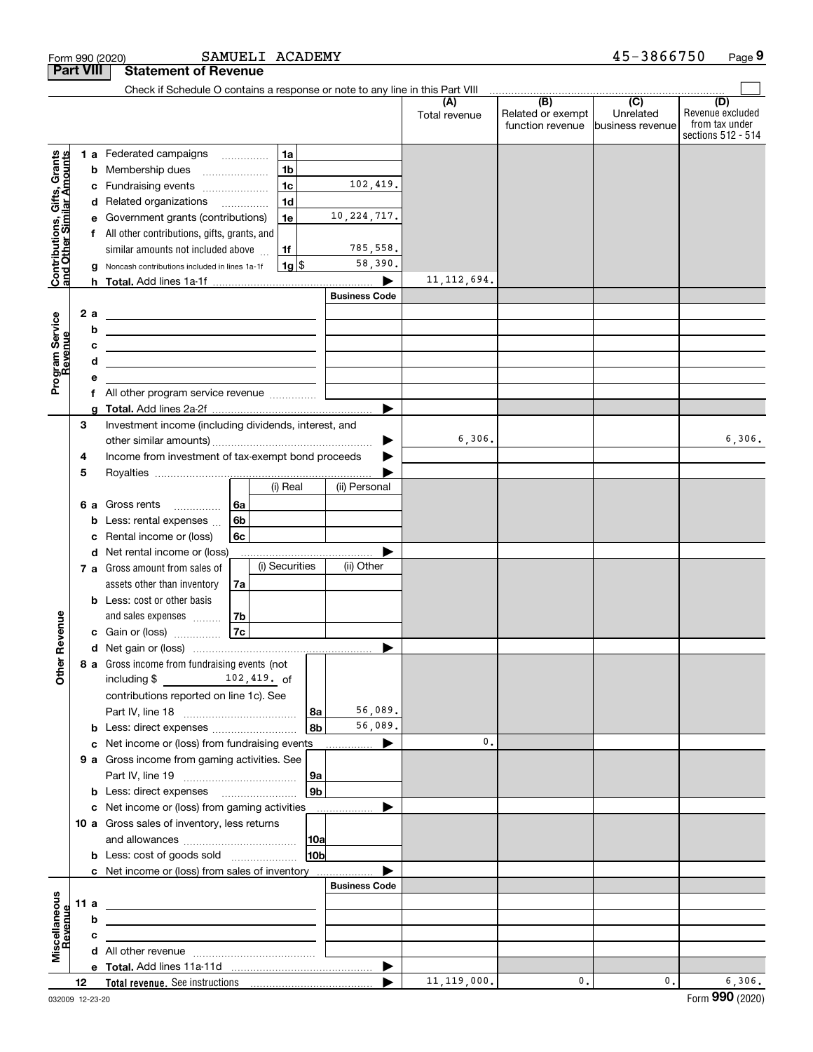Form 990 (2020) SAMUELI ACADEMY 45-3866750

## Part VIII Statement of Revenue

Check if Schedule O contains a response or note to any line in this Part VIII

| | | | (A) Total revenue | (B) Related or exempt function revenue | (C) Unrelated business revenue | (D) Revenue excluded from tax under sections 512 - 514 |
|---|---|---|---|---|---|---|
| **Contributions, Gifts, Grants and Other Similar Amounts** | 1a Federated campaigns | 1a | | | | |
| | b Membership dues | 1b | | | | |
| | c Fundraising events | 1c 102,419. | | | | |
| | d Related organizations | 1d | | | | |
| | e Government grants (contributions) | 1e 10,224,717. | | | | |
| | f All other contributions, gifts, grants, and similar amounts not included above | 1f 785,558. | | | | |
| | g Noncash contributions included in lines 1a-1f | 1g $ 58,390. | | | | |
| | h **Total.** Add lines 1a-1f | | 11,112,694. | | | |
| **Program Service Revenue** | | Business Code | | | | |
| | 2a | | | | | |
| | b | | | | | |
| | c | | | | | |
| | d | | | | | |
| | e | | | | | |
| | f All other program service revenue | | | | | |
| | g **Total.** Add lines 2a-2f | | | | | |
| **Other Revenue** | 3 Investment income (including dividends, interest, and other similar amounts) | | 6,306. | | | 6,306. |
| | 4 Income from investment of tax-exempt bond proceeds | | | | | |
| | 5 Royalties | | | | | |
| | | (i) Real / (ii) Personal | | | | |
| | 6a Gross rents | 6a | | | | |
| | b Less: rental expenses | 6b | | | | |
| | c Rental income or (loss) | 6c | | | | |
| | d Net rental income or (loss) | | | | | |
| | | (i) Securities / (ii) Other | | | | |
| | 7a Gross amount from sales of assets other than inventory | 7a | | | | |
| | b Less: cost or other basis and sales expenses | 7b | | | | |
| | c Gain or (loss) | 7c | | | | |
| | d Net gain or (loss) | | | | | |
| | 8a Gross income from fundraising events (not including $ 102,419. of contributions reported on line 1c). See Part IV, line 18 | 8a 56,089. | | | | |
| | b Less: direct expenses | 8b 56,089. | | | | |
| | c Net income or (loss) from fundraising events | | 0. | | | |
| | 9a Gross income from gaming activities. See Part IV, line 19 | 9a | | | | |
| | b Less: direct expenses | 9b | | | | |
| | c Net income or (loss) from gaming activities | | | | | |
| | 10a Gross sales of inventory, less returns and allowances | 10a | | | | |
| | b Less: cost of goods sold | 10b | | | | |
| | c Net income or (loss) from sales of inventory | | | | | |
| **Miscellaneous Revenue** | | Business Code | | | | |
| | 11a | | | | | |
| | b | | | | | |
| | c | | | | | |
| | d All other revenue | | | | | |
| | e **Total.** Add lines 11a-11d | | | | | |
| | 12 **Total revenue.** See instructions | | 11,119,000. | 0. | 0. | 6,306. |

032009 12-23-20 Form **990** (2020)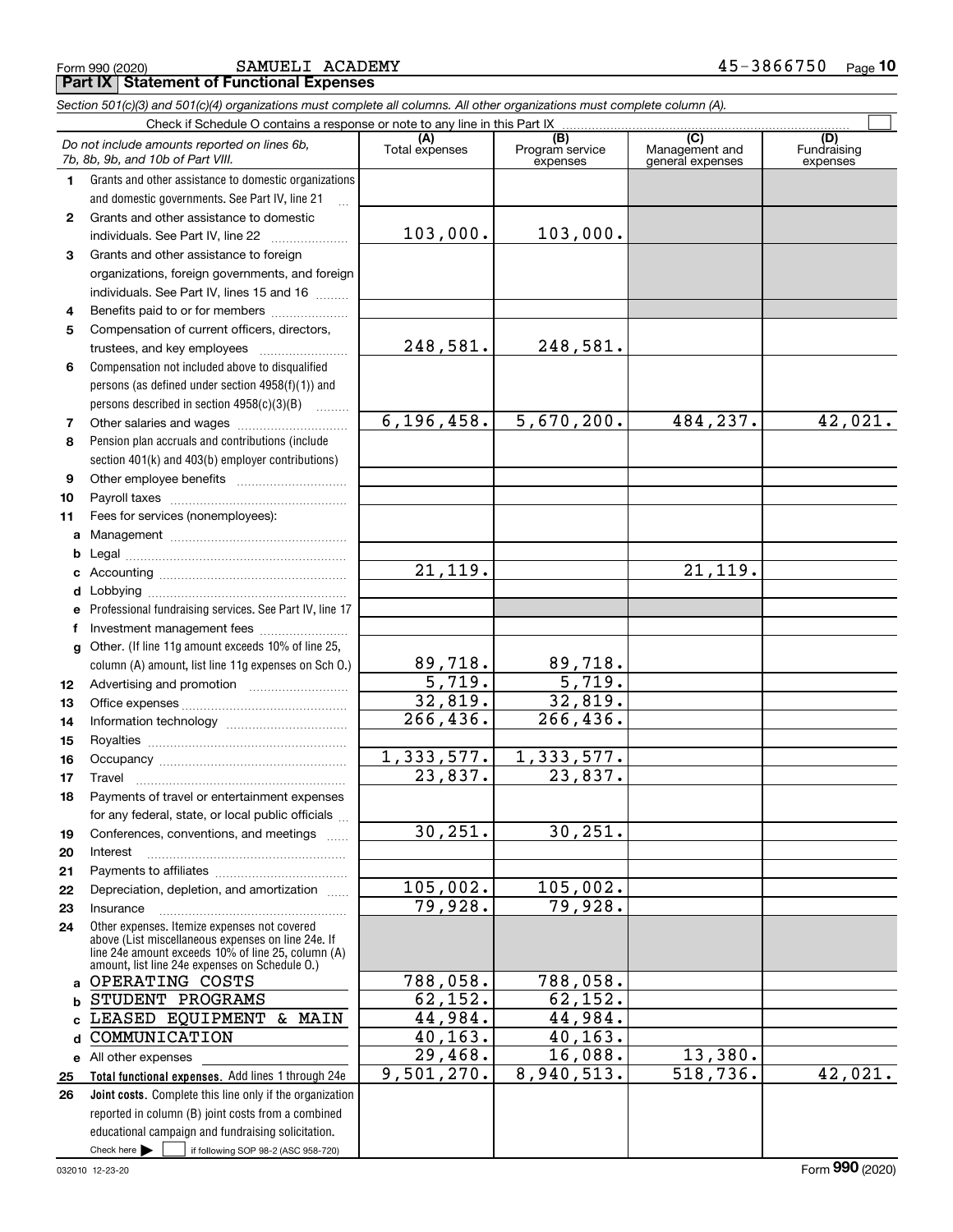Form 990 (2020) SAMUELI ACADEMY 45-3866750 Page 10

**Part IX Statement of Functional Expenses**

*Section 501(c)(3) and 501(c)(4) organizations must complete all columns. All other organizations must complete column (A).*

Check if Schedule O contains a response or note to any line in this Part IX ☐

| | *Do not include amounts reported on lines 6b, 7b, 8b, 9b, and 10b of Part VIII.* | (A) Total expenses | (B) Program service expenses | (C) Management and general expenses | (D) Fundraising expenses |
|---|---|---|---|---|---|
| 1 | Grants and other assistance to domestic organizations and domestic governments. See Part IV, line 21 | | | | |
| 2 | Grants and other assistance to domestic individuals. See Part IV, line 22 | 103,000. | 103,000. | | |
| 3 | Grants and other assistance to foreign organizations, foreign governments, and foreign individuals. See Part IV, lines 15 and 16 | | | | |
| 4 | Benefits paid to or for members | | | | |
| 5 | Compensation of current officers, directors, trustees, and key employees | 248,581. | 248,581. | | |
| 6 | Compensation not included above to disqualified persons (as defined under section 4958(f)(1)) and persons described in section 4958(c)(3)(B) | | | | |
| 7 | Other salaries and wages | 6,196,458. | 5,670,200. | 484,237. | 42,021. |
| 8 | Pension plan accruals and contributions (include section 401(k) and 403(b) employer contributions) | | | | |
| 9 | Other employee benefits | | | | |
| 10 | Payroll taxes | | | | |
| 11 | Fees for services (nonemployees): | | | | |
| a | Management | | | | |
| b | Legal | | | | |
| c | Accounting | 21,119. | | 21,119. | |
| d | Lobbying | | | | |
| e | Professional fundraising services. See Part IV, line 17 | | | | |
| f | Investment management fees | | | | |
| g | Other. (If line 11g amount exceeds 10% of line 25, column (A) amount, list line 11g expenses on Sch O.) | 89,718. | 89,718. | | |
| 12 | Advertising and promotion | 5,719. | 5,719. | | |
| 13 | Office expenses | 32,819. | 32,819. | | |
| 14 | Information technology | 266,436. | 266,436. | | |
| 15 | Royalties | | | | |
| 16 | Occupancy | 1,333,577. | 1,333,577. | | |
| 17 | Travel | 23,837. | 23,837. | | |
| 18 | Payments of travel or entertainment expenses for any federal, state, or local public officials | | | | |
| 19 | Conferences, conventions, and meetings | 30,251. | 30,251. | | |
| 20 | Interest | | | | |
| 21 | Payments to affiliates | | | | |
| 22 | Depreciation, depletion, and amortization | 105,002. | 105,002. | | |
| 23 | Insurance | 79,928. | 79,928. | | |
| 24 | Other expenses. Itemize expenses not covered above (List miscellaneous expenses on line 24e. If line 24e amount exceeds 10% of line 25, column (A) amount, list line 24e expenses on Schedule O.) | | | | |
| a | OPERATING COSTS | 788,058. | 788,058. | | |
| b | STUDENT PROGRAMS | 62,152. | 62,152. | | |
| c | LEASED EQUIPMENT & MAIN | 44,984. | 44,984. | | |
| d | COMMUNICATION | 40,163. | 40,163. | | |
| e | All other expenses | 29,468. | 16,088. | 13,380. | |
| 25 | **Total functional expenses.** Add lines 1 through 24e | 9,501,270. | 8,940,513. | 518,736. | 42,021. |
| 26 | **Joint costs.** Complete this line only if the organization reported in column (B) joint costs from a combined educational campaign and fundraising solicitation. Check here ☐ if following SOP 98-2 (ASC 958-720) | | | | |

032010 12-23-20 Form **990** (2020)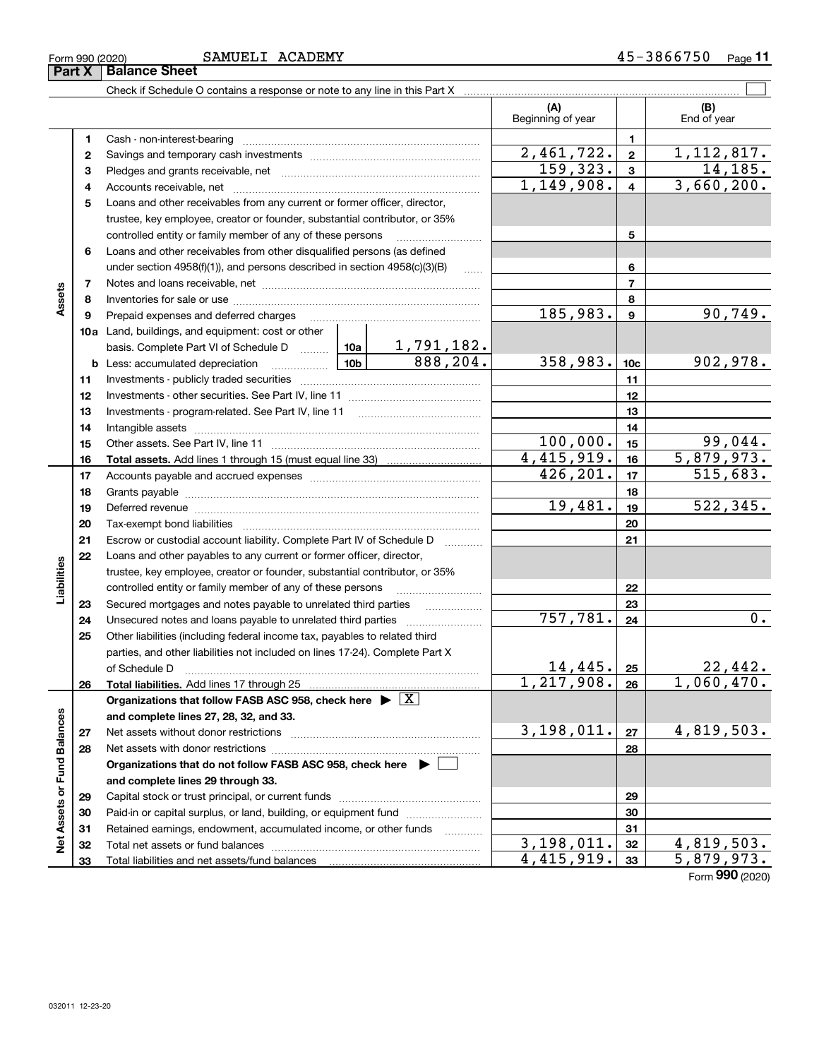Form 990 (2020) SAMUELI ACADEMY 45-3866750

## Part X Balance Sheet

Check if Schedule O contains a response or note to any line in this Part X

| | | | | (A) Beginning of year | | (B) End of year |
|---|---|---|---|---|---|---|
| **Assets** | 1 | Cash - non-interest-bearing | | | 1 | |
| | 2 | Savings and temporary cash investments | | 2,461,722. | 2 | 1,112,817. |
| | 3 | Pledges and grants receivable, net | | 159,323. | 3 | 14,185. |
| | 4 | Accounts receivable, net | | 1,149,908. | 4 | 3,660,200. |
| | 5 | Loans and other receivables from any current or former officer, director, trustee, key employee, creator or founder, substantial contributor, or 35% controlled entity or family member of any of these persons | | | 5 | |
| | 6 | Loans and other receivables from other disqualified persons (as defined under section 4958(f)(1)), and persons described in section 4958(c)(3)(B) | | | 6 | |
| | 7 | Notes and loans receivable, net | | | 7 | |
| | 8 | Inventories for sale or use | | | 8 | |
| | 9 | Prepaid expenses and deferred charges | | 185,983. | 9 | 90,749. |
| | 10a | Land, buildings, and equipment: cost or other basis. Complete Part VI of Schedule D | 10a 1,791,182. | | | |
| | b | Less: accumulated depreciation | 10b 888,204. | 358,983. | 10c | 902,978. |
| | 11 | Investments - publicly traded securities | | | 11 | |
| | 12 | Investments - other securities. See Part IV, line 11 | | | 12 | |
| | 13 | Investments - program-related. See Part IV, line 11 | | | 13 | |
| | 14 | Intangible assets | | | 14 | |
| | 15 | Other assets. See Part IV, line 11 | | 100,000. | 15 | 99,044. |
| | 16 | **Total assets.** Add lines 1 through 15 (must equal line 33) | | 4,415,919. | 16 | 5,879,973. |
| **Liabilities** | 17 | Accounts payable and accrued expenses | | 426,201. | 17 | 515,683. |
| | 18 | Grants payable | | | 18 | |
| | 19 | Deferred revenue | | 19,481. | 19 | 522,345. |
| | 20 | Tax-exempt bond liabilities | | | 20 | |
| | 21 | Escrow or custodial account liability. Complete Part IV of Schedule D | | | 21 | |
| | 22 | Loans and other payables to any current or former officer, director, trustee, key employee, creator or founder, substantial contributor, or 35% controlled entity or family member of any of these persons | | | 22 | |
| | 23 | Secured mortgages and notes payable to unrelated third parties | | | 23 | |
| | 24 | Unsecured notes and loans payable to unrelated third parties | | 757,781. | 24 | 0. |
| | 25 | Other liabilities (including federal income tax, payables to related third parties, and other liabilities not included on lines 17-24). Complete Part X of Schedule D | | 14,445. | 25 | 22,442. |
| | 26 | **Total liabilities.** Add lines 17 through 25 | | 1,217,908. | 26 | 1,060,470. |
| **Net Assets or Fund Balances** | | **Organizations that follow FASB ASC 958, check here ▶ [X] and complete lines 27, 28, 32, and 33.** | | | | |
| | 27 | Net assets without donor restrictions | | 3,198,011. | 27 | 4,819,503. |
| | 28 | Net assets with donor restrictions | | | 28 | |
| | | **Organizations that do not follow FASB ASC 958, check here ▶ [ ] and complete lines 29 through 33.** | | | | |
| | 29 | Capital stock or trust principal, or current funds | | | 29 | |
| | 30 | Paid-in or capital surplus, or land, building, or equipment fund | | | 30 | |
| | 31 | Retained earnings, endowment, accumulated income, or other funds | | | 31 | |
| | 32 | Total net assets or fund balances | | 3,198,011. | 32 | 4,819,503. |
| | 33 | Total liabilities and net assets/fund balances | | 4,415,919. | 33 | 5,879,973. |

Form **990** (2020)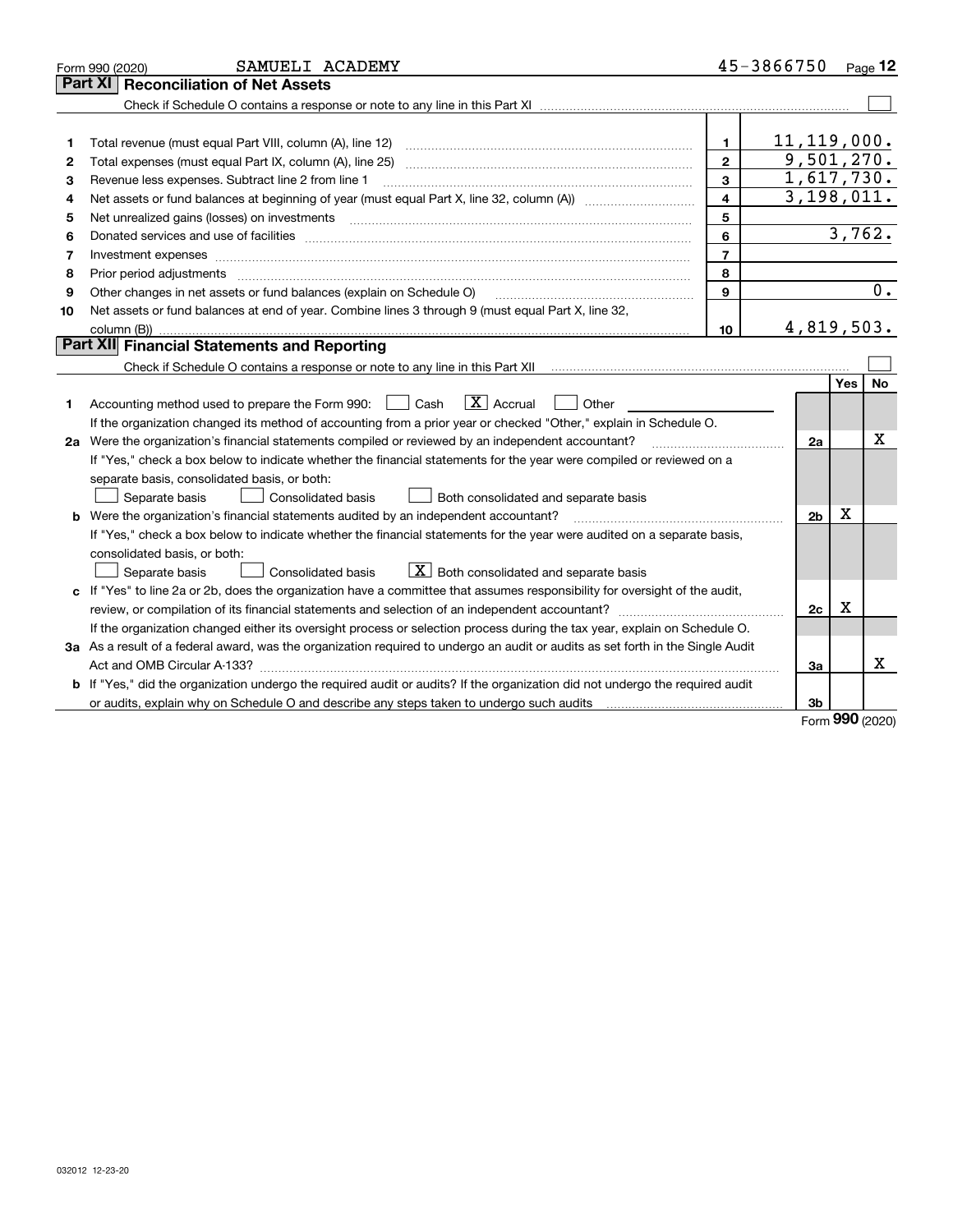Form 990 (2020) SAMUELI ACADEMY 45-3866750 Page 12

## Part XI Reconciliation of Net Assets

Check if Schedule O contains a response or note to any line in this Part XI ☐

| | | | |
|---|---|---|---|
| 1 | Total revenue (must equal Part VIII, column (A), line 12) | 1 | 11,119,000. |
| 2 | Total expenses (must equal Part IX, column (A), line 25) | 2 | 9,501,270. |
| 3 | Revenue less expenses. Subtract line 2 from line 1 | 3 | 1,617,730. |
| 4 | Net assets or fund balances at beginning of year (must equal Part X, line 32, column (A)) | 4 | 3,198,011. |
| 5 | Net unrealized gains (losses) on investments | 5 | |
| 6 | Donated services and use of facilities | 6 | 3,762. |
| 7 | Investment expenses | 7 | |
| 8 | Prior period adjustments | 8 | |
| 9 | Other changes in net assets or fund balances (explain on Schedule O) | 9 | 0. |
| 10 | Net assets or fund balances at end of year. Combine lines 3 through 9 (must equal Part X, line 32, column (B)) | 10 | 4,819,503. |

## Part XII Financial Statements and Reporting

Check if Schedule O contains a response or note to any line in this Part XII ☐

| | | | Yes | No |
|---|---|---|---|---|
| 1 | Accounting method used to prepare the Form 990: ☐ Cash ☒ Accrual ☐ Other<br>If the organization changed its method of accounting from a prior year or checked "Other," explain in Schedule O. | | | |
| 2a | Were the organization's financial statements compiled or reviewed by an independent accountant?<br>If "Yes," check a box below to indicate whether the financial statements for the year were compiled or reviewed on a separate basis, consolidated basis, or both:<br>☐ Separate basis ☐ Consolidated basis ☐ Both consolidated and separate basis | 2a | | X |
| b | Were the organization's financial statements audited by an independent accountant?<br>If "Yes," check a box below to indicate whether the financial statements for the year were audited on a separate basis, consolidated basis, or both:<br>☐ Separate basis ☐ Consolidated basis ☒ Both consolidated and separate basis | 2b | X | |
| c | If "Yes" to line 2a or 2b, does the organization have a committee that assumes responsibility for oversight of the audit, review, or compilation of its financial statements and selection of an independent accountant?<br>If the organization changed either its oversight process or selection process during the tax year, explain on Schedule O. | 2c | X | |
| 3a | As a result of a federal award, was the organization required to undergo an audit or audits as set forth in the Single Audit Act and OMB Circular A-133? | 3a | | X |
| b | If "Yes," did the organization undergo the required audit or audits? If the organization did not undergo the required audit or audits, explain why on Schedule O and describe any steps taken to undergo such audits | 3b | | |

Form **990** (2020)

032012 12-23-20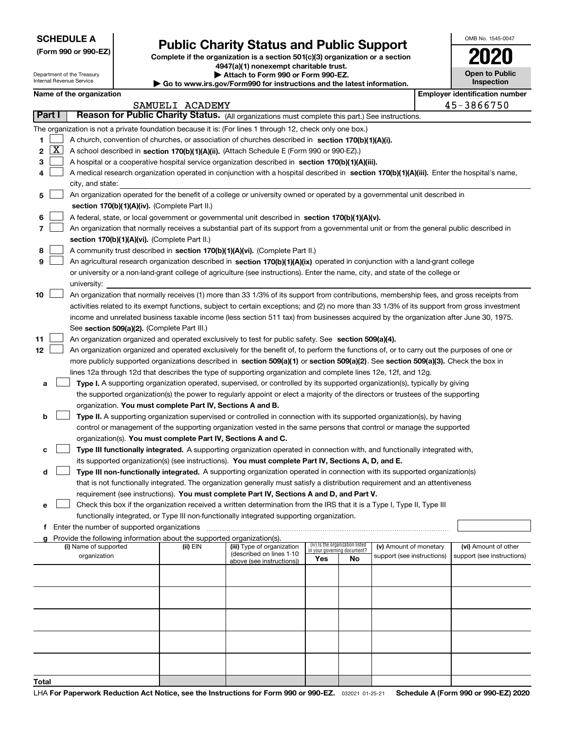**SCHEDULE A**
**(Form 990 or 990-EZ)**

Department of the Treasury
Internal Revenue Service

# Public Charity Status and Public Support

**Complete if the organization is a section 501(c)(3) organization or a section 4947(a)(1) nonexempt charitable trust.**
**▶ Attach to Form 990 or Form 990-EZ.**
**▶ Go to www.irs.gov/Form990 for instructions and the latest information.**

OMB No. 1545-0047
**2020**
**Open to Public Inspection**

**Name of the organization:** SAMUELI ACADEMY
**Employer identification number:** 45-3866750

## Part I — Reason for Public Charity Status. (All organizations must complete this part.) See instructions.

The organization is not a private foundation because it is: (For lines 1 through 12, check only one box.)

1. [ ] A church, convention of churches, or association of churches described in **section 170(b)(1)(A)(i).**
2. [X] A school described in **section 170(b)(1)(A)(ii).** (Attach Schedule E (Form 990 or 990-EZ).)
3. [ ] A hospital or a cooperative hospital service organization described in **section 170(b)(1)(A)(iii).**
4. [ ] A medical research organization operated in conjunction with a hospital described in **section 170(b)(1)(A)(iii).** Enter the hospital's name, city, and state: ______
5. [ ] An organization operated for the benefit of a college or university owned or operated by a governmental unit described in **section 170(b)(1)(A)(iv).** (Complete Part II.)
6. [ ] A federal, state, or local government or governmental unit described in **section 170(b)(1)(A)(v).**
7. [ ] An organization that normally receives a substantial part of its support from a governmental unit or from the general public described in **section 170(b)(1)(A)(vi).** (Complete Part II.)
8. [ ] A community trust described in **section 170(b)(1)(A)(vi).** (Complete Part II.)
9. [ ] An agricultural research organization described in **section 170(b)(1)(A)(ix)** operated in conjunction with a land-grant college or university or a non-land-grant college of agriculture (see instructions). Enter the name, city, and state of the college or university: ______
10. [ ] An organization that normally receives (1) more than 33 1/3% of its support from contributions, membership fees, and gross receipts from activities related to its exempt functions, subject to certain exceptions; and (2) no more than 33 1/3% of its support from gross investment income and unrelated business taxable income (less section 511 tax) from businesses acquired by the organization after June 30, 1975. See **section 509(a)(2).** (Complete Part III.)
11. [ ] An organization organized and operated exclusively to test for public safety. See **section 509(a)(4).**
12. [ ] An organization organized and operated exclusively for the benefit of, to perform the functions of, or to carry out the purposes of one or more publicly supported organizations described in **section 509(a)(1)** or **section 509(a)(2)**. See **section 509(a)(3).** Check the box in lines 12a through 12d that describes the type of supporting organization and complete lines 12e, 12f, and 12g.
    - **a** [ ] **Type I.** A supporting organization operated, supervised, or controlled by its supported organization(s), typically by giving the supported organization(s) the power to regularly appoint or elect a majority of the directors or trustees of the supporting organization. **You must complete Part IV, Sections A and B.**
    - **b** [ ] **Type II.** A supporting organization supervised or controlled in connection with its supported organization(s), by having control or management of the supporting organization vested in the same persons that control or manage the supported organization(s). **You must complete Part IV, Sections A and C.**
    - **c** [ ] **Type III functionally integrated.** A supporting organization operated in connection with, and functionally integrated with, its supported organization(s) (see instructions). **You must complete Part IV, Sections A, D, and E.**
    - **d** [ ] **Type III non-functionally integrated.** A supporting organization operated in connection with its supported organization(s) that is not functionally integrated. The organization generally must satisfy a distribution requirement and an attentiveness requirement (see instructions). **You must complete Part IV, Sections A and D, and Part V.**
    - **e** [ ] Check this box if the organization received a written determination from the IRS that it is a Type I, Type II, Type III functionally integrated, or Type III non-functionally integrated supporting organization.
    - **f** Enter the number of supported organizations ______
    - **g** Provide the following information about the supported organization(s).

| (i) Name of supported organization | (ii) EIN | (iii) Type of organization (described on lines 1-10 above (see instructions)) | (iv) Is the organization listed in your governing document? Yes | No | (v) Amount of monetary support (see instructions) | (vi) Amount of other support (see instructions) |
|---|---|---|---|---|---|---|
| | | | | | | |
| | | | | | | |
| | | | | | | |
| | | | | | | |
| | | | | | | |
| **Total** | | | | | | |

LHA **For Paperwork Reduction Act Notice, see the Instructions for Form 990 or 990-EZ.** 032021 01-25-21 **Schedule A (Form 990 or 990-EZ) 2020**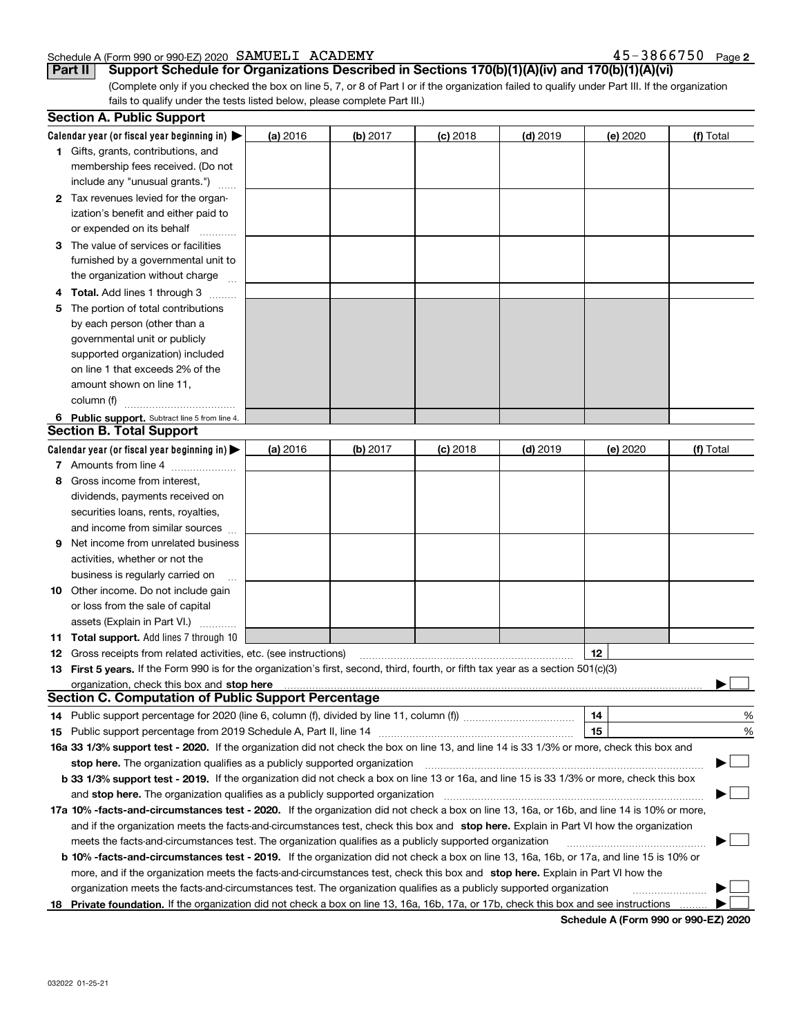Schedule A (Form 990 or 990-EZ) 2020 SAMUELI ACADEMY 45-3866750 Page 2

**Part II Support Schedule for Organizations Described in Sections 170(b)(1)(A)(iv) and 170(b)(1)(A)(vi)**

(Complete only if you checked the box on line 5, 7, or 8 of Part I or if the organization failed to qualify under Part III. If the organization fails to qualify under the tests listed below, please complete Part III.)

**Section A. Public Support**

| Calendar year (or fiscal year beginning in) ▶ | (a) 2016 | (b) 2017 | (c) 2018 | (d) 2019 | (e) 2020 | (f) Total |
|---|---|---|---|---|---|---|
| 1 Gifts, grants, contributions, and membership fees received. (Do not include any "unusual grants.") | | | | | | |
| 2 Tax revenues levied for the organization's benefit and either paid to or expended on its behalf | | | | | | |
| 3 The value of services or facilities furnished by a governmental unit to the organization without charge | | | | | | |
| 4 **Total.** Add lines 1 through 3 | | | | | | |
| 5 The portion of total contributions by each person (other than a governmental unit or publicly supported organization) included on line 1 that exceeds 2% of the amount shown on line 11, column (f) | | | | | | |
| 6 **Public support.** Subtract line 5 from line 4. | | | | | | |

**Section B. Total Support**

| Calendar year (or fiscal year beginning in) ▶ | (a) 2016 | (b) 2017 | (c) 2018 | (d) 2019 | (e) 2020 | (f) Total |
|---|---|---|---|---|---|---|
| 7 Amounts from line 4 | | | | | | |
| 8 Gross income from interest, dividends, payments received on securities loans, rents, royalties, and income from similar sources | | | | | | |
| 9 Net income from unrelated business activities, whether or not the business is regularly carried on | | | | | | |
| 10 Other income. Do not include gain or loss from the sale of capital assets (Explain in Part VI.) | | | | | | |
| 11 **Total support.** Add lines 7 through 10 | | | | | | |

12 Gross receipts from related activities, etc. (see instructions) | 12 |

13 **First 5 years.** If the Form 990 is for the organization's first, second, third, fourth, or fifth tax year as a section 501(c)(3) organization, check this box and **stop here** ▶ ☐

**Section C. Computation of Public Support Percentage**

14 Public support percentage for 2020 (line 6, column (f), divided by line 11, column (f)) | 14 | %

15 Public support percentage from 2019 Schedule A, Part II, line 14 | 15 | %

**16a 33 1/3% support test - 2020.** If the organization did not check the box on line 13, and line 14 is 33 1/3% or more, check this box and **stop here.** The organization qualifies as a publicly supported organization ▶ ☐

**b 33 1/3% support test - 2019.** If the organization did not check a box on line 13 or 16a, and line 15 is 33 1/3% or more, check this box and **stop here.** The organization qualifies as a publicly supported organization ▶ ☐

**17a 10% -facts-and-circumstances test - 2020.** If the organization did not check a box on line 13, 16a, or 16b, and line 14 is 10% or more, and if the organization meets the facts-and-circumstances test, check this box and **stop here.** Explain in Part VI how the organization meets the facts-and-circumstances test. The organization qualifies as a publicly supported organization ▶ ☐

**b 10% -facts-and-circumstances test - 2019.** If the organization did not check a box on line 13, 16a, 16b, or 17a, and line 15 is 10% or more, and if the organization meets the facts-and-circumstances test, check this box and **stop here.** Explain in Part VI how the organization meets the facts-and-circumstances test. The organization qualifies as a publicly supported organization ▶ ☐

**18 Private foundation.** If the organization did not check a box on line 13, 16a, 16b, 17a, or 17b, check this box and see instructions ▶ ☐

**Schedule A (Form 990 or 990-EZ) 2020**

032022 01-25-21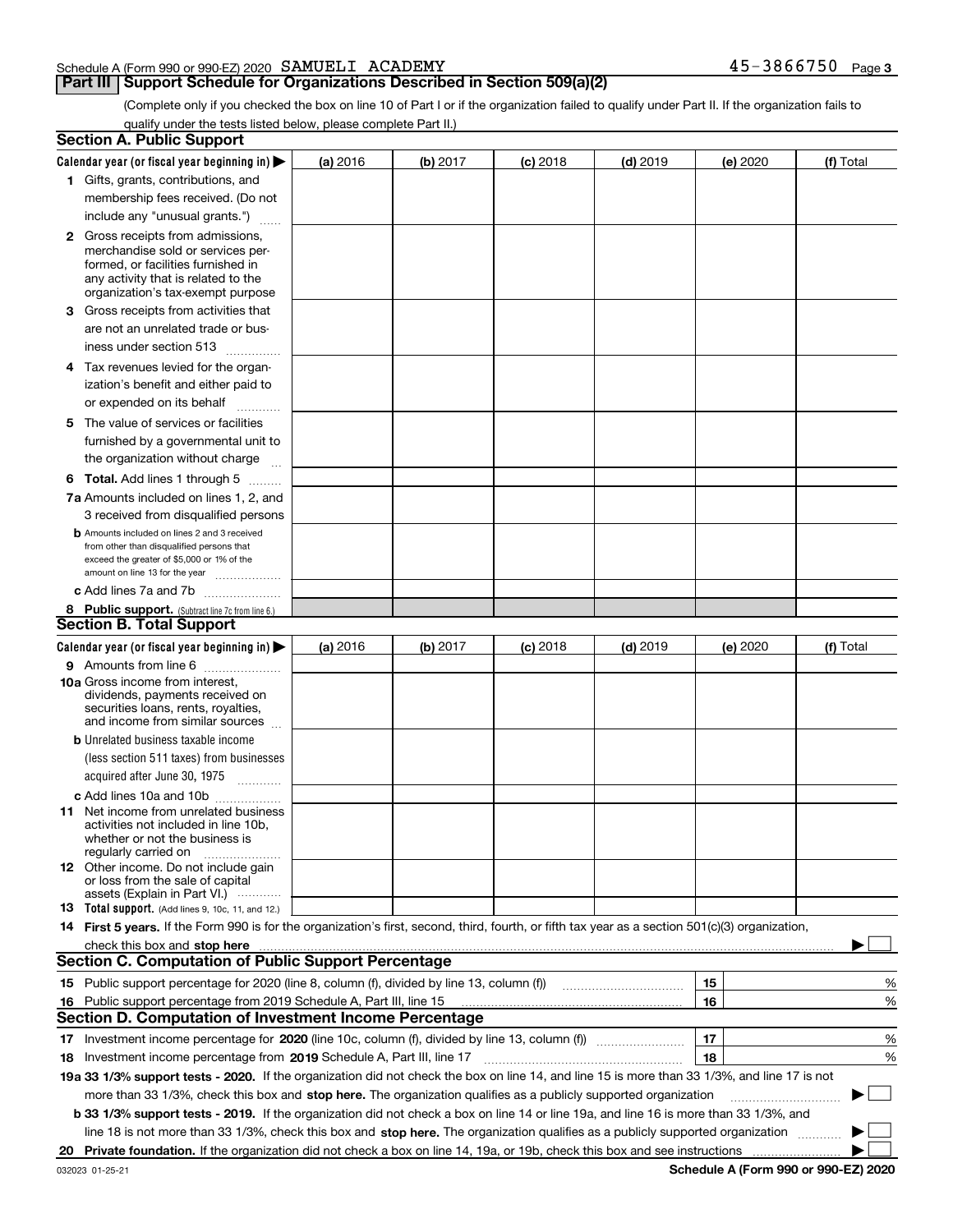Schedule A (Form 990 or 990-EZ) 2020 SAMUELI ACADEMY 45-3866750 Page 3

## Part III Support Schedule for Organizations Described in Section 509(a)(2)

(Complete only if you checked the box on line 10 of Part I or if the organization failed to qualify under Part II. If the organization fails to qualify under the tests listed below, please complete Part II.)

### Section A. Public Support

| Calendar year (or fiscal year beginning in) ▶ | (a) 2016 | (b) 2017 | (c) 2018 | (d) 2019 | (e) 2020 | (f) Total |
|---|---|---|---|---|---|---|
| 1 Gifts, grants, contributions, and membership fees received. (Do not include any "unusual grants.") | | | | | | |
| 2 Gross receipts from admissions, merchandise sold or services performed, or facilities furnished in any activity that is related to the organization's tax-exempt purpose | | | | | | |
| 3 Gross receipts from activities that are not an unrelated trade or business under section 513 | | | | | | |
| 4 Tax revenues levied for the organization's benefit and either paid to or expended on its behalf | | | | | | |
| 5 The value of services or facilities furnished by a governmental unit to the organization without charge | | | | | | |
| 6 **Total.** Add lines 1 through 5 | | | | | | |
| 7a Amounts included on lines 1, 2, and 3 received from disqualified persons | | | | | | |
| b Amounts included on lines 2 and 3 received from other than disqualified persons that exceed the greater of $5,000 or 1% of the amount on line 13 for the year | | | | | | |
| c Add lines 7a and 7b | | | | | | |
| 8 **Public support.** (Subtract line 7c from line 6.) | | | | | | |

### Section B. Total Support

| Calendar year (or fiscal year beginning in) ▶ | (a) 2016 | (b) 2017 | (c) 2018 | (d) 2019 | (e) 2020 | (f) Total |
|---|---|---|---|---|---|---|
| 9 Amounts from line 6 | | | | | | |
| 10a Gross income from interest, dividends, payments received on securities loans, rents, royalties, and income from similar sources | | | | | | |
| b Unrelated business taxable income (less section 511 taxes) from businesses acquired after June 30, 1975 | | | | | | |
| c Add lines 10a and 10b | | | | | | |
| 11 Net income from unrelated business activities not included in line 10b, whether or not the business is regularly carried on | | | | | | |
| 12 Other income. Do not include gain or loss from the sale of capital assets (Explain in Part VI.) | | | | | | |
| 13 **Total support.** (Add lines 9, 10c, 11, and 12.) | | | | | | |

14 **First 5 years.** If the Form 990 is for the organization's first, second, third, fourth, or fifth tax year as a section 501(c)(3) organization, check this box and **stop here** ▶ ☐

### Section C. Computation of Public Support Percentage

| | | | |
|---|---|---|---|
| 15 | Public support percentage for 2020 (line 8, column (f), divided by line 13, column (f)) | 15 | % |
| 16 | Public support percentage from 2019 Schedule A, Part III, line 15 | 16 | % |

### Section D. Computation of Investment Income Percentage

| | | | |
|---|---|---|---|
| 17 | Investment income percentage for **2020** (line 10c, column (f), divided by line 13, column (f)) | 17 | % |
| 18 | Investment income percentage from **2019** Schedule A, Part III, line 17 | 18 | % |

**19a 33 1/3% support tests - 2020.** If the organization did not check the box on line 14, and line 15 is more than 33 1/3%, and line 17 is not more than 33 1/3%, check this box and **stop here.** The organization qualifies as a publicly supported organization ▶ ☐

**b 33 1/3% support tests - 2019.** If the organization did not check a box on line 14 or line 19a, and line 16 is more than 33 1/3%, and line 18 is not more than 33 1/3%, check this box and **stop here.** The organization qualifies as a publicly supported organization ▶ ☐

**20 Private foundation.** If the organization did not check a box on line 14, 19a, or 19b, check this box and see instructions ▶ ☐

032023 01-25-21 **Schedule A (Form 990 or 990-EZ) 2020**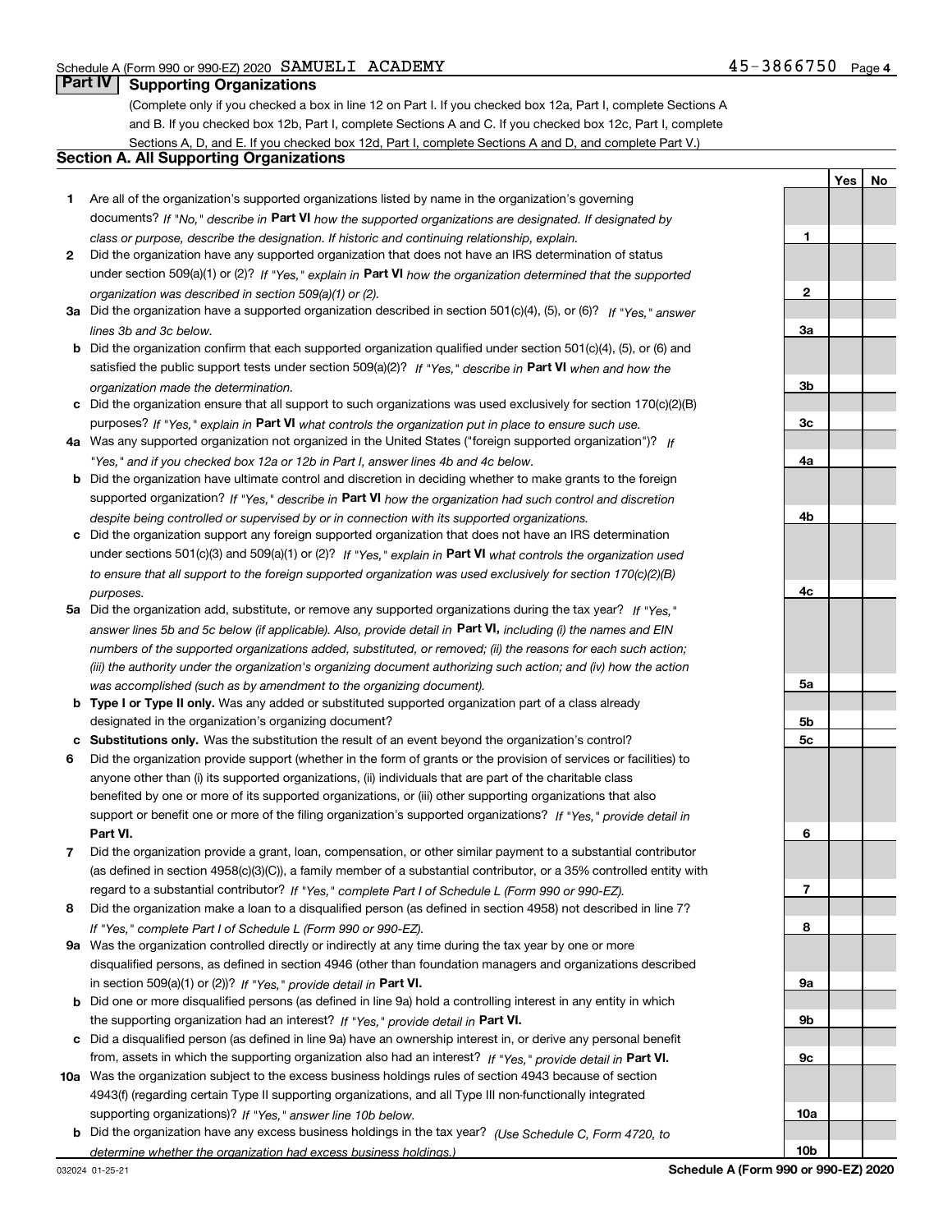Schedule A (Form 990 or 990-EZ) 2020 SAMUELI ACADEMY 45-3866750 Page 4

## Part IV Supporting Organizations

(Complete only if you checked a box in line 12 on Part I. If you checked box 12a, Part I, complete Sections A and B. If you checked box 12b, Part I, complete Sections A and C. If you checked box 12c, Part I, complete Sections A, D, and E. If you checked box 12d, Part I, complete Sections A and D, and complete Part V.)

### Section A. All Supporting Organizations

| | | | Yes | No |
|---|---|---|---|---|
| **1** | Are all of the organization's supported organizations listed by name in the organization's governing documents? *If "No," describe in* **Part VI** *how the supported organizations are designated. If designated by class or purpose, describe the designation. If historic and continuing relationship, explain.* | **1** | | |
| **2** | Did the organization have any supported organization that does not have an IRS determination of status under section 509(a)(1) or (2)? *If "Yes," explain in* **Part VI** *how the organization determined that the supported organization was described in section 509(a)(1) or (2).* | **2** | | |
| **3a** | Did the organization have a supported organization described in section 501(c)(4), (5), or (6)? *If "Yes," answer lines 3b and 3c below.* | **3a** | | |
| **b** | Did the organization confirm that each supported organization qualified under section 501(c)(4), (5), or (6) and satisfied the public support tests under section 509(a)(2)? *If "Yes," describe in* **Part VI** *when and how the organization made the determination.* | **3b** | | |
| **c** | Did the organization ensure that all support to such organizations was used exclusively for section 170(c)(2)(B) purposes? *If "Yes," explain in* **Part VI** *what controls the organization put in place to ensure such use.* | **3c** | | |
| **4a** | Was any supported organization not organized in the United States ("foreign supported organization")? *If "Yes," and if you checked box 12a or 12b in Part I, answer lines 4b and 4c below.* | **4a** | | |
| **b** | Did the organization have ultimate control and discretion in deciding whether to make grants to the foreign supported organization? *If "Yes," describe in* **Part VI** *how the organization had such control and discretion despite being controlled or supervised by or in connection with its supported organizations.* | **4b** | | |
| **c** | Did the organization support any foreign supported organization that does not have an IRS determination under sections 501(c)(3) and 509(a)(1) or (2)? *If "Yes," explain in* **Part VI** *what controls the organization used to ensure that all support to the foreign supported organization was used exclusively for section 170(c)(2)(B) purposes.* | **4c** | | |
| **5a** | Did the organization add, substitute, or remove any supported organizations during the tax year? *If "Yes," answer lines 5b and 5c below (if applicable). Also, provide detail in* **Part VI,** *including (i) the names and EIN numbers of the supported organizations added, substituted, or removed; (ii) the reasons for each such action; (iii) the authority under the organization's organizing document authorizing such action; and (iv) how the action was accomplished (such as by amendment to the organizing document).* | **5a** | | |
| **b** | **Type I or Type II only.** Was any added or substituted supported organization part of a class already designated in the organization's organizing document? | **5b** | | |
| **c** | **Substitutions only.** Was the substitution the result of an event beyond the organization's control? | **5c** | | |
| **6** | Did the organization provide support (whether in the form of grants or the provision of services or facilities) to anyone other than (i) its supported organizations, (ii) individuals that are part of the charitable class benefited by one or more of its supported organizations, or (iii) other supporting organizations that also support or benefit one or more of the filing organization's supported organizations? *If "Yes," provide detail in* **Part VI.** | **6** | | |
| **7** | Did the organization provide a grant, loan, compensation, or other similar payment to a substantial contributor (as defined in section 4958(c)(3)(C)), a family member of a substantial contributor, or a 35% controlled entity with regard to a substantial contributor? *If "Yes," complete Part I of Schedule L (Form 990 or 990-EZ).* | **7** | | |
| **8** | Did the organization make a loan to a disqualified person (as defined in section 4958) not described in line 7? *If "Yes," complete Part I of Schedule L (Form 990 or 990-EZ).* | **8** | | |
| **9a** | Was the organization controlled directly or indirectly at any time during the tax year by one or more disqualified persons, as defined in section 4946 (other than foundation managers and organizations described in section 509(a)(1) or (2))? *If "Yes," provide detail in* **Part VI.** | **9a** | | |
| **b** | Did one or more disqualified persons (as defined in line 9a) hold a controlling interest in any entity in which the supporting organization had an interest? *If "Yes," provide detail in* **Part VI.** | **9b** | | |
| **c** | Did a disqualified person (as defined in line 9a) have an ownership interest in, or derive any personal benefit from, assets in which the supporting organization also had an interest? *If "Yes," provide detail in* **Part VI.** | **9c** | | |
| **10a** | Was the organization subject to the excess business holdings rules of section 4943 because of section 4943(f) (regarding certain Type II supporting organizations, and all Type III non-functionally integrated supporting organizations)? *If "Yes," answer line 10b below.* | **10a** | | |
| **b** | Did the organization have any excess business holdings in the tax year? *(Use Schedule C, Form 4720, to determine whether the organization had excess business holdings.)* | **10b** | | |

032024 01-25-21 **Schedule A (Form 990 or 990-EZ) 2020**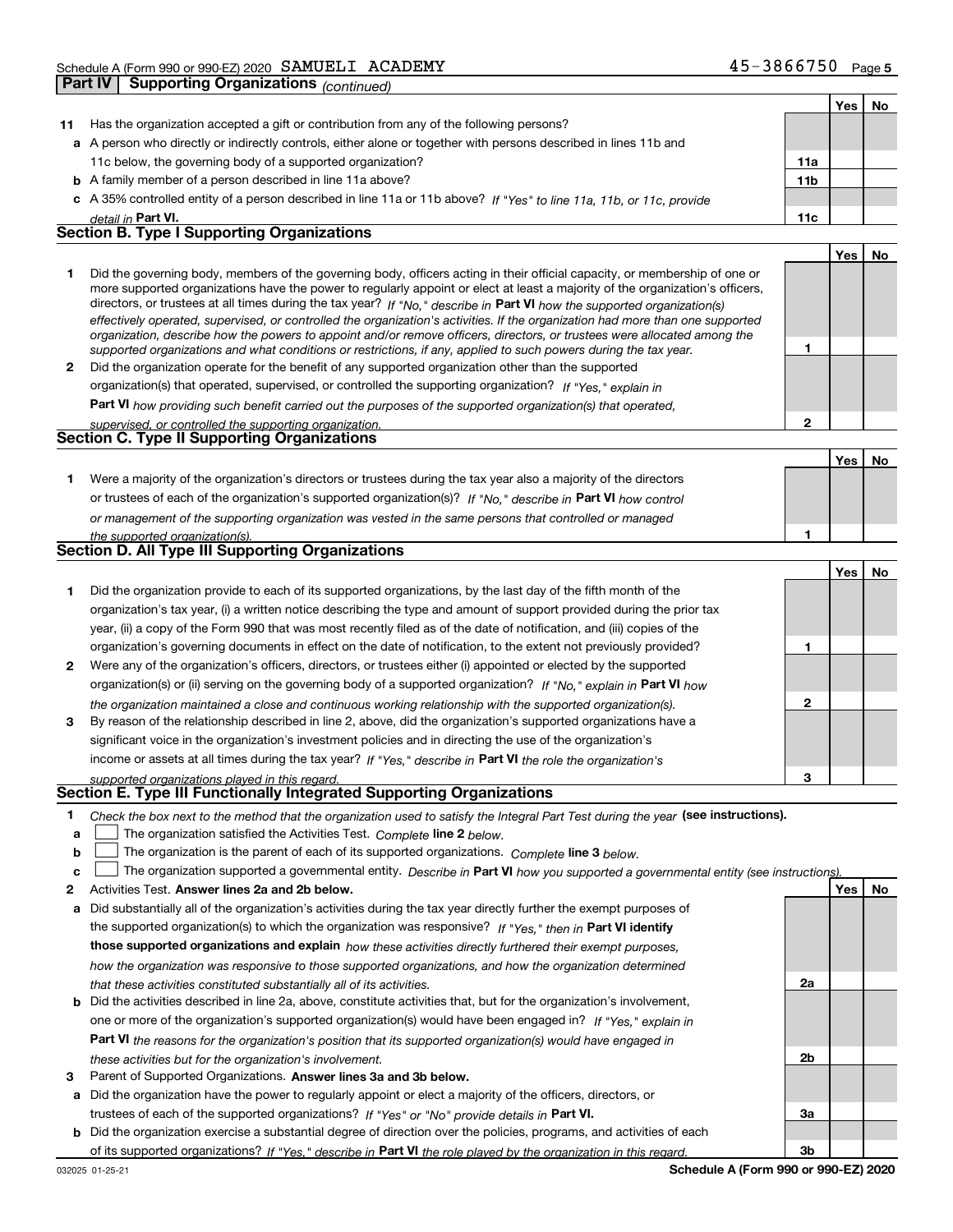Schedule A (Form 990 or 990-EZ) 2020 SAMUELI ACADEMY 45-3866750

## Part IV | Supporting Organizations *(continued)*

| | | | Yes | No |
|---|---|---|---|---|
| **11** | Has the organization accepted a gift or contribution from any of the following persons? | | | |
| **a** | A person who directly or indirectly controls, either alone or together with persons described in lines 11b and 11c below, the governing body of a supported organization? | 11a | | |
| **b** | A family member of a person described in line 11a above? | 11b | | |
| **c** | A 35% controlled entity of a person described in line 11a or 11b above? *If "Yes" to line 11a, 11b, or 11c, provide detail in* **Part VI.** | 11c | | |

### Section B. Type I Supporting Organizations

| | | | Yes | No |
|---|---|---|---|---|
| **1** | Did the governing body, members of the governing body, officers acting in their official capacity, or membership of one or more supported organizations have the power to regularly appoint or elect at least a majority of the organization's officers, directors, or trustees at all times during the tax year? *If "No," describe in* **Part VI** *how the supported organization(s) effectively operated, supervised, or controlled the organization's activities. If the organization had more than one supported organization, describe how the powers to appoint and/or remove officers, directors, or trustees were allocated among the supported organizations and what conditions or restrictions, if any, applied to such powers during the tax year.* | 1 | | |
| **2** | Did the organization operate for the benefit of any supported organization other than the supported organization(s) that operated, supervised, or controlled the supporting organization? *If "Yes," explain in* **Part VI** *how providing such benefit carried out the purposes of the supported organization(s) that operated, supervised, or controlled the supporting organization.* | 2 | | |

### Section C. Type II Supporting Organizations

| | | | Yes | No |
|---|---|---|---|---|
| **1** | Were a majority of the organization's directors or trustees during the tax year also a majority of the directors or trustees of each of the organization's supported organization(s)? *If "No," describe in* **Part VI** *how control or management of the supporting organization was vested in the same persons that controlled or managed the supported organization(s).* | 1 | | |

### Section D. All Type III Supporting Organizations

| | | | Yes | No |
|---|---|---|---|---|
| **1** | Did the organization provide to each of its supported organizations, by the last day of the fifth month of the organization's tax year, (i) a written notice describing the type and amount of support provided during the prior tax year, (ii) a copy of the Form 990 that was most recently filed as of the date of notification, and (iii) copies of the organization's governing documents in effect on the date of notification, to the extent not previously provided? | 1 | | |
| **2** | Were any of the organization's officers, directors, or trustees either (i) appointed or elected by the supported organization(s) or (ii) serving on the governing body of a supported organization? *If "No," explain in* **Part VI** *how the organization maintained a close and continuous working relationship with the supported organization(s).* | 2 | | |
| **3** | By reason of the relationship described in line 2, above, did the organization's supported organizations have a significant voice in the organization's investment policies and in directing the use of the organization's income or assets at all times during the tax year? *If "Yes," describe in* **Part VI** *the role the organization's supported organizations played in this regard.* | 3 | | |

### Section E. Type III Functionally Integrated Supporting Organizations

**1** *Check the box next to the method that the organization used to satisfy the Integral Part Test during the year* **(see instructions).**

- **a** ☐ The organization satisfied the Activities Test. *Complete* **line 2** *below.*
- **b** ☐ The organization is the parent of each of its supported organizations. *Complete* **line 3** *below.*
- **c** ☐ The organization supported a governmental entity. *Describe in* **Part VI** *how you supported a governmental entity (see instructions).*

| | | | Yes | No |
|---|---|---|---|---|
| **2** | Activities Test. **Answer lines 2a and 2b below.** | | | |
| **a** | Did substantially all of the organization's activities during the tax year directly further the exempt purposes of the supported organization(s) to which the organization was responsive? *If "Yes," then in* **Part VI identify those supported organizations and explain** *how these activities directly furthered their exempt purposes, how the organization was responsive to those supported organizations, and how the organization determined that these activities constituted substantially all of its activities.* | 2a | | |
| **b** | Did the activities described in line 2a, above, constitute activities that, but for the organization's involvement, one or more of the organization's supported organization(s) would have been engaged in? *If "Yes," explain in* **Part VI** *the reasons for the organization's position that its supported organization(s) would have engaged in these activities but for the organization's involvement.* | 2b | | |
| **3** | Parent of Supported Organizations. **Answer lines 3a and 3b below.** | | | |
| **a** | Did the organization have the power to regularly appoint or elect a majority of the officers, directors, or trustees of each of the supported organizations? *If "Yes" or "No" provide details in* **Part VI.** | 3a | | |
| **b** | Did the organization exercise a substantial degree of direction over the policies, programs, and activities of each of its supported organizations? *If "Yes," describe in* **Part VI** *the role played by the organization in this regard.* | 3b | | |

032025 01-25-21 **Schedule A (Form 990 or 990-EZ) 2020**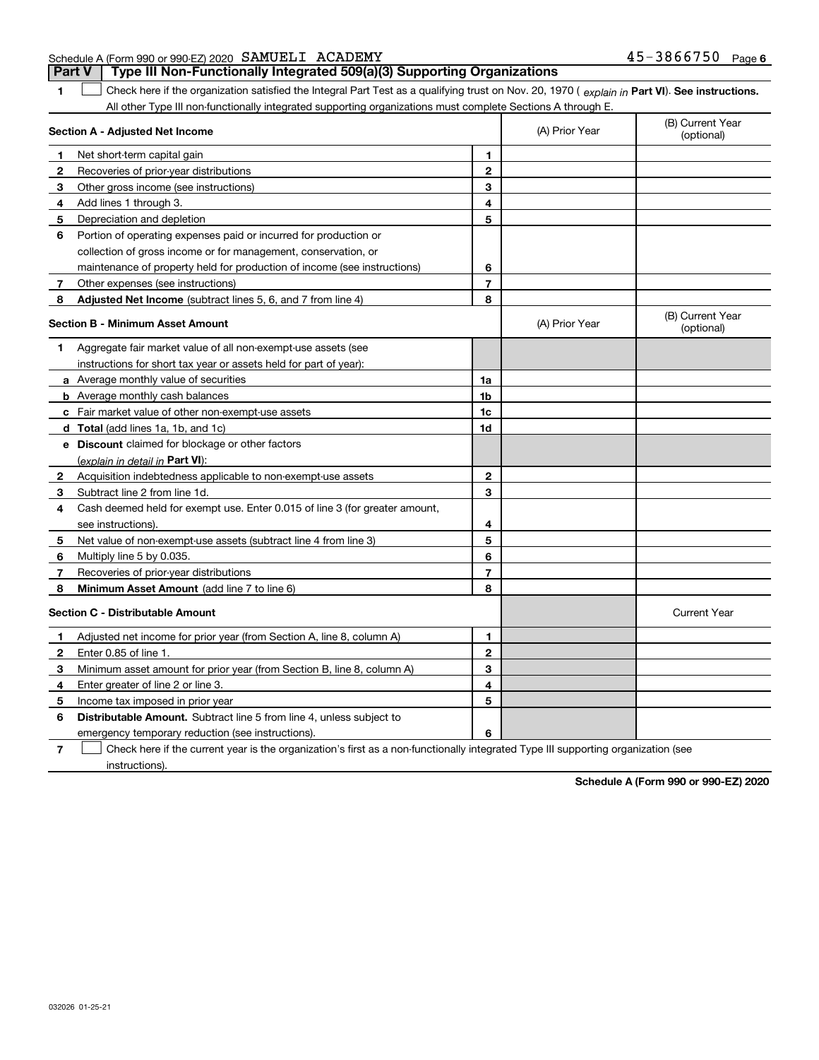Schedule A (Form 990 or 990-EZ) 2020 SAMUELI ACADEMY 45-3866750 Page 6

**Part V | Type III Non-Functionally Integrated 509(a)(3) Supporting Organizations**

1 ☐ Check here if the organization satisfied the Integral Part Test as a qualifying trust on Nov. 20, 1970 ( *explain in* **Part VI**). **See instructions.** All other Type III non-functionally integrated supporting organizations must complete Sections A through E.

| **Section A - Adjusted Net Income** | | | (A) Prior Year | (B) Current Year (optional) |
|---|---|---|---|---|
| 1 | Net short-term capital gain | 1 | | |
| 2 | Recoveries of prior-year distributions | 2 | | |
| 3 | Other gross income (see instructions) | 3 | | |
| 4 | Add lines 1 through 3. | 4 | | |
| 5 | Depreciation and depletion | 5 | | |
| 6 | Portion of operating expenses paid or incurred for production or collection of gross income or for management, conservation, or maintenance of property held for production of income (see instructions) | 6 | | |
| 7 | Other expenses (see instructions) | 7 | | |
| 8 | **Adjusted Net Income** (subtract lines 5, 6, and 7 from line 4) | 8 | | |

| **Section B - Minimum Asset Amount** | | | (A) Prior Year | (B) Current Year (optional) |
|---|---|---|---|---|
| 1 | Aggregate fair market value of all non-exempt-use assets (see instructions for short tax year or assets held for part of year): | | | |
| a | Average monthly value of securities | 1a | | |
| b | Average monthly cash balances | 1b | | |
| c | Fair market value of other non-exempt-use assets | 1c | | |
| d | **Total** (add lines 1a, 1b, and 1c) | 1d | | |
| e | **Discount** claimed for blockage or other factors (*explain in detail in* **Part VI**): | | | |
| 2 | Acquisition indebtedness applicable to non-exempt-use assets | 2 | | |
| 3 | Subtract line 2 from line 1d. | 3 | | |
| 4 | Cash deemed held for exempt use. Enter 0.015 of line 3 (for greater amount, see instructions). | 4 | | |
| 5 | Net value of non-exempt-use assets (subtract line 4 from line 3) | 5 | | |
| 6 | Multiply line 5 by 0.035. | 6 | | |
| 7 | Recoveries of prior-year distributions | 7 | | |
| 8 | **Minimum Asset Amount** (add line 7 to line 6) | 8 | | |

| **Section C - Distributable Amount** | | | | Current Year |
|---|---|---|---|---|
| 1 | Adjusted net income for prior year (from Section A, line 8, column A) | 1 | | |
| 2 | Enter 0.85 of line 1. | 2 | | |
| 3 | Minimum asset amount for prior year (from Section B, line 8, column A) | 3 | | |
| 4 | Enter greater of line 2 or line 3. | 4 | | |
| 5 | Income tax imposed in prior year | 5 | | |
| 6 | **Distributable Amount.** Subtract line 5 from line 4, unless subject to emergency temporary reduction (see instructions). | 6 | | |

7 ☐ Check here if the current year is the organization's first as a non-functionally integrated Type III supporting organization (see instructions).

**Schedule A (Form 990 or 990-EZ) 2020**

032026 01-25-21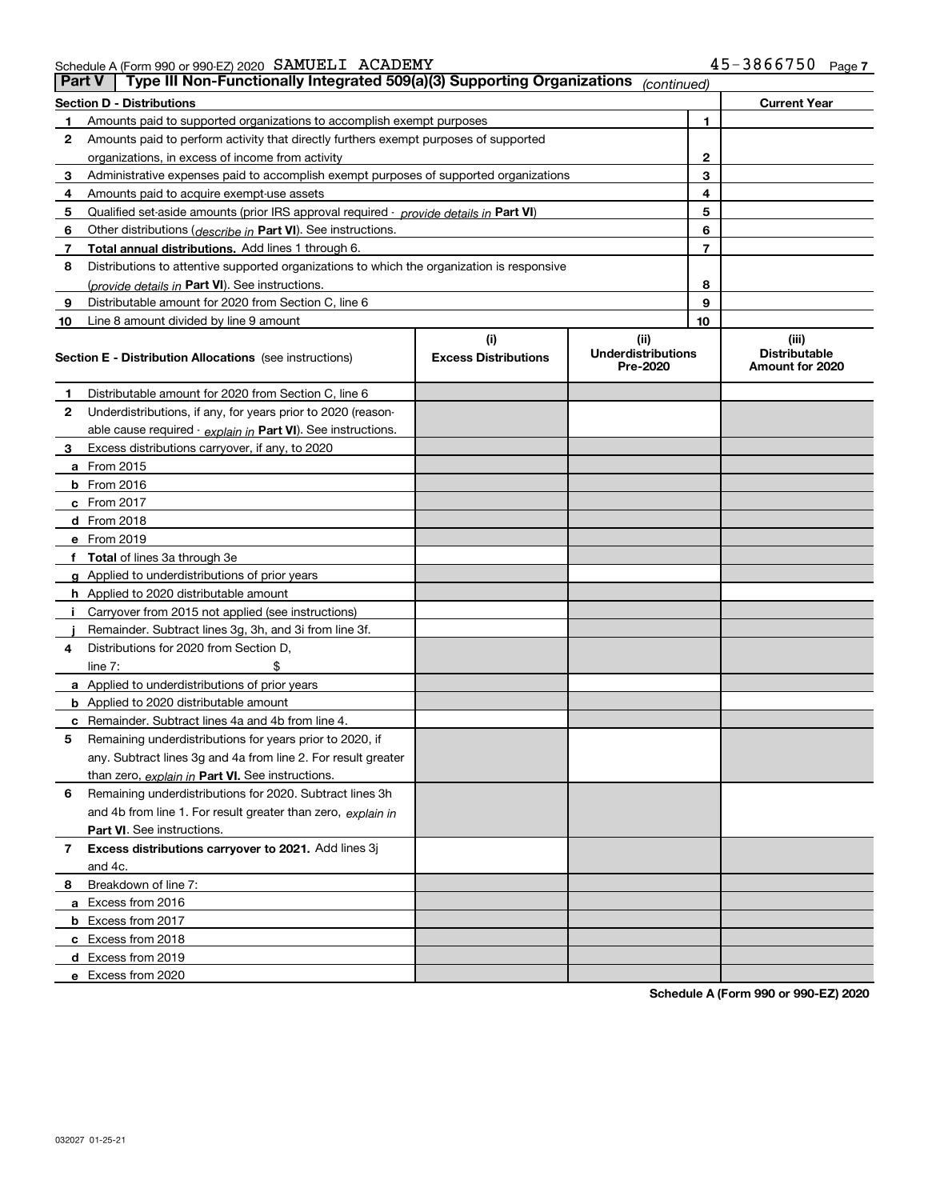Schedule A (Form 990 or 990-EZ) 2020 SAMUELI ACADEMY 45-3866750 Page 7

## Part V | Type III Non-Functionally Integrated 509(a)(3) Supporting Organizations *(continued)*

| Section D - Distributions | | | Current Year |
|---|---|---|---|
| 1 | Amounts paid to supported organizations to accomplish exempt purposes | 1 | |
| 2 | Amounts paid to perform activity that directly furthers exempt purposes of supported organizations, in excess of income from activity | 2 | |
| 3 | Administrative expenses paid to accomplish exempt purposes of supported organizations | 3 | |
| 4 | Amounts paid to acquire exempt-use assets | 4 | |
| 5 | Qualified set-aside amounts (prior IRS approval required - *provide details in* **Part VI**) | 5 | |
| 6 | Other distributions (*describe in* **Part VI**). See instructions. | 6 | |
| 7 | **Total annual distributions.** Add lines 1 through 6. | 7 | |
| 8 | Distributions to attentive supported organizations to which the organization is responsive (*provide details in* **Part VI**). See instructions. | 8 | |
| 9 | Distributable amount for 2020 from Section C, line 6 | 9 | |
| 10 | Line 8 amount divided by line 9 amount | 10 | |

| Section E - Distribution Allocations (see instructions) | (i) Excess Distributions | (ii) Underdistributions Pre-2020 | (iii) Distributable Amount for 2020 |
|---|---|---|---|
| **1** Distributable amount for 2020 from Section C, line 6 | | | |
| **2** Underdistributions, if any, for years prior to 2020 (reasonable cause required - *explain in* **Part VI**). See instructions. | | | |
| **3** Excess distributions carryover, if any, to 2020 | | | |
| **a** From 2015 | | | |
| **b** From 2016 | | | |
| **c** From 2017 | | | |
| **d** From 2018 | | | |
| **e** From 2019 | | | |
| **f** **Total** of lines 3a through 3e | | | |
| **g** Applied to underdistributions of prior years | | | |
| **h** Applied to 2020 distributable amount | | | |
| **i** Carryover from 2015 not applied (see instructions) | | | |
| **j** Remainder. Subtract lines 3g, 3h, and 3i from line 3f. | | | |
| **4** Distributions for 2020 from Section D, line 7: $ | | | |
| **a** Applied to underdistributions of prior years | | | |
| **b** Applied to 2020 distributable amount | | | |
| **c** Remainder. Subtract lines 4a and 4b from line 4. | | | |
| **5** Remaining underdistributions for years prior to 2020, if any. Subtract lines 3g and 4a from line 2. For result greater than zero, *explain in* **Part VI.** See instructions. | | | |
| **6** Remaining underdistributions for 2020. Subtract lines 3h and 4b from line 1. For result greater than zero, *explain in* **Part VI**. See instructions. | | | |
| **7** **Excess distributions carryover to 2021.** Add lines 3j and 4c. | | | |
| **8** Breakdown of line 7: | | | |
| **a** Excess from 2016 | | | |
| **b** Excess from 2017 | | | |
| **c** Excess from 2018 | | | |
| **d** Excess from 2019 | | | |
| **e** Excess from 2020 | | | |

**Schedule A (Form 990 or 990-EZ) 2020**

032027 01-25-21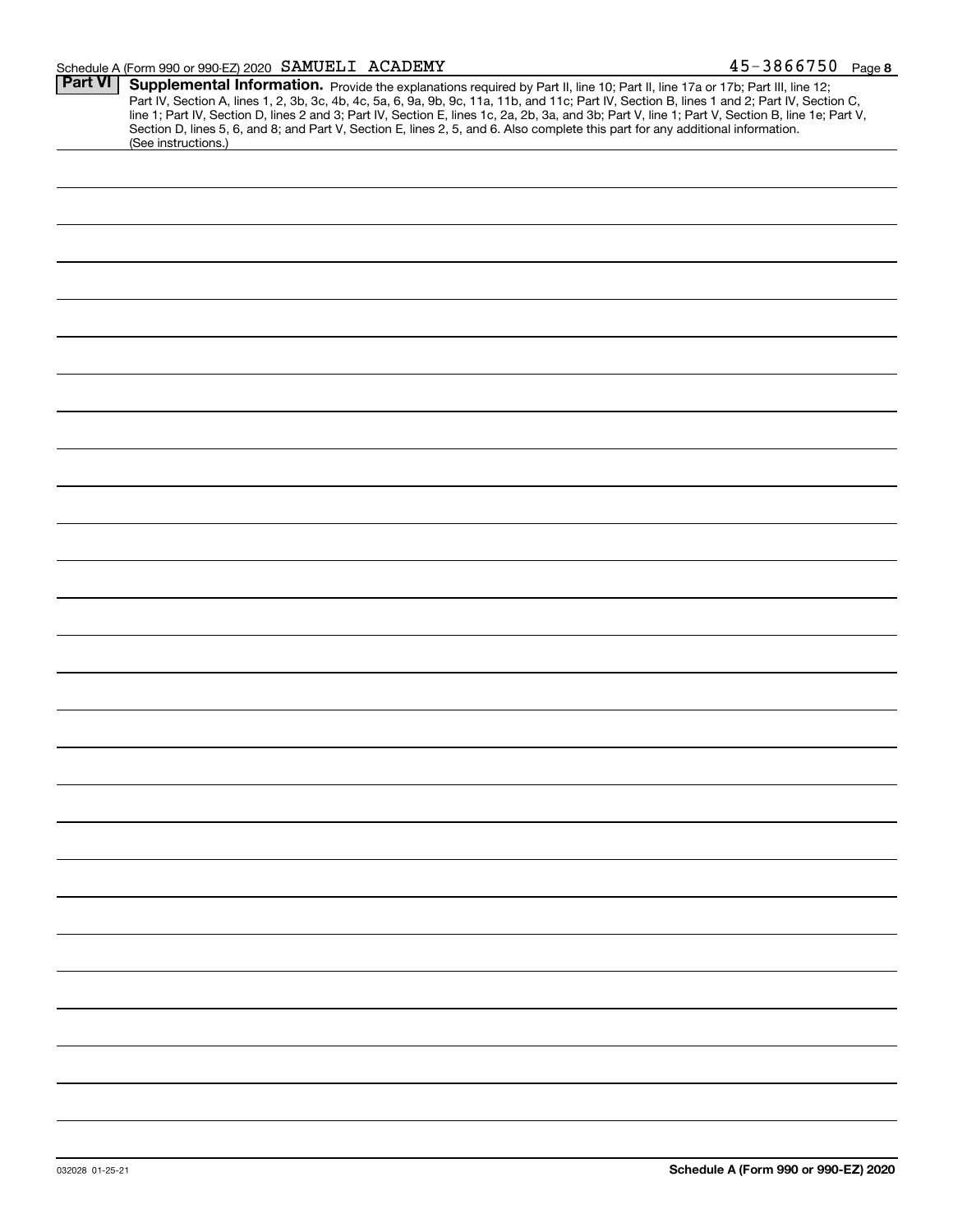Schedule A (Form 990 or 990-EZ) 2020 SAMUELI ACADEMY 45-3866750 Page 8

**Part VI** **Supplemental Information.** Provide the explanations required by Part II, line 10; Part II, line 17a or 17b; Part III, line 12; Part IV, Section A, lines 1, 2, 3b, 3c, 4b, 4c, 5a, 6, 9a, 9b, 9c, 11a, 11b, and 11c; Part IV, Section B, lines 1 and 2; Part IV, Section C, line 1; Part IV, Section D, lines 2 and 3; Part IV, Section E, lines 1c, 2a, 2b, 3a, and 3b; Part V, line 1; Part V, Section B, line 1e; Part V, Section D, lines 5, 6, and 8; and Part V, Section E, lines 2, 5, and 6. Also complete this part for any additional information. (See instructions.)

032028 01-25-21 **Schedule A (Form 990 or 990-EZ) 2020**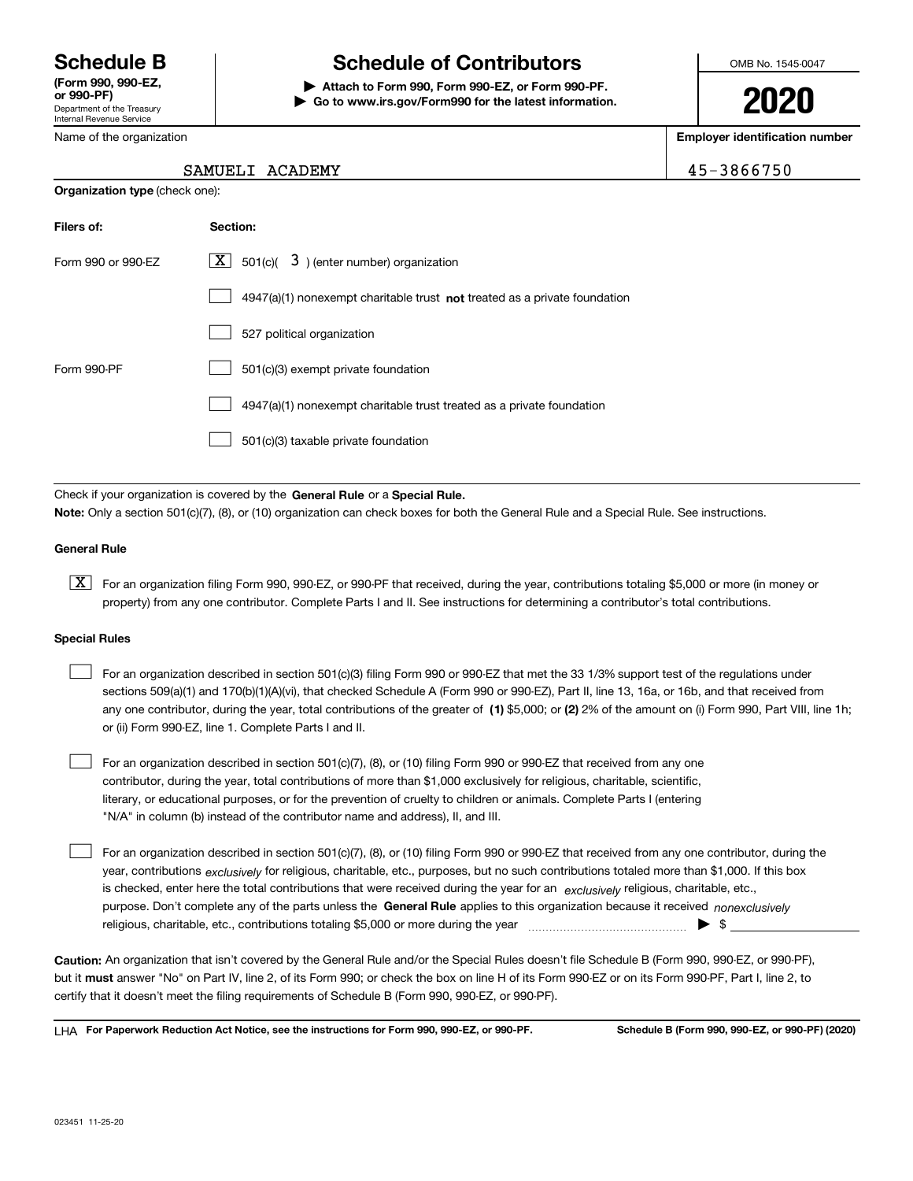# Schedule B

**(Form 990, 990-EZ, or 990-PF)**
Department of the Treasury
Internal Revenue Service

# Schedule of Contributors

▶ **Attach to Form 990, Form 990-EZ, or Form 990-PF.**
▶ **Go to www.irs.gov/Form990 for the latest information.**

OMB No. 1545-0047

**2020**

Name of the organization: SAMUELI ACADEMY

**Employer identification number:** 45-3866750

**Organization type** (check one):

| **Filers of:** | **Section:** |
|---|---|
| Form 990 or 990-EZ | [X] 501(c)( 3 ) (enter number) organization |
| | [ ] 4947(a)(1) nonexempt charitable trust **not** treated as a private foundation |
| | [ ] 527 political organization |
| Form 990-PF | [ ] 501(c)(3) exempt private foundation |
| | [ ] 4947(a)(1) nonexempt charitable trust treated as a private foundation |
| | [ ] 501(c)(3) taxable private foundation |

Check if your organization is covered by the **General Rule** or a **Special Rule.**

**Note:** Only a section 501(c)(7), (8), or (10) organization can check boxes for both the General Rule and a Special Rule. See instructions.

### General Rule

[X] For an organization filing Form 990, 990-EZ, or 990-PF that received, during the year, contributions totaling $5,000 or more (in money or property) from any one contributor. Complete Parts I and II. See instructions for determining a contributor's total contributions.

### Special Rules

[ ] For an organization described in section 501(c)(3) filing Form 990 or 990-EZ that met the 33 1/3% support test of the regulations under sections 509(a)(1) and 170(b)(1)(A)(vi), that checked Schedule A (Form 990 or 990-EZ), Part II, line 13, 16a, or 16b, and that received from any one contributor, during the year, total contributions of the greater of **(1)** $5,000; or **(2)** 2% of the amount on (i) Form 990, Part VIII, line 1h; or (ii) Form 990-EZ, line 1. Complete Parts I and II.

[ ] For an organization described in section 501(c)(7), (8), or (10) filing Form 990 or 990-EZ that received from any one contributor, during the year, total contributions of more than $1,000 exclusively for religious, charitable, scientific, literary, or educational purposes, or for the prevention of cruelty to children or animals. Complete Parts I (entering "N/A" in column (b) instead of the contributor name and address), II, and III.

[ ] For an organization described in section 501(c)(7), (8), or (10) filing Form 990 or 990-EZ that received from any one contributor, during the year, contributions *exclusively* for religious, charitable, etc., purposes, but no such contributions totaled more than $1,000. If this box is checked, enter here the total contributions that were received during the year for an *exclusively* religious, charitable, etc., purpose. Don't complete any of the parts unless the **General Rule** applies to this organization because it received *nonexclusively* religious, charitable, etc., contributions totaling $5,000 or more during the year ▶ $ ____________

**Caution:** An organization that isn't covered by the General Rule and/or the Special Rules doesn't file Schedule B (Form 990, 990-EZ, or 990-PF), but it **must** answer "No" on Part IV, line 2, of its Form 990; or check the box on line H of its Form 990-EZ or on its Form 990-PF, Part I, line 2, to certify that it doesn't meet the filing requirements of Schedule B (Form 990, 990-EZ, or 990-PF).

LHA **For Paperwork Reduction Act Notice, see the instructions for Form 990, 990-EZ, or 990-PF.** **Schedule B (Form 990, 990-EZ, or 990-PF) (2020)**

023451 11-25-20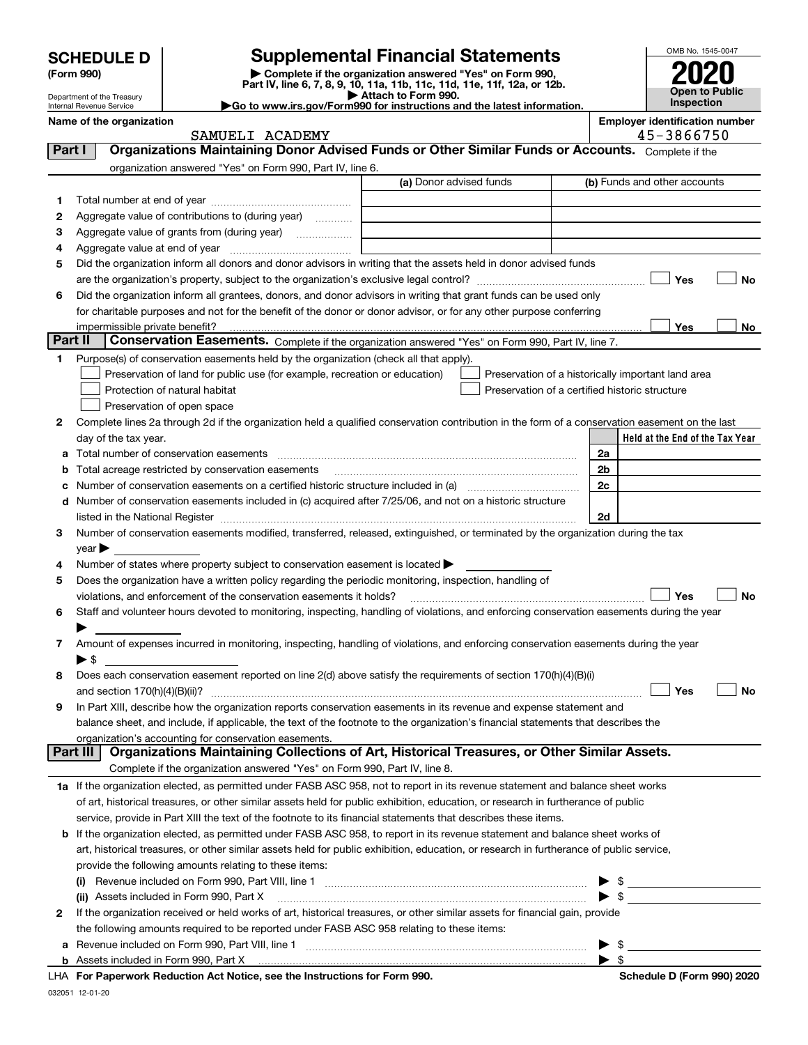# SCHEDULE D (Form 990)

Department of the Treasury
Internal Revenue Service

## Supplemental Financial Statements

▶ Complete if the organization answered "Yes" on Form 990, Part IV, line 6, 7, 8, 9, 10, 11a, 11b, 11c, 11d, 11e, 11f, 12a, or 12b.
▶ Attach to Form 990.
▶Go to www.irs.gov/Form990 for instructions and the latest information.

OMB No. 1545-0047

**2020**

**Open to Public Inspection**

**Name of the organization**
SAMUELI ACADEMY

**Employer identification number**
45-3866750

## Part I — Organizations Maintaining Donor Advised Funds or Other Similar Funds or Accounts.
Complete if the organization answered "Yes" on Form 990, Part IV, line 6.

| | | (a) Donor advised funds | (b) Funds and other accounts |
|---|---|---|---|
| 1 | Total number at end of year | | |
| 2 | Aggregate value of contributions to (during year) | | |
| 3 | Aggregate value of grants from (during year) | | |
| 4 | Aggregate value at end of year | | |

5 Did the organization inform all donors and donor advisors in writing that the assets held in donor advised funds are the organization's property, subject to the organization's exclusive legal control? ☐ Yes ☐ No

6 Did the organization inform all grantees, donors, and donor advisors in writing that grant funds can be used only for charitable purposes and not for the benefit of the donor or donor advisor, or for any other purpose conferring impermissible private benefit? ☐ Yes ☐ No

## Part II — Conservation Easements.
Complete if the organization answered "Yes" on Form 990, Part IV, line 7.

1 Purpose(s) of conservation easements held by the organization (check all that apply).

- ☐ Preservation of land for public use (for example, recreation or education)
- ☐ Protection of natural habitat
- ☐ Preservation of open space
- ☐ Preservation of a historically important land area
- ☐ Preservation of a certified historic structure

2 Complete lines 2a through 2d if the organization held a qualified conservation contribution in the form of a conservation easement on the last day of the tax year.

| | | | Held at the End of the Tax Year |
|---|---|---|---|
| a | Total number of conservation easements | 2a | |
| b | Total acreage restricted by conservation easements | 2b | |
| c | Number of conservation easements on a certified historic structure included in (a) | 2c | |
| d | Number of conservation easements included in (c) acquired after 7/25/06, and not on a historic structure listed in the National Register | 2d | |

3 Number of conservation easements modified, transferred, released, extinguished, or terminated by the organization during the tax year ▶

4 Number of states where property subject to conservation easement is located ▶

5 Does the organization have a written policy regarding the periodic monitoring, inspection, handling of violations, and enforcement of the conservation easements it holds? ☐ Yes ☐ No

6 Staff and volunteer hours devoted to monitoring, inspecting, handling of violations, and enforcing conservation easements during the year ▶

7 Amount of expenses incurred in monitoring, inspecting, handling of violations, and enforcing conservation easements during the year ▶ $

8 Does each conservation easement reported on line 2(d) above satisfy the requirements of section 170(h)(4)(B)(i) and section 170(h)(4)(B)(ii)? ☐ Yes ☐ No

9 In Part XIII, describe how the organization reports conservation easements in its revenue and expense statement and balance sheet, and include, if applicable, the text of the footnote to the organization's financial statements that describes the organization's accounting for conservation easements.

## Part III — Organizations Maintaining Collections of Art, Historical Treasures, or Other Similar Assets.
Complete if the organization answered "Yes" on Form 990, Part IV, line 8.

1a If the organization elected, as permitted under FASB ASC 958, not to report in its revenue statement and balance sheet works of art, historical treasures, or other similar assets held for public exhibition, education, or research in furtherance of public service, provide in Part XIII the text of the footnote to its financial statements that describes these items.

b If the organization elected, as permitted under FASB ASC 958, to report in its revenue statement and balance sheet works of art, historical treasures, or other similar assets held for public exhibition, education, or research in furtherance of public service, provide the following amounts relating to these items:

(i) Revenue included on Form 990, Part VIII, line 1 ▶ $

(ii) Assets included in Form 990, Part X ▶ $

2 If the organization received or held works of art, historical treasures, or other similar assets for financial gain, provide the following amounts required to be reported under FASB ASC 958 relating to these items:

a Revenue included on Form 990, Part VIII, line 1 ▶ $

b Assets included in Form 990, Part X ▶ $

LHA **For Paperwork Reduction Act Notice, see the Instructions for Form 990.** **Schedule D (Form 990) 2020**

032051 12-01-20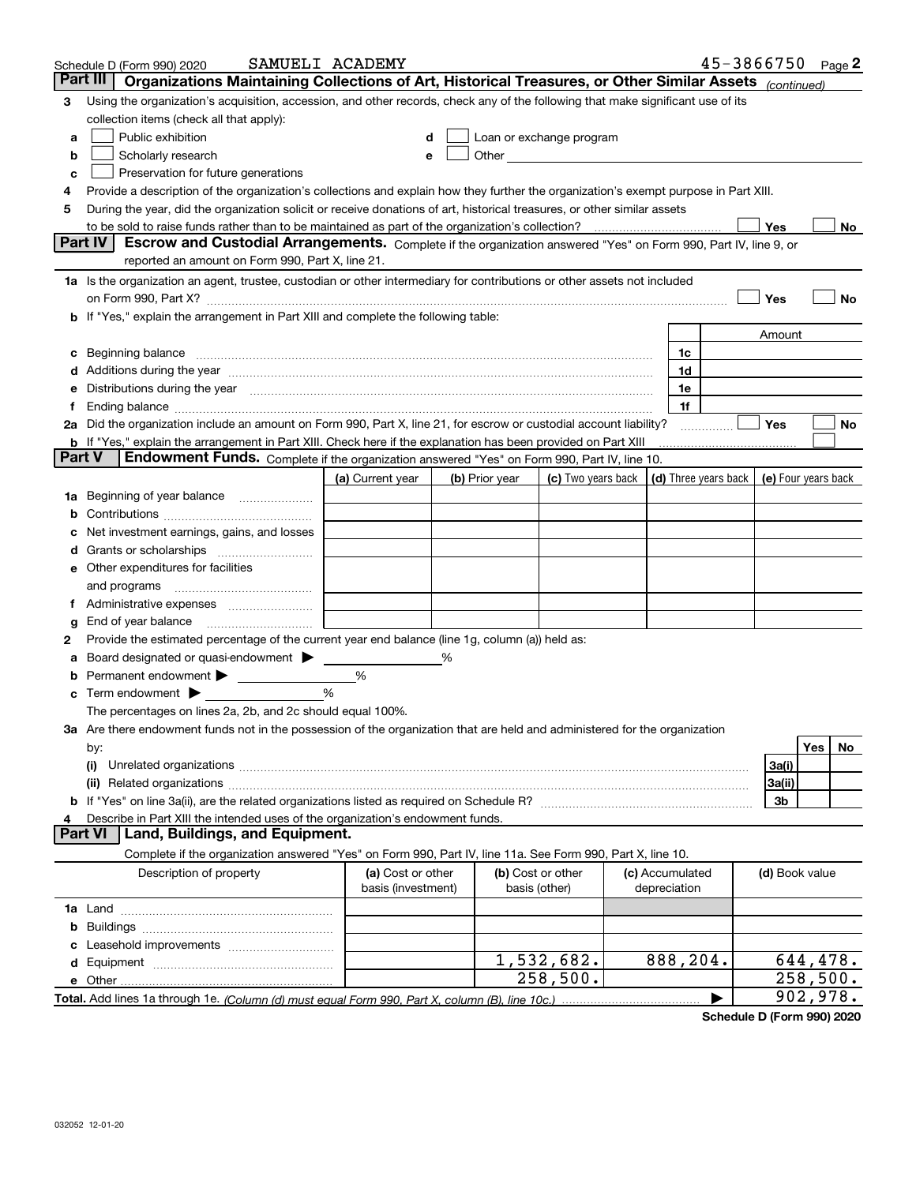Schedule D (Form 990) 2020 SAMUELI ACADEMY 45-3866750 Page 2

**Part III** **Organizations Maintaining Collections of Art, Historical Treasures, or Other Similar Assets** *(continued)*

3 Using the organization's acquisition, accession, and other records, check any of the following that make significant use of its collection items (check all that apply):

a ☐ Public exhibition
b ☐ Scholarly research
c ☐ Preservation for future generations
d ☐ Loan or exchange program
e ☐ Other

4 Provide a description of the organization's collections and explain how they further the organization's exempt purpose in Part XIII.

5 During the year, did the organization solicit or receive donations of art, historical treasures, or other similar assets to be sold to raise funds rather than to be maintained as part of the organization's collection? ☐ Yes ☐ No

**Part IV** **Escrow and Custodial Arrangements.** Complete if the organization answered "Yes" on Form 990, Part IV, line 9, or reported an amount on Form 990, Part X, line 21.

1a Is the organization an agent, trustee, custodian or other intermediary for contributions or other assets not included on Form 990, Part X? ☐ Yes ☐ No

b If "Yes," explain the arrangement in Part XIII and complete the following table:

| | | Amount |
|---|---|---|
| c Beginning balance | 1c | |
| d Additions during the year | 1d | |
| e Distributions during the year | 1e | |
| f Ending balance | 1f | |

2a Did the organization include an amount on Form 990, Part X, line 21, for escrow or custodial account liability? ☐ Yes ☐ No

b If "Yes," explain the arrangement in Part XIII. Check here if the explanation has been provided on Part XIII ☐

**Part V** **Endowment Funds.** Complete if the organization answered "Yes" on Form 990, Part IV, line 10.

| | (a) Current year | (b) Prior year | (c) Two years back | (d) Three years back | (e) Four years back |
|---|---|---|---|---|---|
| 1a Beginning of year balance | | | | | |
| b Contributions | | | | | |
| c Net investment earnings, gains, and losses | | | | | |
| d Grants or scholarships | | | | | |
| e Other expenditures for facilities and programs | | | | | |
| f Administrative expenses | | | | | |
| g End of year balance | | | | | |

2 Provide the estimated percentage of the current year end balance (line 1g, column (a)) held as:

a Board designated or quasi-endowment ▶ _____ %
b Permanent endowment ▶ _____ %
c Term endowment ▶ _____ %

The percentages on lines 2a, 2b, and 2c should equal 100%.

3a Are there endowment funds not in the possession of the organization that are held and administered for the organization by:

| | | Yes | No |
|---|---|---|---|
| (i) Unrelated organizations | 3a(i) | | |
| (ii) Related organizations | 3a(ii) | | |
| b If "Yes" on line 3a(ii), are the related organizations listed as required on Schedule R? | 3b | | |

4 Describe in Part XIII the intended uses of the organization's endowment funds.

**Part VI** **Land, Buildings, and Equipment.**

Complete if the organization answered "Yes" on Form 990, Part IV, line 11a. See Form 990, Part X, line 10.

| Description of property | (a) Cost or other basis (investment) | (b) Cost or other basis (other) | (c) Accumulated depreciation | (d) Book value |
|---|---|---|---|---|
| 1a Land | | | | |
| b Buildings | | | | |
| c Leasehold improvements | | | | |
| d Equipment | | 1,532,682. | 888,204. | 644,478. |
| e Other | | 258,500. | | 258,500. |
| **Total.** Add lines 1a through 1e. *(Column (d) must equal Form 990, Part X, column (B), line 10c.)* | | | ▶ | 902,978. |

**Schedule D (Form 990) 2020**

032052 12-01-20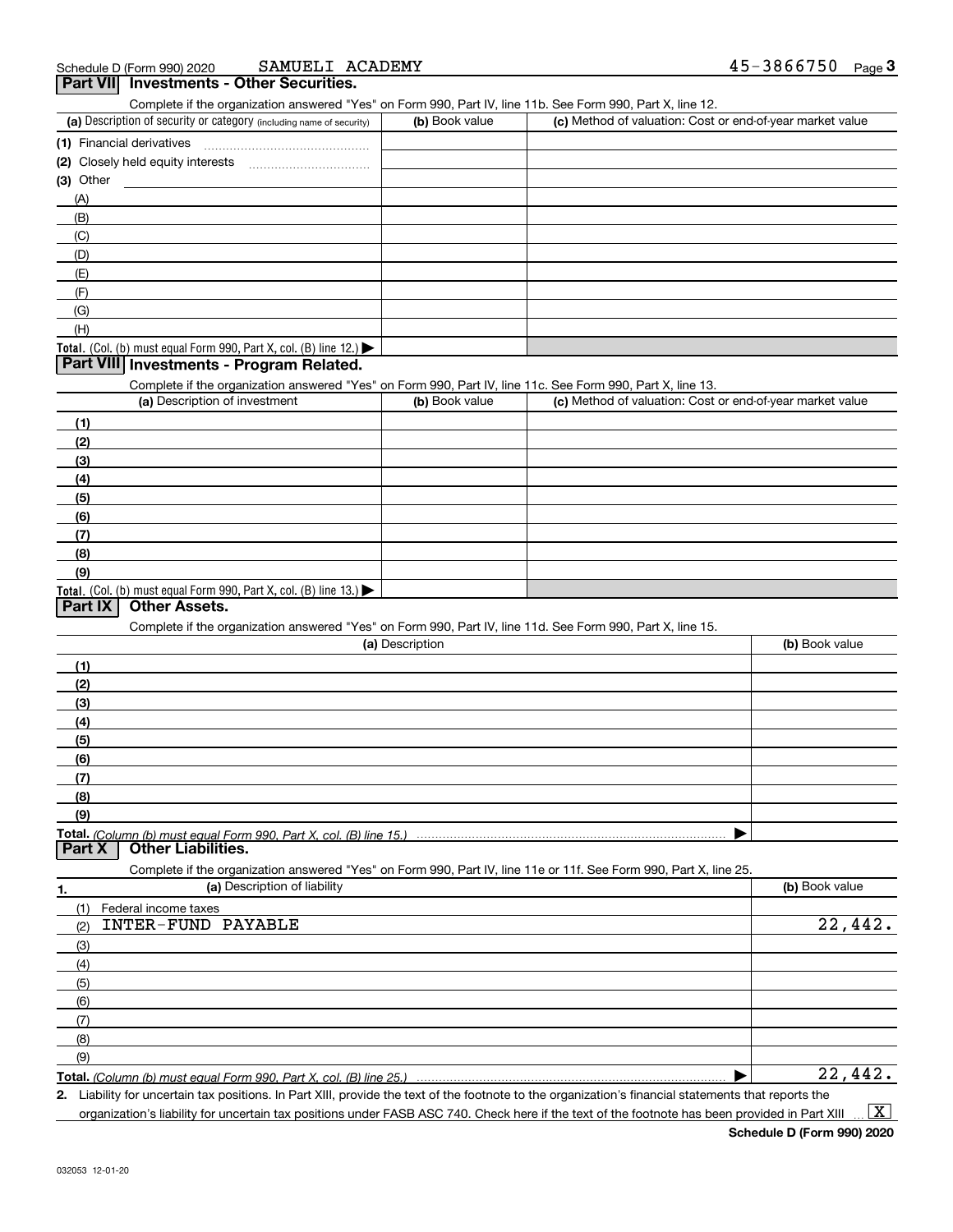Schedule D (Form 990) 2020 SAMUELI ACADEMY 45-3866750 Page 3

## Part VII Investments - Other Securities.

Complete if the organization answered "Yes" on Form 990, Part IV, line 11b. See Form 990, Part X, line 12.

| (a) Description of security or category (including name of security) | (b) Book value | (c) Method of valuation: Cost or end-of-year market value |
|---|---|---|
| (1) Financial derivatives | | |
| (2) Closely held equity interests | | |
| (3) Other | | |
| (A) | | |
| (B) | | |
| (C) | | |
| (D) | | |
| (E) | | |
| (F) | | |
| (G) | | |
| (H) | | |
| **Total.** (Col. (b) must equal Form 990, Part X, col. (B) line 12.) ▶ | | |

## Part VIII Investments - Program Related.

Complete if the organization answered "Yes" on Form 990, Part IV, line 11c. See Form 990, Part X, line 13.

| (a) Description of investment | (b) Book value | (c) Method of valuation: Cost or end-of-year market value |
|---|---|---|
| (1) | | |
| (2) | | |
| (3) | | |
| (4) | | |
| (5) | | |
| (6) | | |
| (7) | | |
| (8) | | |
| (9) | | |
| **Total.** (Col. (b) must equal Form 990, Part X, col. (B) line 13.) ▶ | | |

## Part IX Other Assets.

Complete if the organization answered "Yes" on Form 990, Part IV, line 11d. See Form 990, Part X, line 15.

| (a) Description | (b) Book value |
|---|---|
| (1) | |
| (2) | |
| (3) | |
| (4) | |
| (5) | |
| (6) | |
| (7) | |
| (8) | |
| (9) | |
| **Total.** *(Column (b) must equal Form 990, Part X, col. (B) line 15.)* ▶ | |

## Part X Other Liabilities.

Complete if the organization answered "Yes" on Form 990, Part IV, line 11e or 11f. See Form 990, Part X, line 25.

| 1. (a) Description of liability | (b) Book value |
|---|---|
| (1) Federal income taxes | |
| (2) INTER-FUND PAYABLE | 22,442. |
| (3) | |
| (4) | |
| (5) | |
| (6) | |
| (7) | |
| (8) | |
| (9) | |
| **Total.** *(Column (b) must equal Form 990, Part X, col. (B) line 25.)* ▶ | 22,442. |

2. Liability for uncertain tax positions. In Part XIII, provide the text of the footnote to the organization's financial statements that reports the organization's liability for uncertain tax positions under FASB ASC 740. Check here if the text of the footnote has been provided in Part XIII ... [X]

Schedule D (Form 990) 2020

032053 12-01-20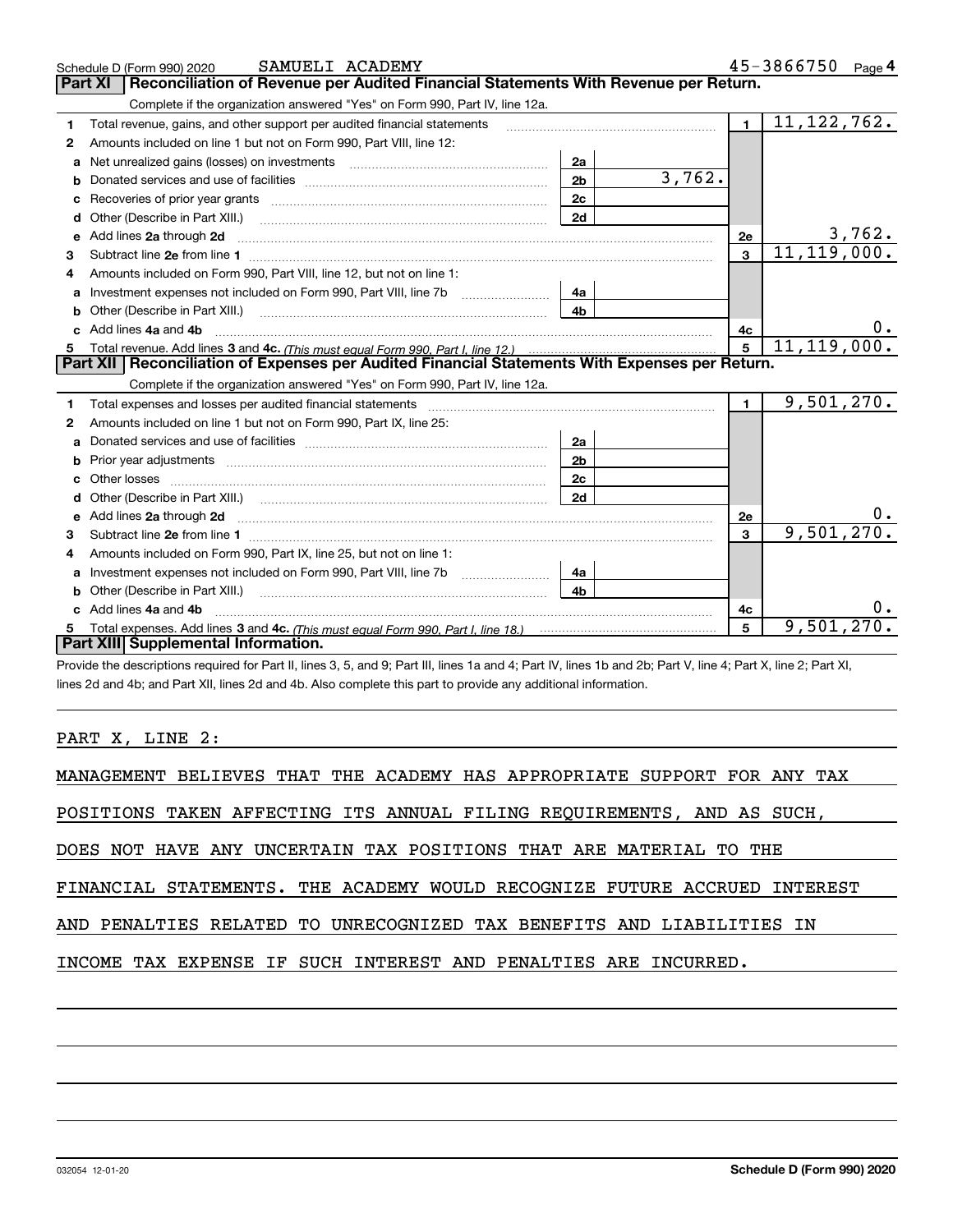Schedule D (Form 990) 2020 SAMUELI ACADEMY 45-3866750 Page 4

## Part XI Reconciliation of Revenue per Audited Financial Statements With Revenue per Return.

Complete if the organization answered "Yes" on Form 990, Part IV, line 12a.

| | | | | | |
|---|---|---|---|---|---|
| 1 | Total revenue, gains, and other support per audited financial statements | | | 1 | 11,122,762. |
| 2 | Amounts included on line 1 but not on Form 990, Part VIII, line 12: | | | | |
| a | Net unrealized gains (losses) on investments | 2a | | | |
| b | Donated services and use of facilities | 2b | 3,762. | | |
| c | Recoveries of prior year grants | 2c | | | |
| d | Other (Describe in Part XIII.) | 2d | | | |
| e | Add lines 2a through 2d | | | 2e | 3,762. |
| 3 | Subtract line 2e from line 1 | | | 3 | 11,119,000. |
| 4 | Amounts included on Form 990, Part VIII, line 12, but not on line 1: | | | | |
| a | Investment expenses not included on Form 990, Part VIII, line 7b | 4a | | | |
| b | Other (Describe in Part XIII.) | 4b | | | |
| c | Add lines 4a and 4b | | | 4c | 0. |
| 5 | Total revenue. Add lines 3 and 4c. *(This must equal Form 990, Part I, line 12.)* | | | 5 | 11,119,000. |

## Part XII Reconciliation of Expenses per Audited Financial Statements With Expenses per Return.

Complete if the organization answered "Yes" on Form 990, Part IV, line 12a.

| | | | | | |
|---|---|---|---|---|---|
| 1 | Total expenses and losses per audited financial statements | | | 1 | 9,501,270. |
| 2 | Amounts included on line 1 but not on Form 990, Part IX, line 25: | | | | |
| a | Donated services and use of facilities | 2a | | | |
| b | Prior year adjustments | 2b | | | |
| c | Other losses | 2c | | | |
| d | Other (Describe in Part XIII.) | 2d | | | |
| e | Add lines 2a through 2d | | | 2e | 0. |
| 3 | Subtract line 2e from line 1 | | | 3 | 9,501,270. |
| 4 | Amounts included on Form 990, Part IX, line 25, but not on line 1: | | | | |
| a | Investment expenses not included on Form 990, Part VIII, line 7b | 4a | | | |
| b | Other (Describe in Part XIII.) | 4b | | | |
| c | Add lines 4a and 4b | | | 4c | 0. |
| 5 | Total expenses. Add lines 3 and 4c. *(This must equal Form 990, Part I, line 18.)* | | | 5 | 9,501,270. |

## Part XIII Supplemental Information.

Provide the descriptions required for Part II, lines 3, 5, and 9; Part III, lines 1a and 4; Part IV, lines 1b and 2b; Part V, line 4; Part X, line 2; Part XI, lines 2d and 4b; and Part XII, lines 2d and 4b. Also complete this part to provide any additional information.

PART X, LINE 2:

MANAGEMENT BELIEVES THAT THE ACADEMY HAS APPROPRIATE SUPPORT FOR ANY TAX POSITIONS TAKEN AFFECTING ITS ANNUAL FILING REQUIREMENTS, AND AS SUCH, DOES NOT HAVE ANY UNCERTAIN TAX POSITIONS THAT ARE MATERIAL TO THE FINANCIAL STATEMENTS. THE ACADEMY WOULD RECOGNIZE FUTURE ACCRUED INTEREST AND PENALTIES RELATED TO UNRECOGNIZED TAX BENEFITS AND LIABILITIES IN INCOME TAX EXPENSE IF SUCH INTEREST AND PENALTIES ARE INCURRED.

032054 12-01-20 Schedule D (Form 990) 2020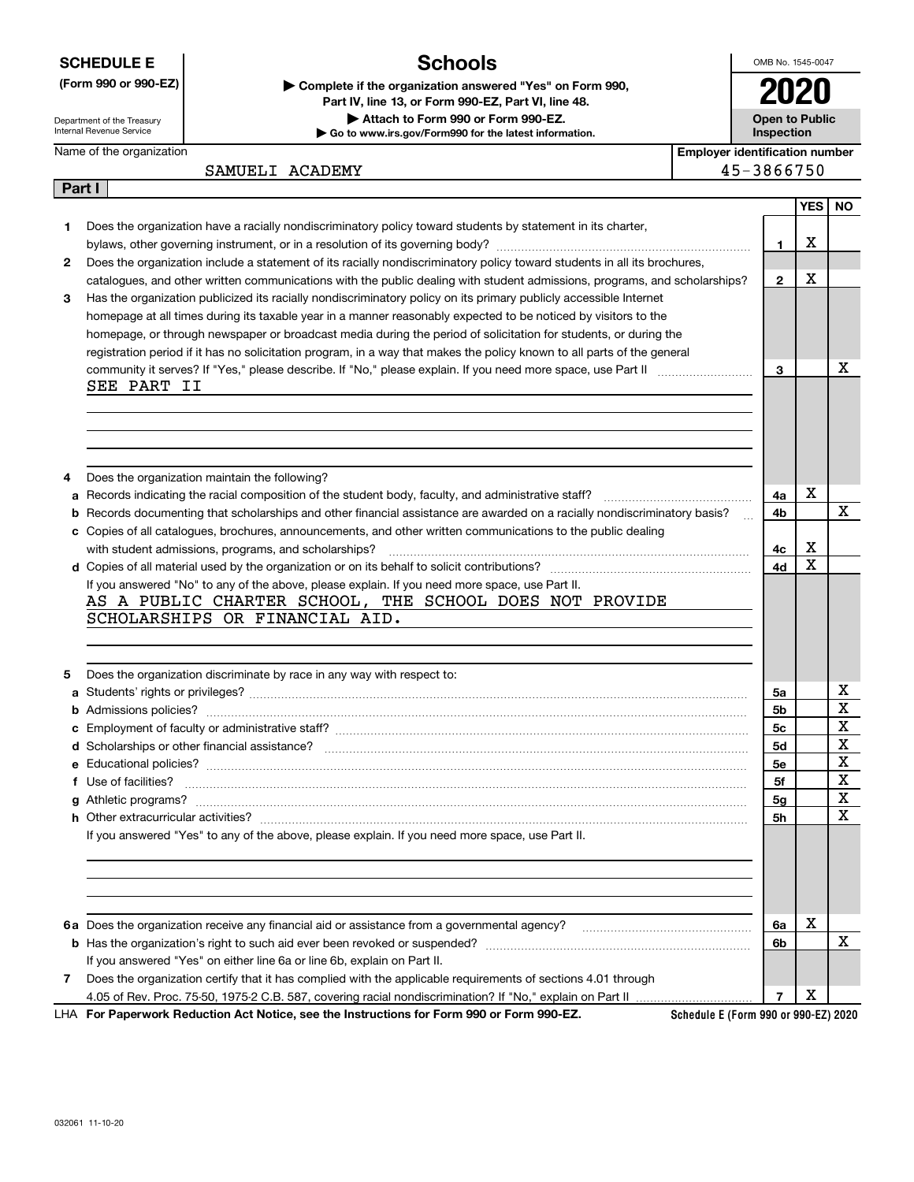**SCHEDULE E**
**(Form 990 or 990-EZ)**

Department of the Treasury
Internal Revenue Service

# Schools

▶ **Complete if the organization answered "Yes" on Form 990, Part IV, line 13, or Form 990-EZ, Part VI, line 48.**
▶ **Attach to Form 990 or Form 990-EZ.**
▶ **Go to www.irs.gov/Form990 for the latest information.**

OMB No. 1545-0047

**2020**

**Open to Public Inspection**

Name of the organization: SAMUELI ACADEMY

**Employer identification number:** 45-3866750

**Part I**

| | | Line | YES | NO |
|---|---|---|---|---|
| **1** | Does the organization have a racially nondiscriminatory policy toward students by statement in its charter, bylaws, other governing instrument, or in a resolution of its governing body? | **1** | X | |
| **2** | Does the organization include a statement of its racially nondiscriminatory policy toward students in all its brochures, catalogues, and other written communications with the public dealing with student admissions, programs, and scholarships? | **2** | X | |
| **3** | Has the organization publicized its racially nondiscriminatory policy on its primary publicly accessible Internet homepage at all times during its taxable year in a manner reasonably expected to be noticed by visitors to the homepage, or through newspaper or broadcast media during the period of solicitation for students, or during the registration period if it has no solicitation program, in a way that makes the policy known to all parts of the general community it serves? If "Yes," please describe. If "No," please explain. If you need more space, use Part II | **3** | | X |

SEE PART II

| | | Line | YES | NO |
|---|---|---|---|---|
| **4** | Does the organization maintain the following? | | | |
| **a** | Records indicating the racial composition of the student body, faculty, and administrative staff? | **4a** | X | |
| **b** | Records documenting that scholarships and other financial assistance are awarded on a racially nondiscriminatory basis? | **4b** | | X |
| **c** | Copies of all catalogues, brochures, announcements, and other written communications to the public dealing with student admissions, programs, and scholarships? | **4c** | X | |
| **d** | Copies of all material used by the organization or on its behalf to solicit contributions? | **4d** | X | |

If you answered "No" to any of the above, please explain. If you need more space, use Part II.

AS A PUBLIC CHARTER SCHOOL, THE SCHOOL DOES NOT PROVIDE SCHOLARSHIPS OR FINANCIAL AID.

| | | Line | YES | NO |
|---|---|---|---|---|
| **5** | Does the organization discriminate by race in any way with respect to: | | | |
| **a** | Students' rights or privileges? | **5a** | | X |
| **b** | Admissions policies? | **5b** | | X |
| **c** | Employment of faculty or administrative staff? | **5c** | | X |
| **d** | Scholarships or other financial assistance? | **5d** | | X |
| **e** | Educational policies? | **5e** | | X |
| **f** | Use of facilities? | **5f** | | X |
| **g** | Athletic programs? | **5g** | | X |
| **h** | Other extracurricular activities? | **5h** | | X |

If you answered "Yes" to any of the above, please explain. If you need more space, use Part II.

| | | Line | YES | NO |
|---|---|---|---|---|
| **6a** | Does the organization receive any financial aid or assistance from a governmental agency? | **6a** | X | |
| **b** | Has the organization's right to such aid ever been revoked or suspended? | **6b** | | X |
| | If you answered "Yes" on either line 6a or line 6b, explain on Part II. | | | |
| **7** | Does the organization certify that it has complied with the applicable requirements of sections 4.01 through 4.05 of Rev. Proc. 75-50, 1975-2 C.B. 587, covering racial nondiscrimination? If "No," explain on Part II | **7** | X | |

LHA **For Paperwork Reduction Act Notice, see the Instructions for Form 990 or Form 990-EZ.** **Schedule E (Form 990 or 990-EZ) 2020**

032061 11-10-20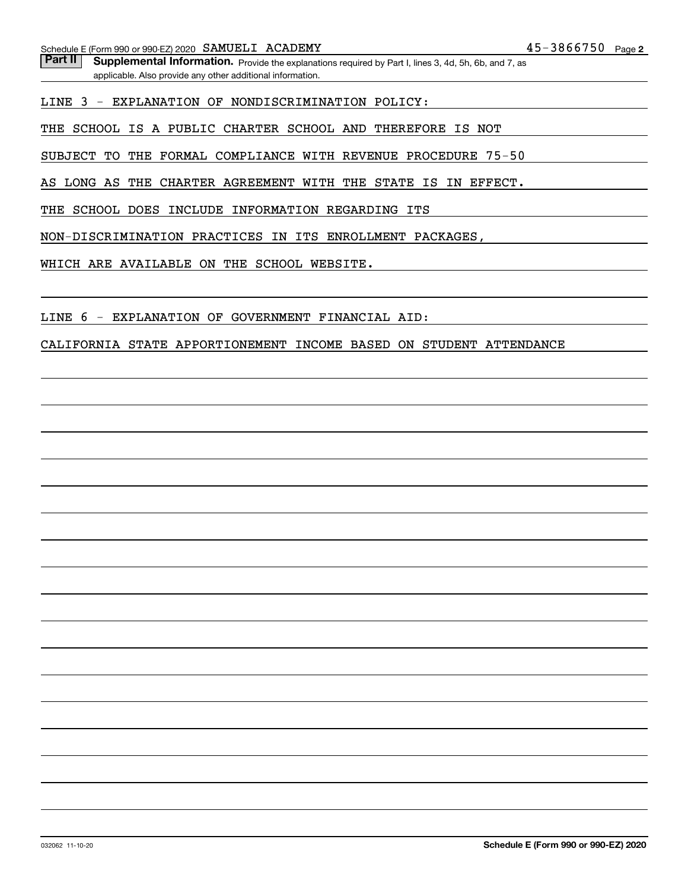Schedule E (Form 990 or 990-EZ) 2020 SAMUELI ACADEMY 45-3866750

**Part II** **Supplemental Information.** Provide the explanations required by Part I, lines 3, 4d, 5h, 6b, and 7, as applicable. Also provide any other additional information.

LINE 3 - EXPLANATION OF NONDISCRIMINATION POLICY:

THE SCHOOL IS A PUBLIC CHARTER SCHOOL AND THEREFORE IS NOT SUBJECT TO THE FORMAL COMPLIANCE WITH REVENUE PROCEDURE 75-50 AS LONG AS THE CHARTER AGREEMENT WITH THE STATE IS IN EFFECT. THE SCHOOL DOES INCLUDE INFORMATION REGARDING ITS NON-DISCRIMINATION PRACTICES IN ITS ENROLLMENT PACKAGES, WHICH ARE AVAILABLE ON THE SCHOOL WEBSITE.

LINE 6 - EXPLANATION OF GOVERNMENT FINANCIAL AID:

CALIFORNIA STATE APPORTIONEMENT INCOME BASED ON STUDENT ATTENDANCE

032062 11-10-20 **Schedule E (Form 990 or 990-EZ) 2020**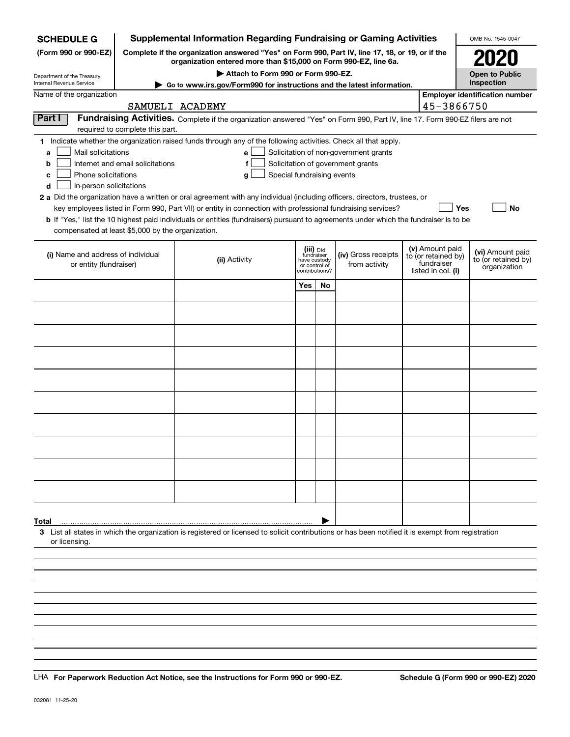**SCHEDULE G**
**(Form 990 or 990-EZ)**

Department of the Treasury
Internal Revenue Service

# Supplemental Information Regarding Fundraising or Gaming Activities

**Complete if the organization answered "Yes" on Form 990, Part IV, line 17, 18, or 19, or if the organization entered more than $15,000 on Form 990-EZ, line 6a.**

**▶ Attach to Form 990 or Form 990-EZ.**

**▶ Go to www.irs.gov/Form990 for instructions and the latest information.**

OMB No. 1545-0047

**2020**

**Open to Public Inspection**

Name of the organization: SAMUELI ACADEMY

**Employer identification number:** 45-3866750

**Part I** **Fundraising Activities.** Complete if the organization answered "Yes" on Form 990, Part IV, line 17. Form 990-EZ filers are not required to complete this part.

**1** Indicate whether the organization raised funds through any of the following activities. Check all that apply.

- **a** ☐ Mail solicitations
- **b** ☐ Internet and email solicitations
- **c** ☐ Phone solicitations
- **d** ☐ In-person solicitations
- **e** ☐ Solicitation of non-government grants
- **f** ☐ Solicitation of government grants
- **g** ☐ Special fundraising events

**2 a** Did the organization have a written or oral agreement with any individual (including officers, directors, trustees, or key employees listed in Form 990, Part VII) or entity in connection with professional fundraising services? ☐ **Yes** ☐ **No**

**b** If "Yes," list the 10 highest paid individuals or entities (fundraisers) pursuant to agreements under which the fundraiser is to be compensated at least $5,000 by the organization.

| (i) Name and address of individual or entity (fundraiser) | (ii) Activity | (iii) Did fundraiser have custody or control of contributions? | | (iv) Gross receipts from activity | (v) Amount paid to (or retained by) fundraiser listed in col. (i) | (vi) Amount paid to (or retained by) organization |
|---|---|---|---|---|---|---|
| | | Yes | No | | | |
| | | | | | | |
| | | | | | | |
| | | | | | | |
| | | | | | | |
| | | | | | | |
| | | | | | | |
| | | | | | | |
| | | | | | | |
| | | | | | | |
| | | | | | | |
| **Total** | | | ▶ | | | |

**3** List all states in which the organization is registered or licensed to solicit contributions or has been notified it is exempt from registration or licensing.

LHA **For Paperwork Reduction Act Notice, see the Instructions for Form 990 or 990-EZ.** **Schedule G (Form 990 or 990-EZ) 2020**

032081 11-25-20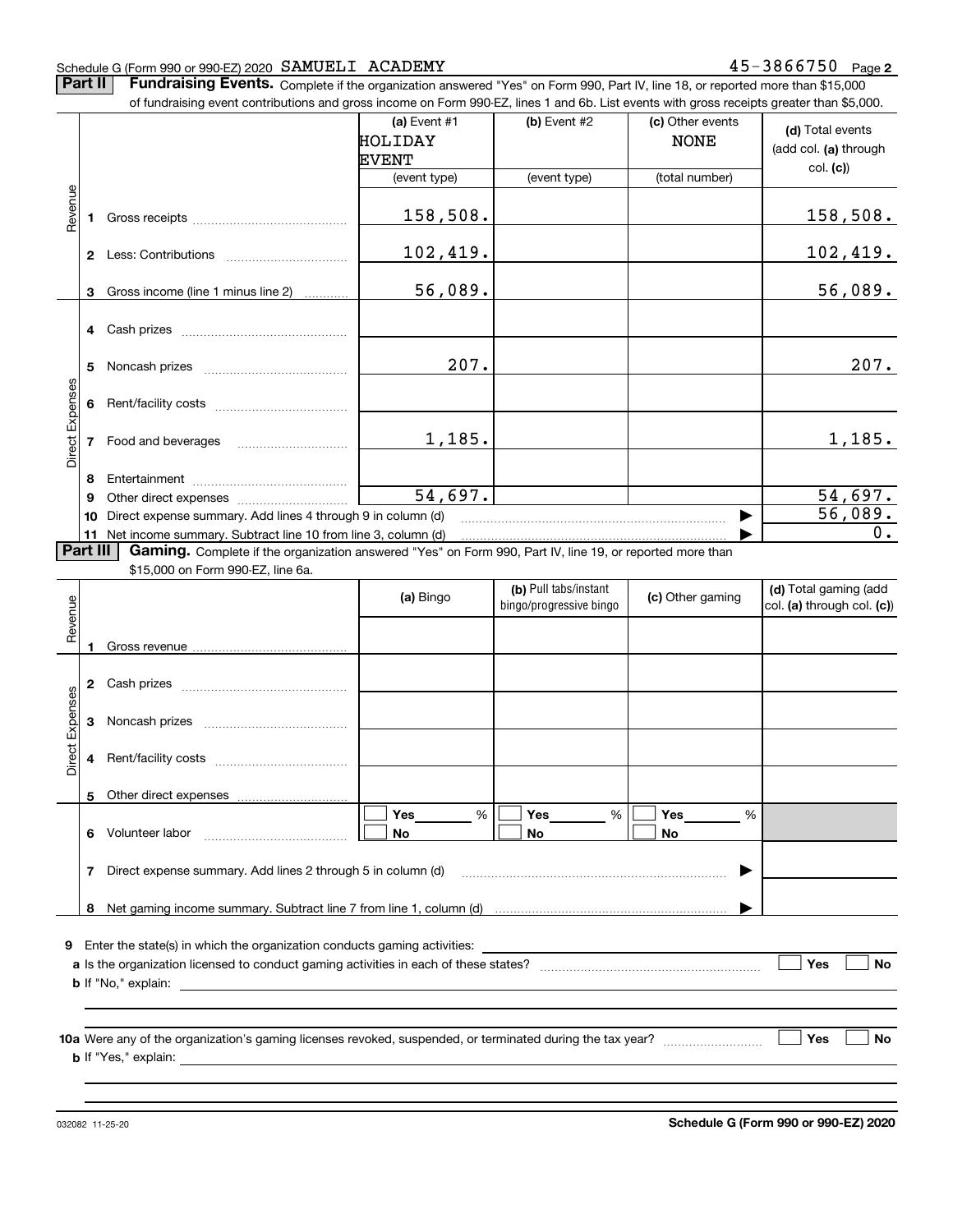Schedule G (Form 990 or 990-EZ) 2020 SAMUELI ACADEMY 45-3866750 Page **2**

**Part II** **Fundraising Events.** Complete if the organization answered "Yes" on Form 990, Part IV, line 18, or reported more than $15,000 of fundraising event contributions and gross income on Form 990-EZ, lines 1 and 6b. List events with gross receipts greater than $5,000.

| | | (a) Event #1 HOLIDAY EVENT (event type) | (b) Event #2 (event type) | (c) Other events NONE (total number) | (d) Total events (add col. (a) through col. (c)) |
|---|---|---|---|---|---|
| Revenue | 1 Gross receipts | 158,508. | | | 158,508. |
| | 2 Less: Contributions | 102,419. | | | 102,419. |
| | 3 Gross income (line 1 minus line 2) | 56,089. | | | 56,089. |
| Direct Expenses | 4 Cash prizes | | | | |
| | 5 Noncash prizes | 207. | | | 207. |
| | 6 Rent/facility costs | | | | |
| | 7 Food and beverages | 1,185. | | | 1,185. |
| | 8 Entertainment | | | | |
| | 9 Other direct expenses | 54,697. | | | 54,697. |
| | 10 Direct expense summary. Add lines 4 through 9 in column (d) | | | ▶ | 56,089. |
| | 11 Net income summary. Subtract line 10 from line 3, column (d) | | | ▶ | 0. |

**Part III** **Gaming.** Complete if the organization answered "Yes" on Form 990, Part IV, line 19, or reported more than $15,000 on Form 990-EZ, line 6a.

| | | (a) Bingo | (b) Pull tabs/instant bingo/progressive bingo | (c) Other gaming | (d) Total gaming (add col. (a) through col. (c)) |
|---|---|---|---|---|---|
| Revenue | 1 Gross revenue | | | | |
| Direct Expenses | 2 Cash prizes | | | | |
| | 3 Noncash prizes | | | | |
| | 4 Rent/facility costs | | | | |
| | 5 Other direct expenses | | | | |
| | 6 Volunteer labor | ☐ Yes ____ % ☐ No | ☐ Yes ____ % ☐ No | ☐ Yes ____ % ☐ No | |
| | 7 Direct expense summary. Add lines 2 through 5 in column (d) | | | ▶ | |
| | 8 Net gaming income summary. Subtract line 7 from line 1, column (d) | | | ▶ | |

**9** Enter the state(s) in which the organization conducts gaming activities: ____________

**a** Is the organization licensed to conduct gaming activities in each of these states? ☐ Yes ☐ No

**b** If "No," explain: ____________

**10a** Were any of the organization's gaming licenses revoked, suspended, or terminated during the tax year? ☐ Yes ☐ No

**b** If "Yes," explain: ____________

032082 11-25-20 **Schedule G (Form 990 or 990-EZ) 2020**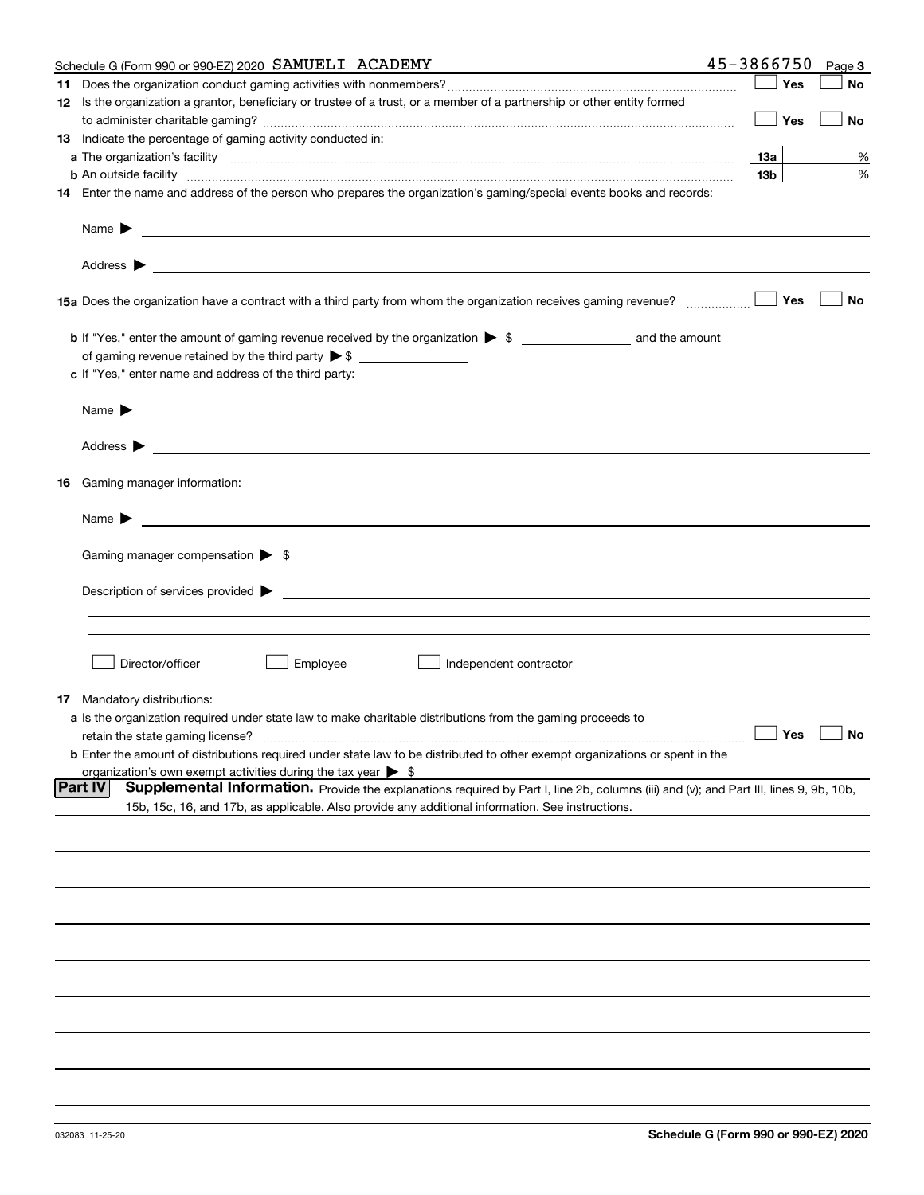Schedule G (Form 990 or 990-EZ) 2020 SAMUELI ACADEMY 45-3866750 Page 3

**11** Does the organization conduct gaming activities with nonmembers? ☐ Yes ☐ No

**12** Is the organization a grantor, beneficiary or trustee of a trust, or a member of a partnership or other entity formed to administer charitable gaming? ☐ Yes ☐ No

**13** Indicate the percentage of gaming activity conducted in:

**a** The organization's facility **13a** %

**b** An outside facility **13b** %

**14** Enter the name and address of the person who prepares the organization's gaming/special events books and records:

Name ▶

Address ▶

**15a** Does the organization have a contract with a third party from whom the organization receives gaming revenue? ☐ Yes ☐ No

**b** If "Yes," enter the amount of gaming revenue received by the organization ▶ $ ______ and the amount of gaming revenue retained by the third party ▶ $ ______

**c** If "Yes," enter name and address of the third party:

Name ▶

Address ▶

**16** Gaming manager information:

Name ▶

Gaming manager compensation ▶ $ ______

Description of services provided ▶

☐ Director/officer ☐ Employee ☐ Independent contractor

**17** Mandatory distributions:

**a** Is the organization required under state law to make charitable distributions from the gaming proceeds to retain the state gaming license? ☐ Yes ☐ No

**b** Enter the amount of distributions required under state law to be distributed to other exempt organizations or spent in the organization's own exempt activities during the tax year ▶ $

**Part IV** **Supplemental Information.** Provide the explanations required by Part I, line 2b, columns (iii) and (v); and Part III, lines 9, 9b, 10b, 15b, 15c, 16, and 17b, as applicable. Also provide any additional information. See instructions.

032083 11-25-20 **Schedule G (Form 990 or 990-EZ) 2020**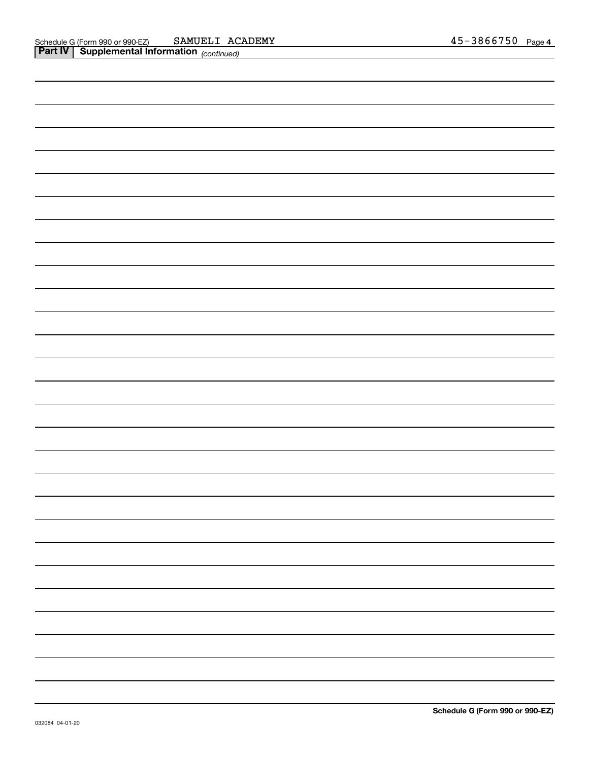Schedule G (Form 990 or 990-EZ) SAMUELI ACADEMY 45-3866750 Page 4

**Part IV | Supplemental Information** *(continued)*

**Schedule G (Form 990 or 990-EZ)**

032084 04-01-20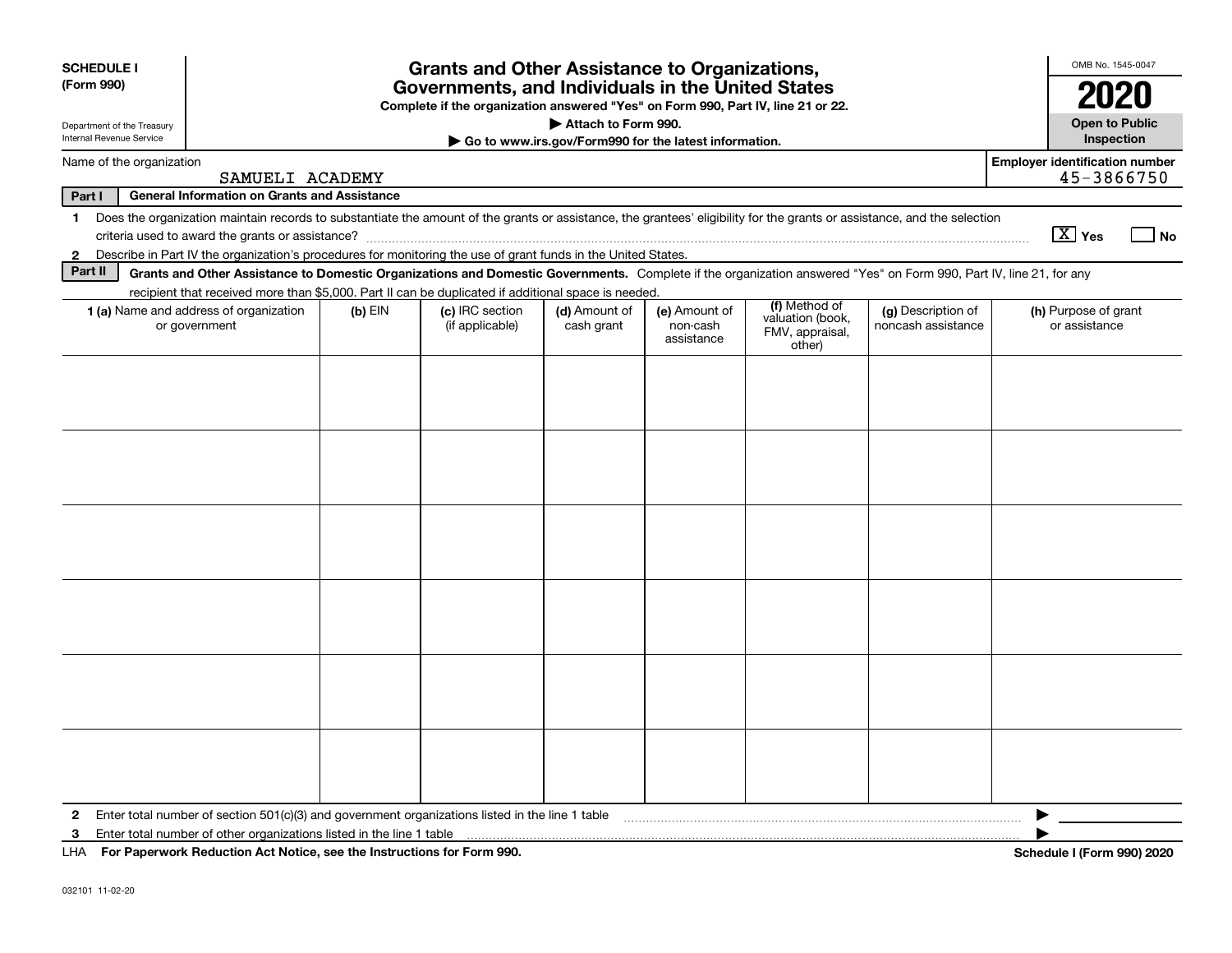**SCHEDULE I**
**(Form 990)**

Department of the Treasury
Internal Revenue Service

# Grants and Other Assistance to Organizations, Governments, and Individuals in the United States

**Complete if the organization answered "Yes" on Form 990, Part IV, line 21 or 22.**
**▶ Attach to Form 990.**
**▶ Go to www.irs.gov/Form990 for the latest information.**

OMB No. 1545-0047

**2020**

**Open to Public Inspection**

Name of the organization: SAMUELI ACADEMY

**Employer identification number:** 45-3866750

**Part I — General Information on Grants and Assistance**

1. Does the organization maintain records to substantiate the amount of the grants or assistance, the grantees' eligibility for the grants or assistance, and the selection criteria used to award the grants or assistance? [X] Yes [ ] No
2. Describe in Part IV the organization's procedures for monitoring the use of grant funds in the United States.

**Part II — Grants and Other Assistance to Domestic Organizations and Domestic Governments.** Complete if the organization answered "Yes" on Form 990, Part IV, line 21, for any recipient that received more than $5,000. Part II can be duplicated if additional space is needed.

| 1 (a) Name and address of organization or government | (b) EIN | (c) IRC section (if applicable) | (d) Amount of cash grant | (e) Amount of non-cash assistance | (f) Method of valuation (book, FMV, appraisal, other) | (g) Description of noncash assistance | (h) Purpose of grant or assistance |
|---|---|---|---|---|---|---|---|
| | | | | | | | |
| | | | | | | | |
| | | | | | | | |
| | | | | | | | |
| | | | | | | | |
| | | | | | | | |

2. Enter total number of section 501(c)(3) and government organizations listed in the line 1 table ▶
3. Enter total number of other organizations listed in the line 1 table ▶

LHA **For Paperwork Reduction Act Notice, see the Instructions for Form 990.** **Schedule I (Form 990) 2020**

032101 11-02-20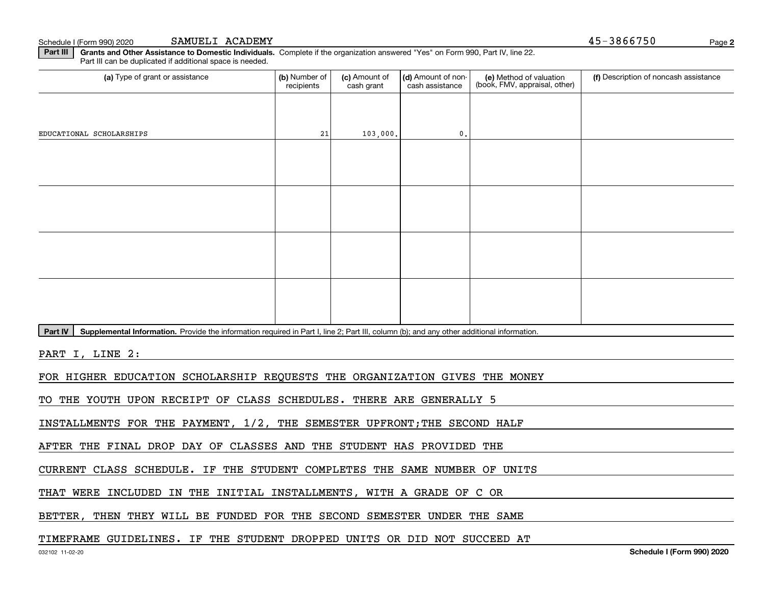Schedule I (Form 990) 2020 SAMUELI ACADEMY 45-3866750

**Part III** **Grants and Other Assistance to Domestic Individuals.** Complete if the organization answered "Yes" on Form 990, Part IV, line 22. Part III can be duplicated if additional space is needed.

| (a) Type of grant or assistance | (b) Number of recipients | (c) Amount of cash grant | (d) Amount of non-cash assistance | (e) Method of valuation (book, FMV, appraisal, other) | (f) Description of noncash assistance |
|---|---|---|---|---|---|
| EDUCATIONAL SCHOLARSHIPS | 21 | 103,000. | 0. | | |
| | | | | | |
| | | | | | |
| | | | | | |
| | | | | | |

**Part IV** **Supplemental Information.** Provide the information required in Part I, line 2; Part III, column (b); and any other additional information.

PART I, LINE 2:

FOR HIGHER EDUCATION SCHOLARSHIP REQUESTS THE ORGANIZATION GIVES THE MONEY TO THE YOUTH UPON RECEIPT OF CLASS SCHEDULES. THERE ARE GENERALLY 5 INSTALLMENTS FOR THE PAYMENT, 1/2, THE SEMESTER UPFRONT;THE SECOND HALF AFTER THE FINAL DROP DAY OF CLASSES AND THE STUDENT HAS PROVIDED THE CURRENT CLASS SCHEDULE. IF THE STUDENT COMPLETES THE SAME NUMBER OF UNITS THAT WERE INCLUDED IN THE INITIAL INSTALLMENTS, WITH A GRADE OF C OR BETTER, THEN THEY WILL BE FUNDED FOR THE SECOND SEMESTER UNDER THE SAME TIMEFRAME GUIDELINES. IF THE STUDENT DROPPED UNITS OR DID NOT SUCCEED AT

032102 11-02-20 **Schedule I (Form 990) 2020**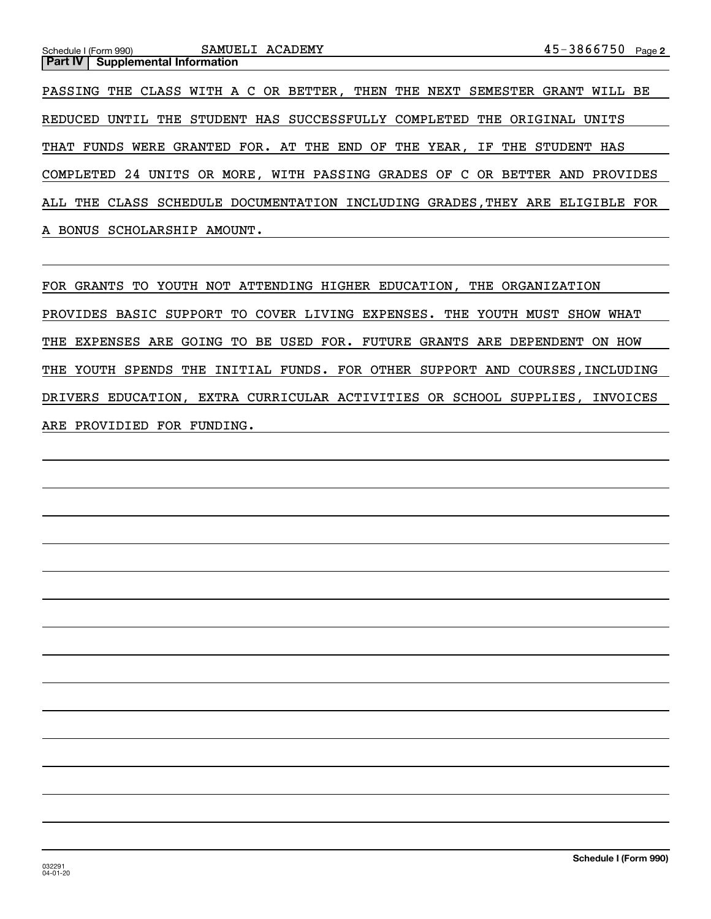## Part IV Supplemental Information

PASSING THE CLASS WITH A C OR BETTER, THEN THE NEXT SEMESTER GRANT WILL BE REDUCED UNTIL THE STUDENT HAS SUCCESSFULLY COMPLETED THE ORIGINAL UNITS THAT FUNDS WERE GRANTED FOR. AT THE END OF THE YEAR, IF THE STUDENT HAS COMPLETED 24 UNITS OR MORE, WITH PASSING GRADES OF C OR BETTER AND PROVIDES ALL THE CLASS SCHEDULE DOCUMENTATION INCLUDING GRADES,THEY ARE ELIGIBLE FOR A BONUS SCHOLARSHIP AMOUNT.

FOR GRANTS TO YOUTH NOT ATTENDING HIGHER EDUCATION, THE ORGANIZATION PROVIDES BASIC SUPPORT TO COVER LIVING EXPENSES. THE YOUTH MUST SHOW WHAT THE EXPENSES ARE GOING TO BE USED FOR. FUTURE GRANTS ARE DEPENDENT ON HOW THE YOUTH SPENDS THE INITIAL FUNDS. FOR OTHER SUPPORT AND COURSES,INCLUDING DRIVERS EDUCATION, EXTRA CURRICULAR ACTIVITIES OR SCHOOL SUPPLIES, INVOICES ARE PROVIDIED FOR FUNDING.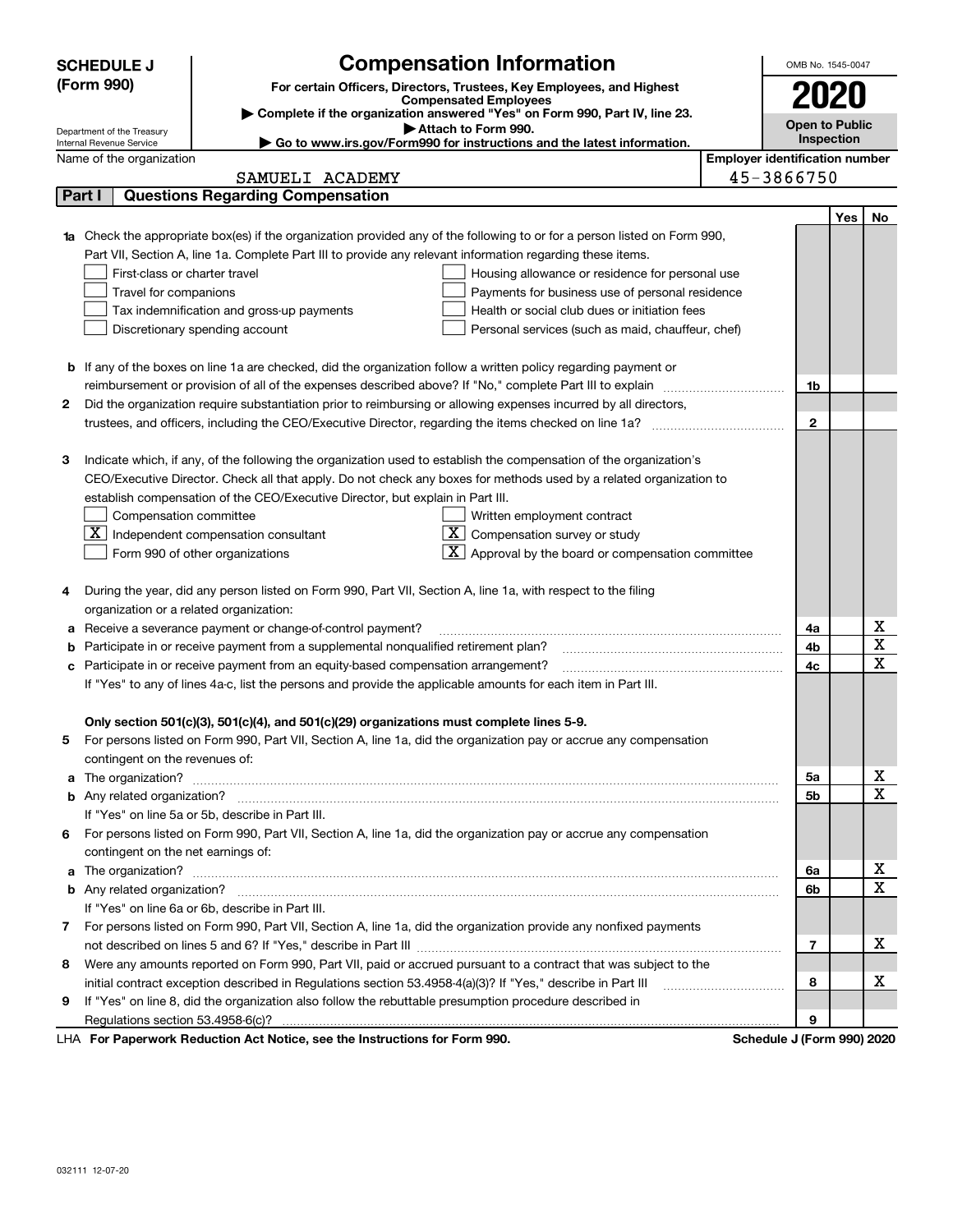# SCHEDULE J (Form 990)

# Compensation Information

**For certain Officers, Directors, Trustees, Key Employees, and Highest Compensated Employees**

▶ Complete if the organization answered "Yes" on Form 990, Part IV, line 23.

▶ Attach to Form 990.

▶ Go to www.irs.gov/Form990 for instructions and the latest information.

Department of the Treasury
Internal Revenue Service

OMB No. 1545-0047

**2020**

**Open to Public Inspection**

Name of the organization: SAMUELI ACADEMY

Employer identification number: 45-3866750

## Part I Questions Regarding Compensation

| | | | Yes | No |
|---|---|---|---|---|
| **1a** | Check the appropriate box(es) if the organization provided any of the following to or for a person listed on Form 990, Part VII, Section A, line 1a. Complete Part III to provide any relevant information regarding these items.<br>☐ First-class or charter travel ☐ Housing allowance or residence for personal use<br>☐ Travel for companions ☐ Payments for business use of personal residence<br>☐ Tax indemnification and gross-up payments ☐ Health or social club dues or initiation fees<br>☐ Discretionary spending account ☐ Personal services (such as maid, chauffeur, chef) | | | |
| **b** | If any of the boxes on line 1a are checked, did the organization follow a written policy regarding payment or reimbursement or provision of all of the expenses described above? If "No," complete Part III to explain | 1b | | |
| **2** | Did the organization require substantiation prior to reimbursing or allowing expenses incurred by all directors, trustees, and officers, including the CEO/Executive Director, regarding the items checked on line 1a? | 2 | | |
| **3** | Indicate which, if any, of the following the organization used to establish the compensation of the organization's CEO/Executive Director. Check all that apply. Do not check any boxes for methods used by a related organization to establish compensation of the CEO/Executive Director, but explain in Part III.<br>☐ Compensation committee ☐ Written employment contract<br>☒ Independent compensation consultant ☒ Compensation survey or study<br>☐ Form 990 of other organizations ☒ Approval by the board or compensation committee | | | |
| **4** | During the year, did any person listed on Form 990, Part VII, Section A, line 1a, with respect to the filing organization or a related organization: | | | |
| **a** | Receive a severance payment or change-of-control payment? | 4a | | X |
| **b** | Participate in or receive payment from a supplemental nonqualified retirement plan? | 4b | | X |
| **c** | Participate in or receive payment from an equity-based compensation arrangement? | 4c | | X |
| | If "Yes" to any of lines 4a-c, list the persons and provide the applicable amounts for each item in Part III. | | | |
| | **Only section 501(c)(3), 501(c)(4), and 501(c)(29) organizations must complete lines 5-9.** | | | |
| **5** | For persons listed on Form 990, Part VII, Section A, line 1a, did the organization pay or accrue any compensation contingent on the revenues of: | | | |
| **a** | The organization? | 5a | | X |
| **b** | Any related organization? | 5b | | X |
| | If "Yes" on line 5a or 5b, describe in Part III. | | | |
| **6** | For persons listed on Form 990, Part VII, Section A, line 1a, did the organization pay or accrue any compensation contingent on the net earnings of: | | | |
| **a** | The organization? | 6a | | X |
| **b** | Any related organization? | 6b | | X |
| | If "Yes" on line 6a or 6b, describe in Part III. | | | |
| **7** | For persons listed on Form 990, Part VII, Section A, line 1a, did the organization provide any nonfixed payments not described on lines 5 and 6? If "Yes," describe in Part III | 7 | | X |
| **8** | Were any amounts reported on Form 990, Part VII, paid or accrued pursuant to a contract that was subject to the initial contract exception described in Regulations section 53.4958-4(a)(3)? If "Yes," describe in Part III | 8 | | X |
| **9** | If "Yes" on line 8, did the organization also follow the rebuttable presumption procedure described in Regulations section 53.4958-6(c)? | 9 | | |

LHA **For Paperwork Reduction Act Notice, see the Instructions for Form 990.** **Schedule J (Form 990) 2020**

032111 12-07-20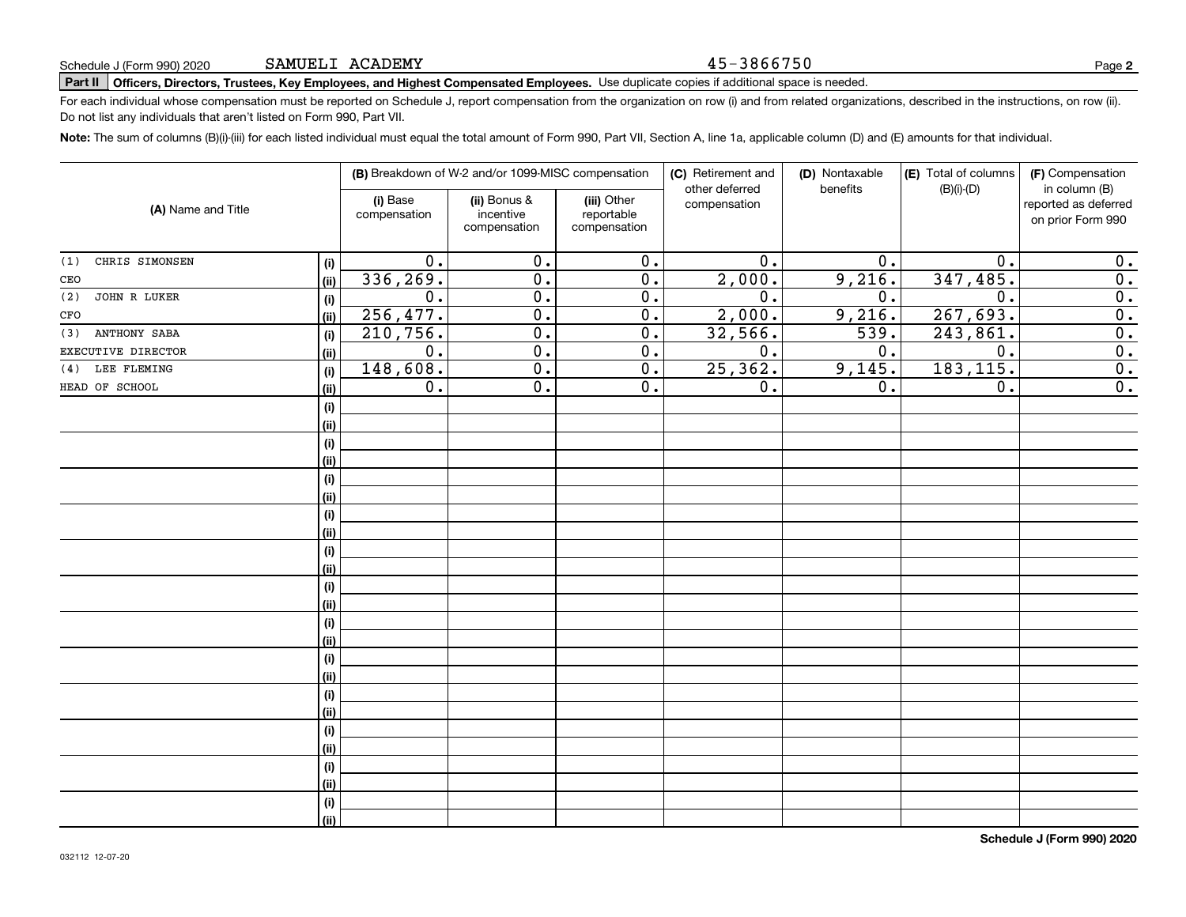Schedule J (Form 990) 2020 SAMUELI ACADEMY 45-3866750

**Part II Officers, Directors, Trustees, Key Employees, and Highest Compensated Employees.** Use duplicate copies if additional space is needed.

For each individual whose compensation must be reported on Schedule J, report compensation from the organization on row (i) and from related organizations, described in the instructions, on row (ii). Do not list any individuals that aren't listed on Form 990, Part VII.

**Note:** The sum of columns (B)(i)-(iii) for each listed individual must equal the total amount of Form 990, Part VII, Section A, line 1a, applicable column (D) and (E) amounts for that individual.

| (A) Name and Title | | (B) Breakdown of W-2 and/or 1099-MISC compensation | | | (C) Retirement and other deferred compensation | (D) Nontaxable benefits | (E) Total of columns (B)(i)-(D) | (F) Compensation in column (B) reported as deferred on prior Form 990 |
|---|---|---|---|---|---|---|---|---|
| | | (i) Base compensation | (ii) Bonus & incentive compensation | (iii) Other reportable compensation | | | | |
| (1) CHRIS SIMONSEN | (i) | 0. | 0. | 0. | 0. | 0. | 0. | 0. |
| CEO | (ii) | 336,269. | 0. | 0. | 2,000. | 9,216. | 347,485. | 0. |
| (2) JOHN R LUKER | (i) | 0. | 0. | 0. | 0. | 0. | 0. | 0. |
| CFO | (ii) | 256,477. | 0. | 0. | 2,000. | 9,216. | 267,693. | 0. |
| (3) ANTHONY SABA | (i) | 210,756. | 0. | 0. | 32,566. | 539. | 243,861. | 0. |
| EXECUTIVE DIRECTOR | (ii) | 0. | 0. | 0. | 0. | 0. | 0. | 0. |
| (4) LEE FLEMING | (i) | 148,608. | 0. | 0. | 25,362. | 9,145. | 183,115. | 0. |
| HEAD OF SCHOOL | (ii) | 0. | 0. | 0. | 0. | 0. | 0. | 0. |

032112 12-07-20

**Schedule J (Form 990) 2020**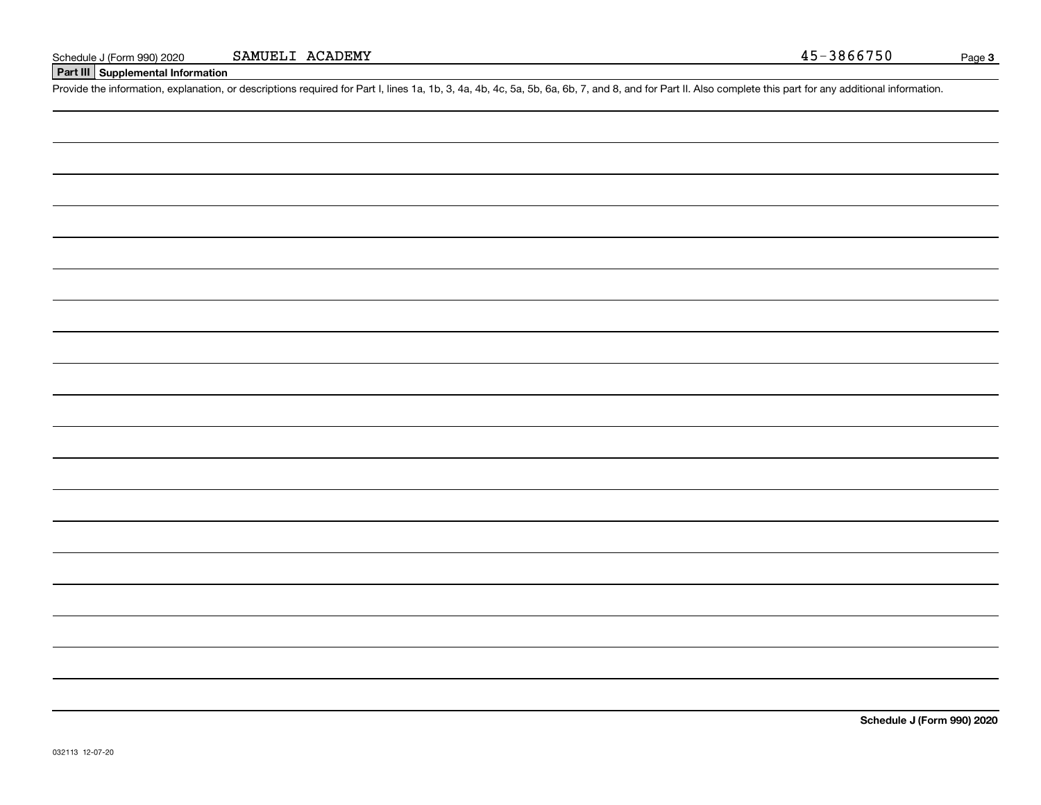## Part III Supplemental Information

Provide the information, explanation, or descriptions required for Part I, lines 1a, 1b, 3, 4a, 4b, 4c, 5a, 5b, 6a, 6b, 7, and 8, and for Part II. Also complete this part for any additional information.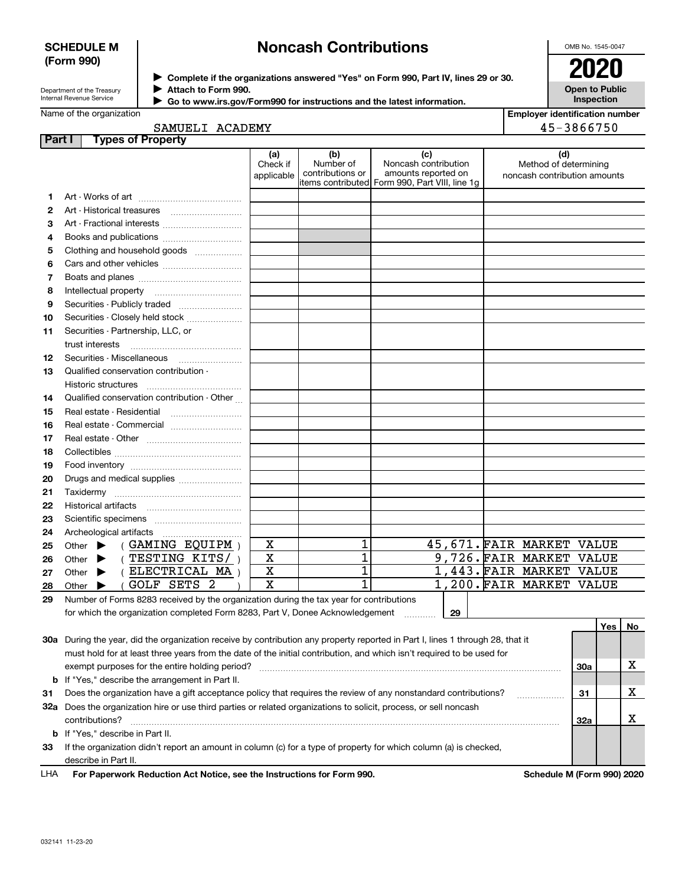**SCHEDULE M (Form 990)**

# Noncash Contributions

OMB No. 1545-0047

**2020**

**Open to Public Inspection**

Department of the Treasury
Internal Revenue Service

▶ **Complete if the organizations answered "Yes" on Form 990, Part IV, lines 29 or 30.**
▶ **Attach to Form 990.**
▶ **Go to www.irs.gov/Form990 for instructions and the latest information.**

Name of the organization: SAMUELI ACADEMY

**Employer identification number:** 45-3866750

**Part I — Types of Property**

| | | (a) Check if applicable | (b) Number of contributions or items contributed | (c) Noncash contribution amounts reported on Form 990, Part VIII, line 1g | (d) Method of determining noncash contribution amounts |
|---|---|---|---|---|---|
| 1 | Art - Works of art | | | | |
| 2 | Art - Historical treasures | | | | |
| 3 | Art - Fractional interests | | | | |
| 4 | Books and publications | | | | |
| 5 | Clothing and household goods | | | | |
| 6 | Cars and other vehicles | | | | |
| 7 | Boats and planes | | | | |
| 8 | Intellectual property | | | | |
| 9 | Securities - Publicly traded | | | | |
| 10 | Securities - Closely held stock | | | | |
| 11 | Securities - Partnership, LLC, or trust interests | | | | |
| 12 | Securities - Miscellaneous | | | | |
| 13 | Qualified conservation contribution - Historic structures | | | | |
| 14 | Qualified conservation contribution - Other | | | | |
| 15 | Real estate - Residential | | | | |
| 16 | Real estate - Commercial | | | | |
| 17 | Real estate - Other | | | | |
| 18 | Collectibles | | | | |
| 19 | Food inventory | | | | |
| 20 | Drugs and medical supplies | | | | |
| 21 | Taxidermy | | | | |
| 22 | Historical artifacts | | | | |
| 23 | Scientific specimens | | | | |
| 24 | Archeological artifacts | | | | |
| 25 | Other ▶ ( GAMING EQUIPM ) | X | 1 | 45,671. | FAIR MARKET VALUE |
| 26 | Other ▶ ( TESTING KITS/ ) | X | 1 | 9,726. | FAIR MARKET VALUE |
| 27 | Other ▶ ( ELECTRICAL MA ) | X | 1 | 1,443. | FAIR MARKET VALUE |
| 28 | Other ▶ ( GOLF SETS 2 ) | X | 1 | 1,200. | FAIR MARKET VALUE |

**29** Number of Forms 8283 received by the organization during the tax year for contributions for which the organization completed Form 8283, Part V, Donee Acknowledgement . . . **29**

| | | | Yes | No |
|---|---|---|---|---|
| **30a** | During the year, did the organization receive by contribution any property reported in Part I, lines 1 through 28, that it must hold for at least three years from the date of the initial contribution, and which isn't required to be used for exempt purposes for the entire holding period? | 30a | | X |
| **b** | If "Yes," describe the arrangement in Part II. | | | |
| **31** | Does the organization have a gift acceptance policy that requires the review of any nonstandard contributions? | 31 | | X |
| **32a** | Does the organization hire or use third parties or related organizations to solicit, process, or sell noncash contributions? | 32a | | X |
| **b** | If "Yes," describe in Part II. | | | |
| **33** | If the organization didn't report an amount in column (c) for a type of property for which column (a) is checked, describe in Part II. | | | |

LHA **For Paperwork Reduction Act Notice, see the Instructions for Form 990.** **Schedule M (Form 990) 2020**

032141 11-23-20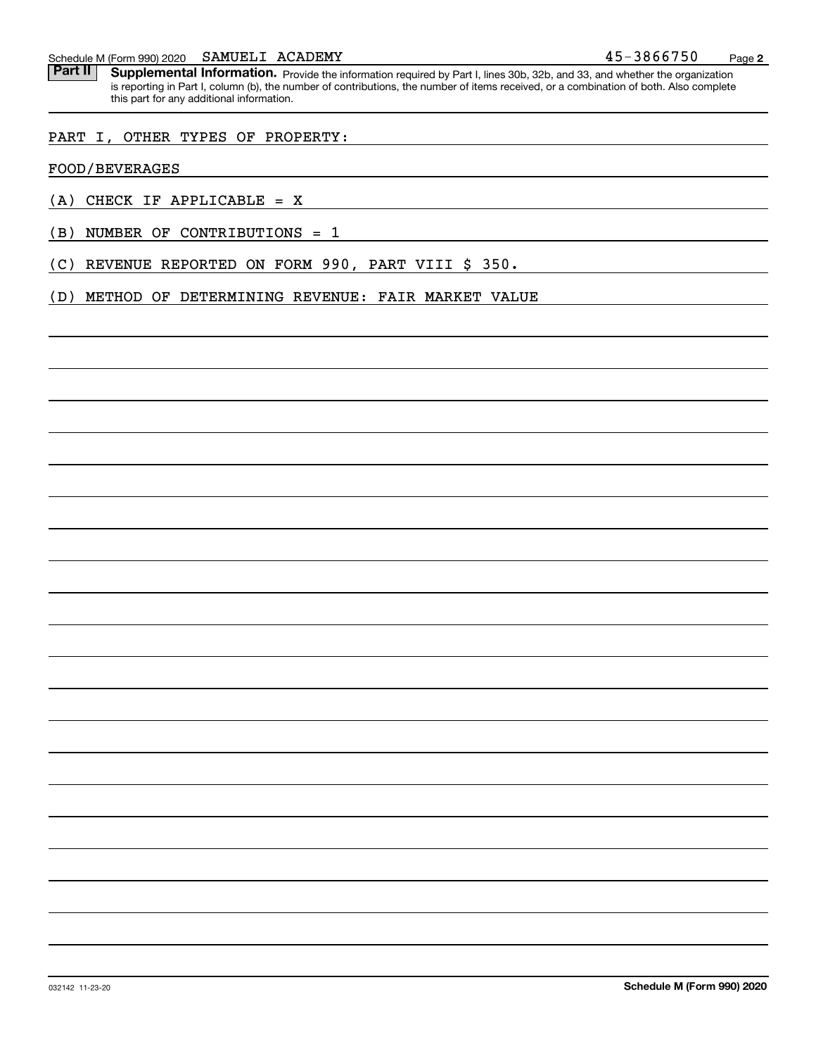Schedule M (Form 990) 2020 SAMUELI ACADEMY 45-3866750

**Part II** **Supplemental Information.** Provide the information required by Part I, lines 30b, 32b, and 33, and whether the organization is reporting in Part I, column (b), the number of contributions, the number of items received, or a combination of both. Also complete this part for any additional information.

PART I, OTHER TYPES OF PROPERTY:

FOOD/BEVERAGES

(A) CHECK IF APPLICABLE = X

(B) NUMBER OF CONTRIBUTIONS = 1

(C) REVENUE REPORTED ON FORM 990, PART VIII $ 350.

(D) METHOD OF DETERMINING REVENUE: FAIR MARKET VALUE

032142 11-23-20 **Schedule M (Form 990) 2020**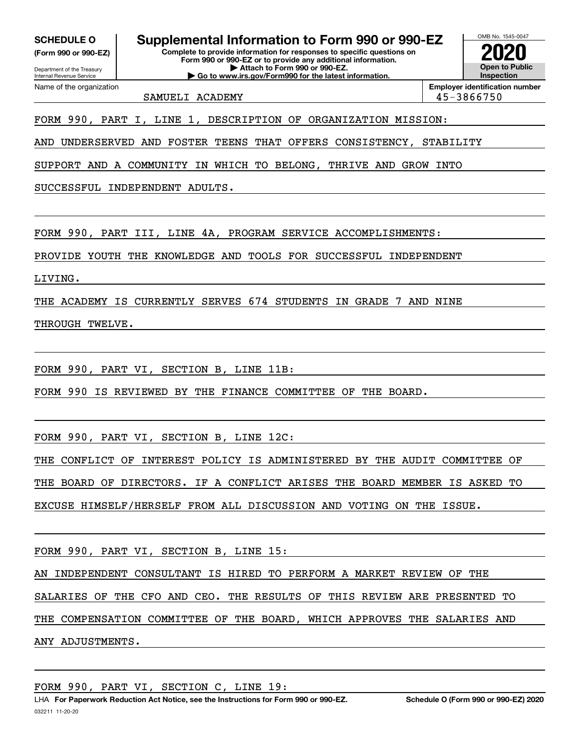**SCHEDULE O**
**(Form 990 or 990-EZ)**

Department of the Treasury
Internal Revenue Service

# Supplemental Information to Form 990 or 990-EZ

**Complete to provide information for responses to specific questions on Form 990 or 990-EZ or to provide any additional information.**
**▶ Attach to Form 990 or 990-EZ.**
**▶ Go to www.irs.gov/Form990 for the latest information.**

OMB No. 1545-0047

**2020**

**Open to Public Inspection**

Name of the organization: SAMUELI ACADEMY

**Employer identification number:** 45-3866750

FORM 990, PART I, LINE 1, DESCRIPTION OF ORGANIZATION MISSION:

AND UNDERSERVED AND FOSTER TEENS THAT OFFERS CONSISTENCY, STABILITY SUPPORT AND A COMMUNITY IN WHICH TO BELONG, THRIVE AND GROW INTO SUCCESSFUL INDEPENDENT ADULTS.

FORM 990, PART III, LINE 4A, PROGRAM SERVICE ACCOMPLISHMENTS:

PROVIDE YOUTH THE KNOWLEDGE AND TOOLS FOR SUCCESSFUL INDEPENDENT LIVING.

THE ACADEMY IS CURRENTLY SERVES 674 STUDENTS IN GRADE 7 AND NINE THROUGH TWELVE.

FORM 990, PART VI, SECTION B, LINE 11B:

FORM 990 IS REVIEWED BY THE FINANCE COMMITTEE OF THE BOARD.

FORM 990, PART VI, SECTION B, LINE 12C:

THE CONFLICT OF INTEREST POLICY IS ADMINISTERED BY THE AUDIT COMMITTEE OF THE BOARD OF DIRECTORS. IF A CONFLICT ARISES THE BOARD MEMBER IS ASKED TO EXCUSE HIMSELF/HERSELF FROM ALL DISCUSSION AND VOTING ON THE ISSUE.

FORM 990, PART VI, SECTION B, LINE 15:

AN INDEPENDENT CONSULTANT IS HIRED TO PERFORM A MARKET REVIEW OF THE SALARIES OF THE CFO AND CEO. THE RESULTS OF THIS REVIEW ARE PRESENTED TO THE COMPENSATION COMMITTEE OF THE BOARD, WHICH APPROVES THE SALARIES AND ANY ADJUSTMENTS.

FORM 990, PART VI, SECTION C, LINE 19:

LHA **For Paperwork Reduction Act Notice, see the Instructions for Form 990 or 990-EZ.** **Schedule O (Form 990 or 990-EZ) 2020**

032211 11-20-20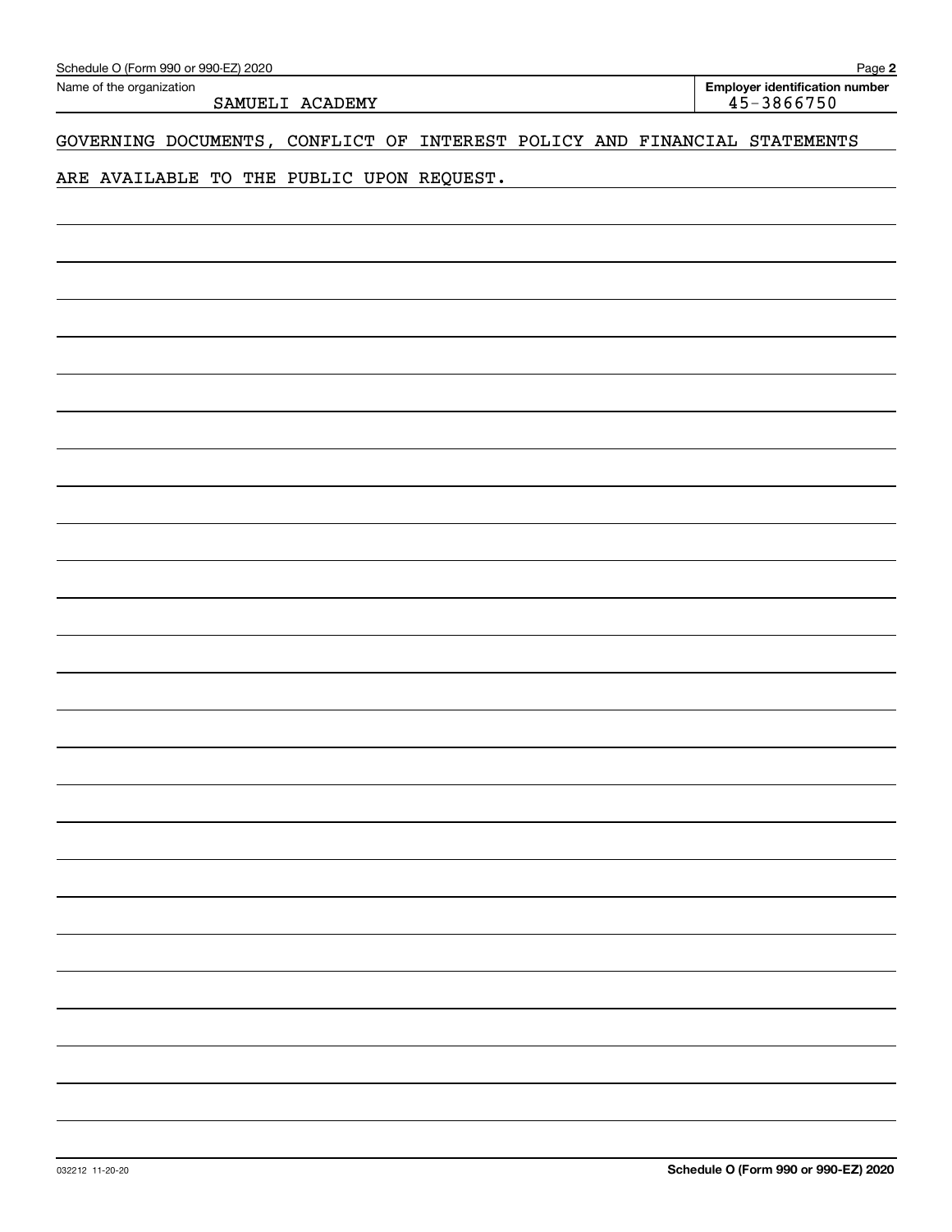Name of the organization: SAMUELI ACADEMY

**Employer identification number** 45-3866750

GOVERNING DOCUMENTS, CONFLICT OF INTEREST POLICY AND FINANCIAL STATEMENTS ARE AVAILABLE TO THE PUBLIC UPON REQUEST.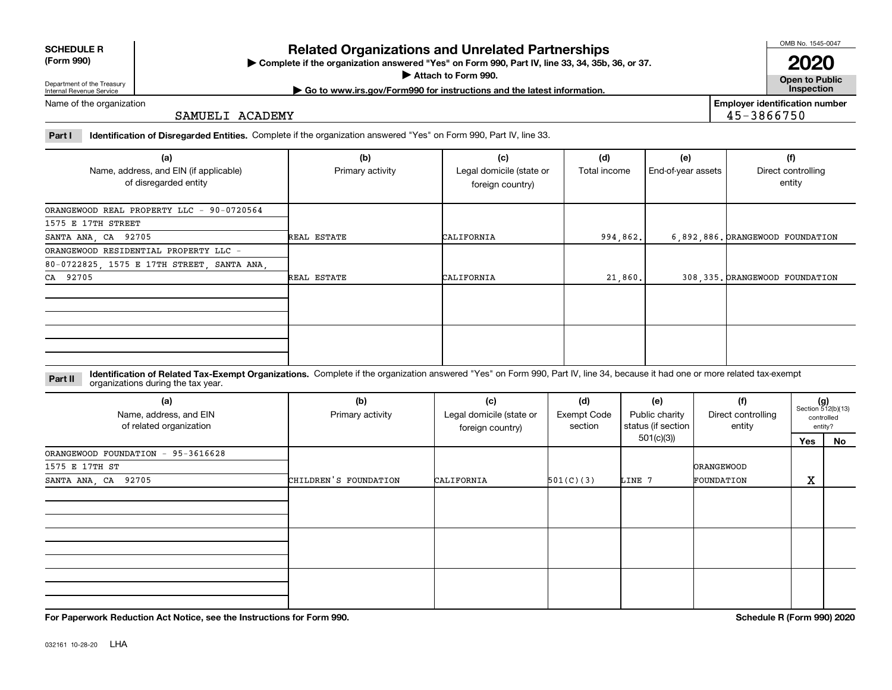**SCHEDULE R (Form 990)**

Department of the Treasury
Internal Revenue Service

# Related Organizations and Unrelated Partnerships

▶ Complete if the organization answered "Yes" on Form 990, Part IV, line 33, 34, 35b, 36, or 37.

▶ Attach to Form 990.

▶ Go to www.irs.gov/Form990 for instructions and the latest information.

OMB No. 1545-0047

**2020**

**Open to Public Inspection**

Name of the organization: SAMUELI ACADEMY

Employer identification number: 45-3866750

**Part I** **Identification of Disregarded Entities.** Complete if the organization answered "Yes" on Form 990, Part IV, line 33.

| (a) Name, address, and EIN (if applicable) of disregarded entity | (b) Primary activity | (c) Legal domicile (state or foreign country) | (d) Total income | (e) End-of-year assets | (f) Direct controlling entity |
|---|---|---|---|---|---|
| ORANGEWOOD REAL PROPERTY LLC - 90-0720564 1575 E 17TH STREET SANTA ANA, CA 92705 | REAL ESTATE | CALIFORNIA | 994,862. | 6,892,886. | ORANGEWOOD FOUNDATION |
| ORANGEWOOD RESIDENTIAL PROPERTY LLC - 80-0722825, 1575 E 17TH STREET, SANTA ANA, CA 92705 | REAL ESTATE | CALIFORNIA | 21,860. | 308,335. | ORANGEWOOD FOUNDATION |
| | | | | | |
| | | | | | |

**Part II** **Identification of Related Tax-Exempt Organizations.** Complete if the organization answered "Yes" on Form 990, Part IV, line 34, because it had one or more related tax-exempt organizations during the tax year.

| (a) Name, address, and EIN of related organization | (b) Primary activity | (c) Legal domicile (state or foreign country) | (d) Exempt Code section | (e) Public charity status (if section 501(c)(3)) | (f) Direct controlling entity | (g) Section 512(b)(13) controlled entity? Yes | No |
|---|---|---|---|---|---|---|---|
| ORANGEWOOD FOUNDATION - 95-3616628 1575 E 17TH ST SANTA ANA, CA 92705 | CHILDREN'S FOUNDATION | CALIFORNIA | 501(C)(3) | LINE 7 | ORANGEWOOD FOUNDATION | X | |
| | | | | | | | |
| | | | | | | | |
| | | | | | | | |

**For Paperwork Reduction Act Notice, see the Instructions for Form 990.** **Schedule R (Form 990) 2020**

032161 10-28-20 LHA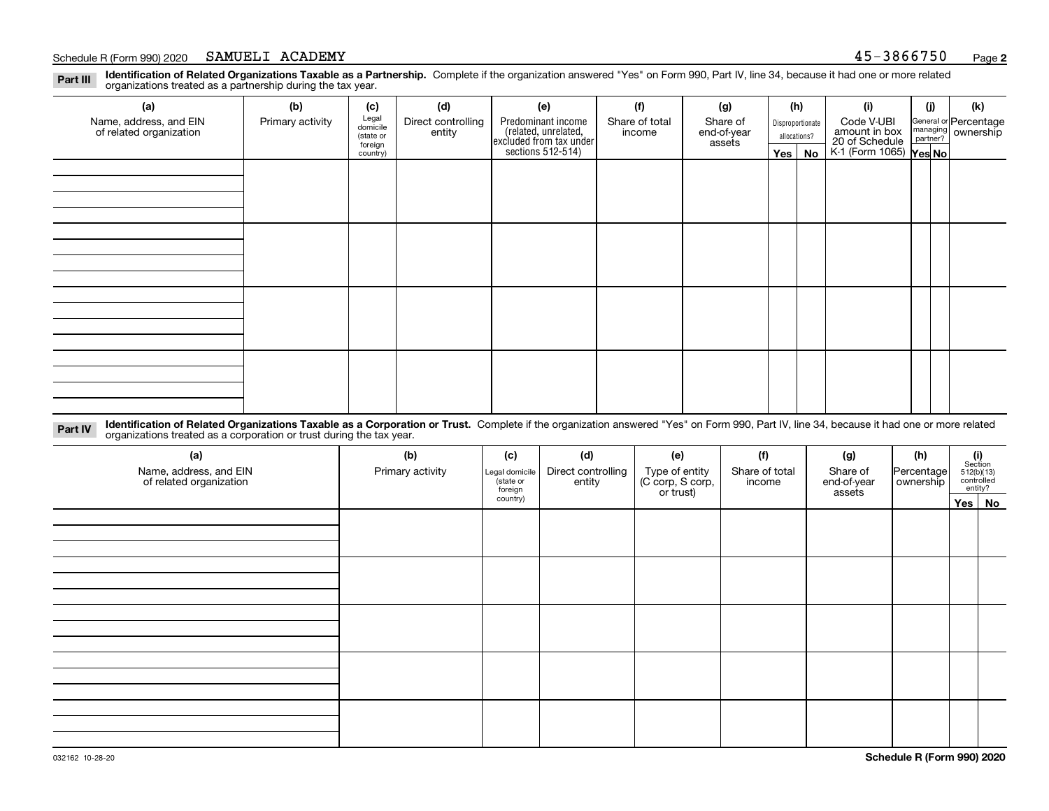Schedule R (Form 990) 2020 SAMUELI ACADEMY 45-3866750

## Part III Identification of Related Organizations Taxable as a Partnership.

Complete if the organization answered "Yes" on Form 990, Part IV, line 34, because it had one or more related organizations treated as a partnership during the tax year.

| (a) Name, address, and EIN of related organization | (b) Primary activity | (c) Legal domicile (state or foreign country) | (d) Direct controlling entity | (e) Predominant income (related, unrelated, excluded from tax under sections 512-514) | (f) Share of total income | (g) Share of end-of-year assets | (h) Disproportionate allocations? Yes | (h) No | (i) Code V-UBI amount in box 20 of Schedule K-1 (Form 1065) | (j) General or managing partner? Yes | (j) No | (k) Percentage ownership |
|---|---|---|---|---|---|---|---|---|---|---|---|---|
| | | | | | | | | | | | | |
| | | | | | | | | | | | | |
| | | | | | | | | | | | | |
| | | | | | | | | | | | | |

## Part IV Identification of Related Organizations Taxable as a Corporation or Trust.

Complete if the organization answered "Yes" on Form 990, Part IV, line 34, because it had one or more related organizations treated as a corporation or trust during the tax year.

| (a) Name, address, and EIN of related organization | (b) Primary activity | (c) Legal domicile (state or foreign country) | (d) Direct controlling entity | (e) Type of entity (C corp, S corp, or trust) | (f) Share of total income | (g) Share of end-of-year assets | (h) Percentage ownership | (i) Section 512(b)(13) controlled entity? Yes | (i) No |
|---|---|---|---|---|---|---|---|---|---|
| | | | | | | | | | |
| | | | | | | | | | |
| | | | | | | | | | |
| | | | | | | | | | |
| | | | | | | | | | |

032162 10-28-20 **Schedule R (Form 990) 2020**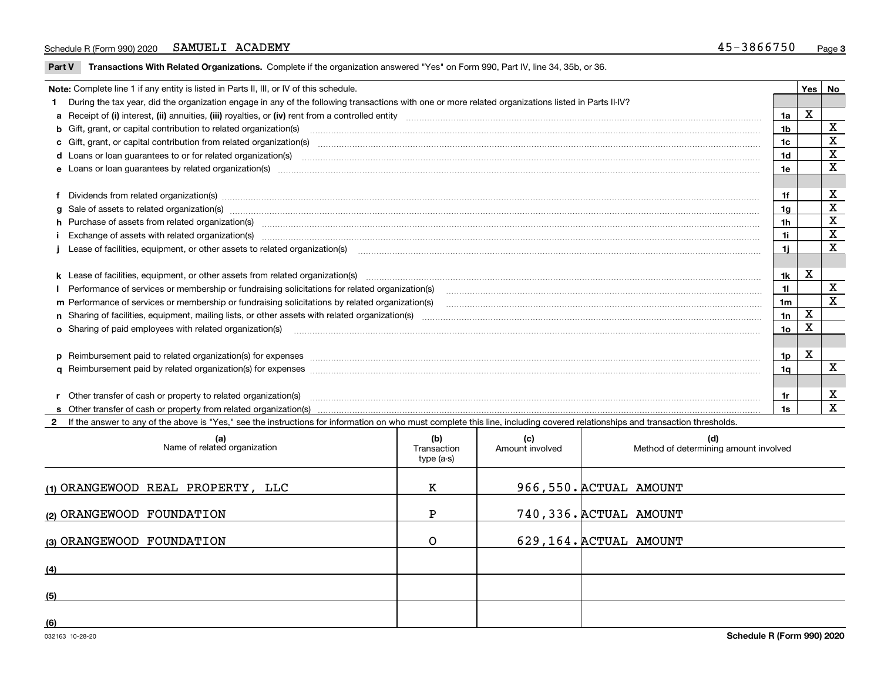Schedule R (Form 990) 2020 SAMUELI ACADEMY 45-3866750

**Part V Transactions With Related Organizations.** Complete if the organization answered "Yes" on Form 990, Part IV, line 34, 35b, or 36.

| Note: Complete line 1 if any entity is listed in Parts II, III, or IV of this schedule. | | Yes | No |
|---|---|---|---|
| **1** During the tax year, did the organization engage in any of the following transactions with one or more related organizations listed in Parts II-IV? | | | |
| **a** Receipt of **(i)** interest, **(ii)** annuities, **(iii)** royalties, or **(iv)** rent from a controlled entity | 1a | X | |
| **b** Gift, grant, or capital contribution to related organization(s) | 1b | | X |
| **c** Gift, grant, or capital contribution from related organization(s) | 1c | | X |
| **d** Loans or loan guarantees to or for related organization(s) | 1d | | X |
| **e** Loans or loan guarantees by related organization(s) | 1e | | X |
| **f** Dividends from related organization(s) | 1f | | X |
| **g** Sale of assets to related organization(s) | 1g | | X |
| **h** Purchase of assets from related organization(s) | 1h | | X |
| **i** Exchange of assets with related organization(s) | 1i | | X |
| **j** Lease of facilities, equipment, or other assets to related organization(s) | 1j | | X |
| **k** Lease of facilities, equipment, or other assets from related organization(s) | 1k | X | |
| **l** Performance of services or membership or fundraising solicitations for related organization(s) | 1l | | X |
| **m** Performance of services or membership or fundraising solicitations by related organization(s) | 1m | | X |
| **n** Sharing of facilities, equipment, mailing lists, or other assets with related organization(s) | 1n | X | |
| **o** Sharing of paid employees with related organization(s) | 1o | X | |
| **p** Reimbursement paid to related organization(s) for expenses | 1p | X | |
| **q** Reimbursement paid by related organization(s) for expenses | 1q | | X |
| **r** Other transfer of cash or property to related organization(s) | 1r | | X |
| **s** Other transfer of cash or property from related organization(s) | 1s | | X |

**2** If the answer to any of the above is "Yes," see the instructions for information on who must complete this line, including covered relationships and transaction thresholds.

| | (a) Name of related organization | (b) Transaction type (a-s) | (c) Amount involved | (d) Method of determining amount involved |
|---|---|---|---|---|
| (1) | ORANGEWOOD REAL PROPERTY, LLC | K | 966,550. | ACTUAL AMOUNT |
| (2) | ORANGEWOOD FOUNDATION | P | 740,336. | ACTUAL AMOUNT |
| (3) | ORANGEWOOD FOUNDATION | O | 629,164. | ACTUAL AMOUNT |
| (4) | | | | |
| (5) | | | | |
| (6) | | | | |

032163 10-28-20 Schedule R (Form 990) 2020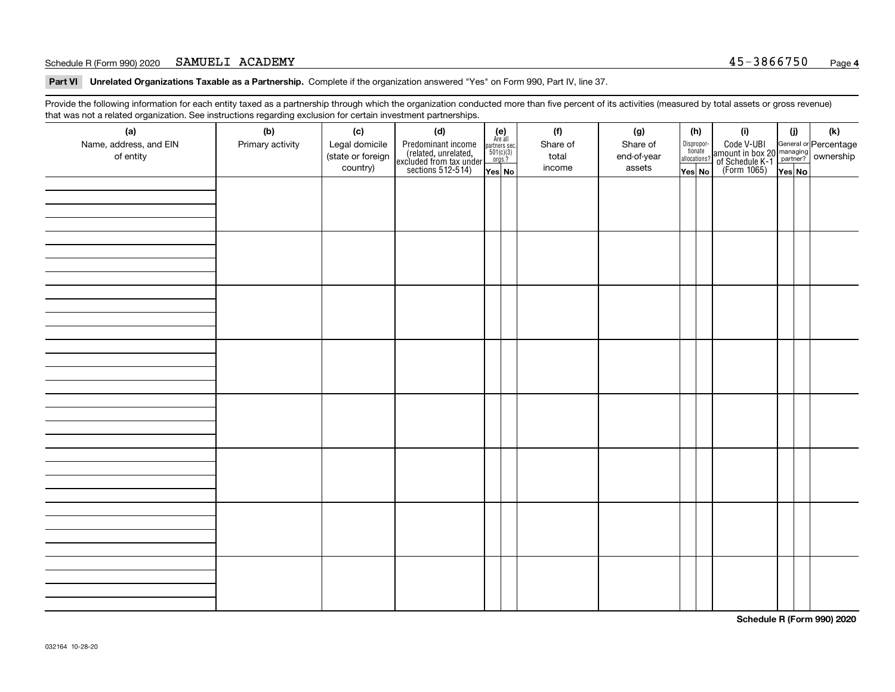Schedule R (Form 990) 2020 SAMUELI ACADEMY 45-3866750

**Part VI Unrelated Organizations Taxable as a Partnership.** Complete if the organization answered "Yes" on Form 990, Part IV, line 37.

Provide the following information for each entity taxed as a partnership through which the organization conducted more than five percent of its activities (measured by total assets or gross revenue) that was not a related organization. See instructions regarding exclusion for certain investment partnerships.

| (a) Name, address, and EIN of entity | (b) Primary activity | (c) Legal domicile (state or foreign country) | (d) Predominant income (related, unrelated, excluded from tax under sections 512-514) | (e) Are all partners sec. 501(c)(3) orgs.? | | (f) Share of total income | (g) Share of end-of-year assets | (h) Disproportionate allocations? | | (i) Code V-UBI amount in box 20 of Schedule K-1 (Form 1065) | (j) General or managing partner? | | (k) Percentage ownership |
|---|---|---|---|---|---|---|---|---|---|---|---|---|---|
| | | | | Yes | No | | | Yes | No | | Yes | No | |
| | | | | | | | | | | | | | |
| | | | | | | | | | | | | | |
| | | | | | | | | | | | | | |
| | | | | | | | | | | | | | |
| | | | | | | | | | | | | | |
| | | | | | | | | | | | | | |
| | | | | | | | | | | | | | |
| | | | | | | | | | | | | | |

Schedule R (Form 990) 2020

032164 10-28-20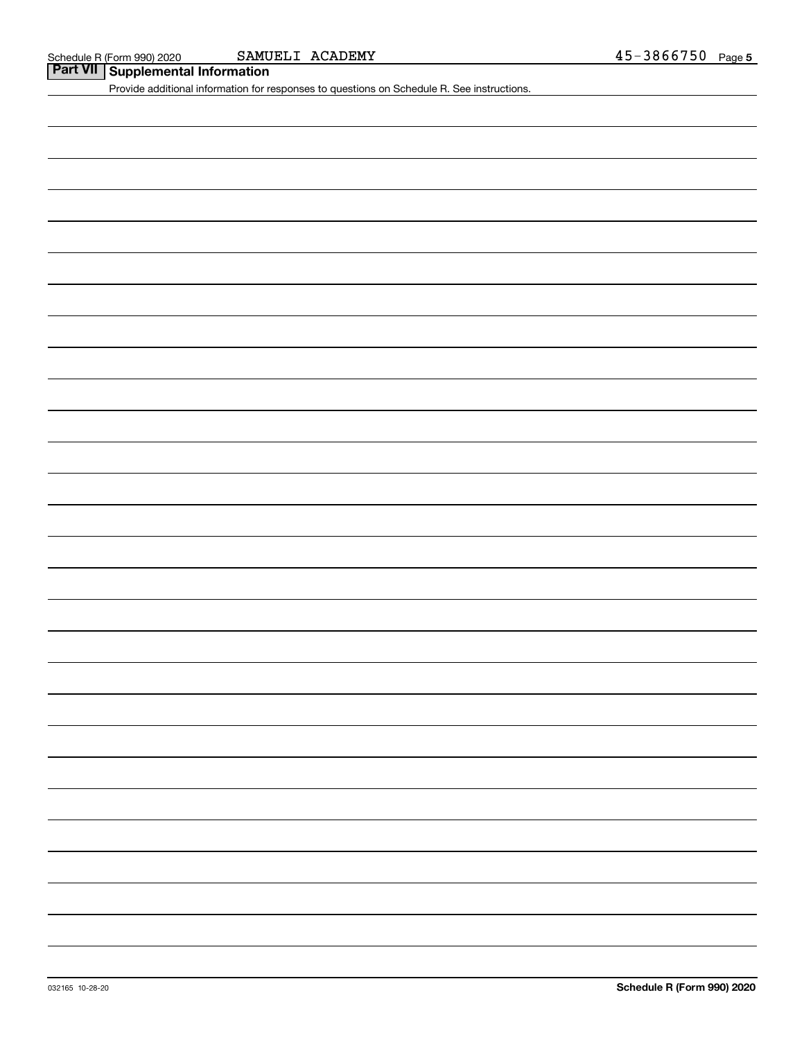Schedule R (Form 990) 2020 SAMUELI ACADEMY 45-3866750 Page 5

## Part VII Supplemental Information

Provide additional information for responses to questions on Schedule R. See instructions.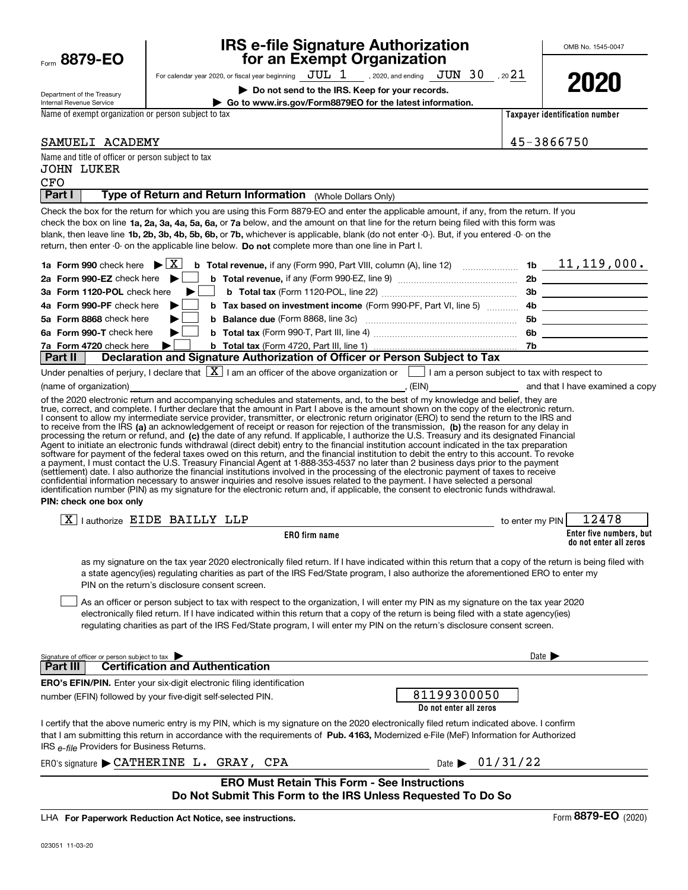Form **8879-EO**

Department of the Treasury
Internal Revenue Service

# IRS e-file Signature Authorization for an Exempt Organization

For calendar year 2020, or fiscal year beginning JUL 1, 2020, and ending JUN 30, 2021

▶ **Do not send to the IRS. Keep for your records.**

▶ **Go to www.irs.gov/Form8879EO for the latest information.**

OMB No. 1545-0047

**2020**

| Name of exempt organization or person subject to tax | Taxpayer identification number |
|---|---|
| SAMUELI ACADEMY | 45-3866750 |

Name and title of officer or person subject to tax
JOHN LUKER
CFO

## Part I — Type of Return and Return Information (Whole Dollars Only)

Check the box for the return for which you are using this Form 8879-EO and enter the applicable amount, if any, from the return. If you check the box on line **1a, 2a, 3a, 4a, 5a, 6a,** or **7a** below, and the amount on that line for the return being filed with this form was blank, then leave line **1b, 2b, 3b, 4b, 5b, 6b,** or **7b,** whichever is applicable, blank (do not enter -0-). But, if you entered -0- on the return, then enter -0- on the applicable line below. **Do not** complete more than one line in Part I.

| | | | |
|---|---|---|---|
| **1a Form 990** check here ▶ [X] | **b Total revenue,** if any (Form 990, Part VIII, column (A), line 12) | **1b** | 11,119,000. |
| **2a Form 990-EZ** check here ▶ [ ] | **b Total revenue,** if any (Form 990-EZ, line 9) | **2b** | |
| **3a Form 1120-POL** check here ▶ [ ] | **b Total tax** (Form 1120-POL, line 22) | **3b** | |
| **4a Form 990-PF** check here ▶ [ ] | **b Tax based on investment income** (Form 990-PF, Part VI, line 5) | **4b** | |
| **5a Form 8868** check here ▶ [ ] | **b Balance due** (Form 8868, line 3c) | **5b** | |
| **6a Form 990-T** check here ▶ [ ] | **b Total tax** (Form 990-T, Part III, line 4) | **6b** | |
| **7a Form 4720** check here ▶ [ ] | **b Total tax** (Form 4720, Part III, line 1) | **7b** | |

## Part II — Declaration and Signature Authorization of Officer or Person Subject to Tax

Under penalties of perjury, I declare that [X] I am an officer of the above organization or [ ] I am a person subject to tax with respect to (name of organization) ______________, (EIN) ______________ and that I have examined a copy of the 2020 electronic return and accompanying schedules and statements, and, to the best of my knowledge and belief, they are true, correct, and complete. I further declare that the amount in Part I above is the amount shown on the copy of the electronic return. I consent to allow my intermediate service provider, transmitter, or electronic return originator (ERO) to send the return to the IRS and to receive from the IRS **(a)** an acknowledgement of receipt or reason for rejection of the transmission, **(b)** the reason for any delay in processing the return or refund, and **(c)** the date of any refund. If applicable, I authorize the U.S. Treasury and its designated Financial Agent to initiate an electronic funds withdrawal (direct debit) entry to the financial institution account indicated in the tax preparation software for payment of the federal taxes owed on this return, and the financial institution to debit the entry to this account. To revoke a payment, I must contact the U.S. Treasury Financial Agent at 1-888-353-4537 no later than 2 business days prior to the payment (settlement) date. I also authorize the financial institutions involved in the processing of the electronic payment of taxes to receive confidential information necessary to answer inquiries and resolve issues related to the payment. I have selected a personal identification number (PIN) as my signature for the electronic return and, if applicable, the consent to electronic funds withdrawal.

**PIN: check one box only**

[X] I authorize EIDE BAILLY LLP (**ERO firm name**) to enter my PIN 12478 (**Enter five numbers, but do not enter all zeros**)

as my signature on the tax year 2020 electronically filed return. If I have indicated within this return that a copy of the return is being filed with a state agency(ies) regulating charities as part of the IRS Fed/State program, I also authorize the aforementioned ERO to enter my PIN on the return's disclosure consent screen.

[ ] As an officer or person subject to tax with respect to the organization, I will enter my PIN as my signature on the tax year 2020 electronically filed return. If I have indicated within this return that a copy of the return is being filed with a state agency(ies) regulating charities as part of the IRS Fed/State program, I will enter my PIN on the return's disclosure consent screen.

Signature of officer or person subject to tax ▶ ______________ Date ▶ ______________

## Part III — Certification and Authentication

**ERO's EFIN/PIN.** Enter your six-digit electronic filing identification number (EFIN) followed by your five-digit self-selected PIN. 81199300050 (**Do not enter all zeros**)

I certify that the above numeric entry is my PIN, which is my signature on the 2020 electronically filed return indicated above. I confirm that I am submitting this return in accordance with the requirements of **Pub. 4163,** Modernized e-File (MeF) Information for Authorized IRS *e-file* Providers for Business Returns.

ERO's signature ▶ CATHERINE L. GRAY, CPA Date ▶ 01/31/22

**ERO Must Retain This Form - See Instructions**
**Do Not Submit This Form to the IRS Unless Requested To Do So**

LHA **For Paperwork Reduction Act Notice, see instructions.** Form **8879-EO** (2020)

023051 11-03-20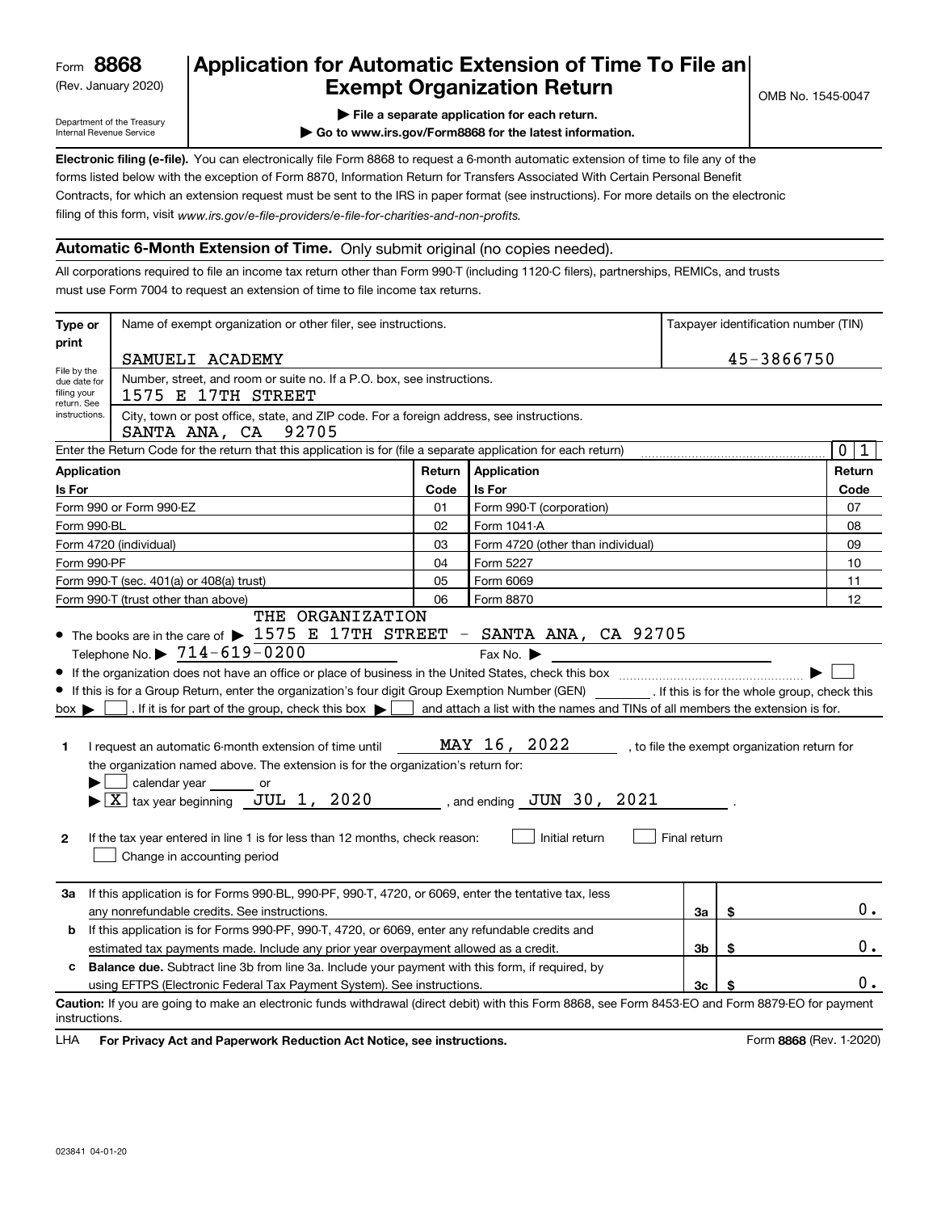Form **8868**
(Rev. January 2020)

Department of the Treasury
Internal Revenue Service

# Application for Automatic Extension of Time To File an Exempt Organization Return

▶ File a separate application for each return.
▶ Go to www.irs.gov/Form8868 for the latest information.

OMB No. 1545-0047

**Electronic filing (e-file).** You can electronically file Form 8868 to request a 6-month automatic extension of time to file any of the forms listed below with the exception of Form 8870, Information Return for Transfers Associated With Certain Personal Benefit Contracts, for which an extension request must be sent to the IRS in paper format (see instructions). For more details on the electronic filing of this form, visit *www.irs.gov/e-file-providers/e-file-for-charities-and-non-profits.*

## Automatic 6-Month Extension of Time. Only submit original (no copies needed).

All corporations required to file an income tax return other than Form 990-T (including 1120-C filers), partnerships, REMICs, and trusts must use Form 7004 to request an extension of time to file income tax returns.

**Type or print**

File by the due date for filing your return. See instructions.

Name of exempt organization or other filer, see instructions.
SAMUELI ACADEMY

Taxpayer identification number (TIN)
45-3866750

Number, street, and room or suite no. If a P.O. box, see instructions.
1575 E 17TH STREET

City, town or post office, state, and ZIP code. For a foreign address, see instructions.
SANTA ANA, CA 92705

Enter the Return Code for the return that this application is for (file a separate application for each return) ........ 0 1

| Application Is For | Return Code | Application Is For | Return Code |
|---|---|---|---|
| Form 990 or Form 990-EZ | 01 | Form 990-T (corporation) | 07 |
| Form 990-BL | 02 | Form 1041-A | 08 |
| Form 4720 (individual) | 03 | Form 4720 (other than individual) | 09 |
| Form 990-PF | 04 | Form 5227 | 10 |
| Form 990-T (sec. 401(a) or 408(a) trust) | 05 | Form 6069 | 11 |
| Form 990-T (trust other than above) | 06 | Form 8870 | 12 |

- The books are in the care of ▶ THE ORGANIZATION 1575 E 17TH STREET - SANTA ANA, CA 92705
  Telephone No. ▶ 714-619-0200   Fax No. ▶
- If the organization does not have an office or place of business in the United States, check this box ........ ▶ ☐
- If this is for a Group Return, enter the organization's four digit Group Exemption Number (GEN) ______ . If this is for the whole group, check this box ▶ ☐ . If it is for part of the group, check this box ▶ ☐ and attach a list with the names and TINs of all members the extension is for.

**1** I request an automatic 6-month extension of time until MAY 16, 2022, to file the exempt organization return for the organization named above. The extension is for the organization's return for:
▶ ☐ calendar year ______ or
▶ ☒ tax year beginning JUL 1, 2020, and ending JUN 30, 2021.

**2** If the tax year entered in line 1 is for less than 12 months, check reason: ☐ Initial return ☐ Final return
☐ Change in accounting period

| | | | | |
|---|---|---|---|---|
| **3a** | If this application is for Forms 990-BL, 990-PF, 990-T, 4720, or 6069, enter the tentative tax, less any nonrefundable credits. See instructions. | 3a | $ | 0. |
| **b** | If this application is for Forms 990-PF, 990-T, 4720, or 6069, enter any refundable credits and estimated tax payments made. Include any prior year overpayment allowed as a credit. | 3b | $ | 0. |
| **c** | **Balance due.** Subtract line 3b from line 3a. Include your payment with this form, if required, by using EFTPS (Electronic Federal Tax Payment System). See instructions. | 3c | $ | 0. |

**Caution:** If you are going to make an electronic funds withdrawal (direct debit) with this Form 8868, see Form 8453-EO and Form 8879-EO for payment instructions.

LHA **For Privacy Act and Paperwork Reduction Act Notice, see instructions.** Form **8868** (Rev. 1-2020)

023841 04-01-20